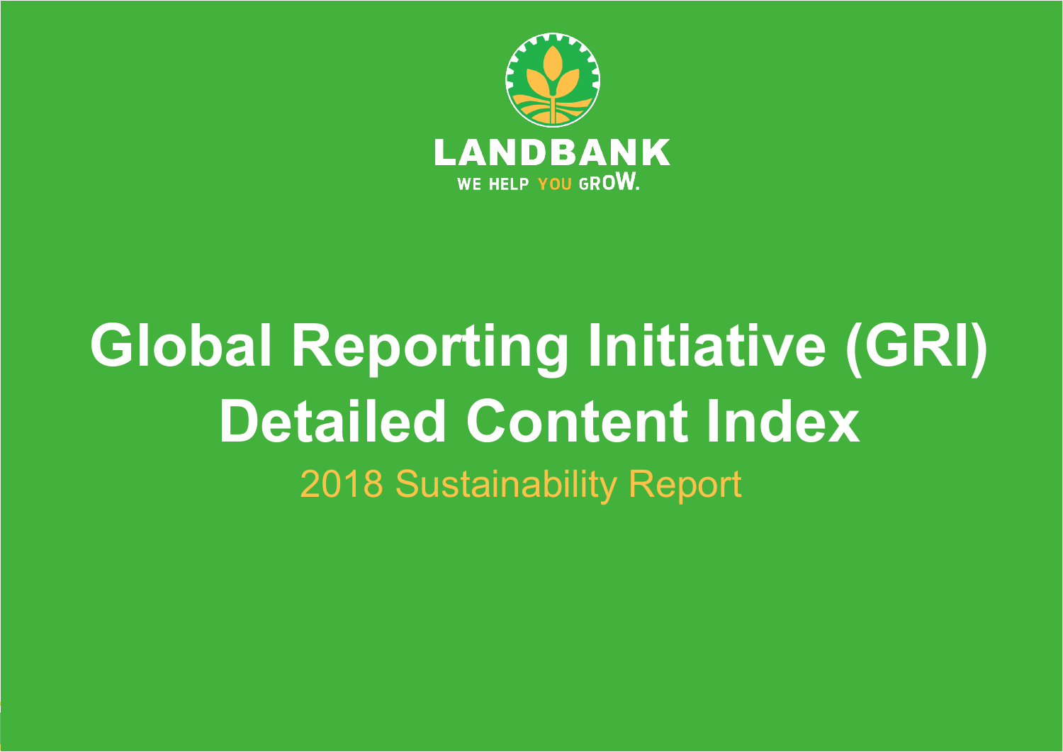LANDBANK

WE HELP YOU GROW.

# Global Reporting Initiative (GRI) Detailed Content Index

2018 Sustainability Report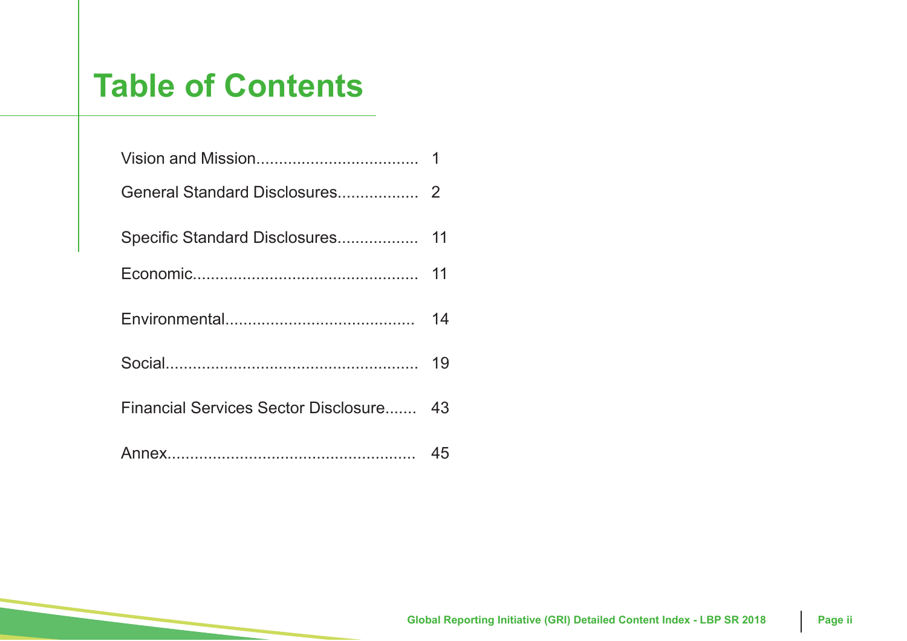# Table of Contents

Vision and Mission.................................... 1

General Standard Disclosures.................. 2

Specific Standard Disclosures.................. 11

Economic.................................................. 11

Environmental.......................................... 14

Social....................................................... 19

Financial Services Sector Disclosure....... 43

Annex....................................................... 45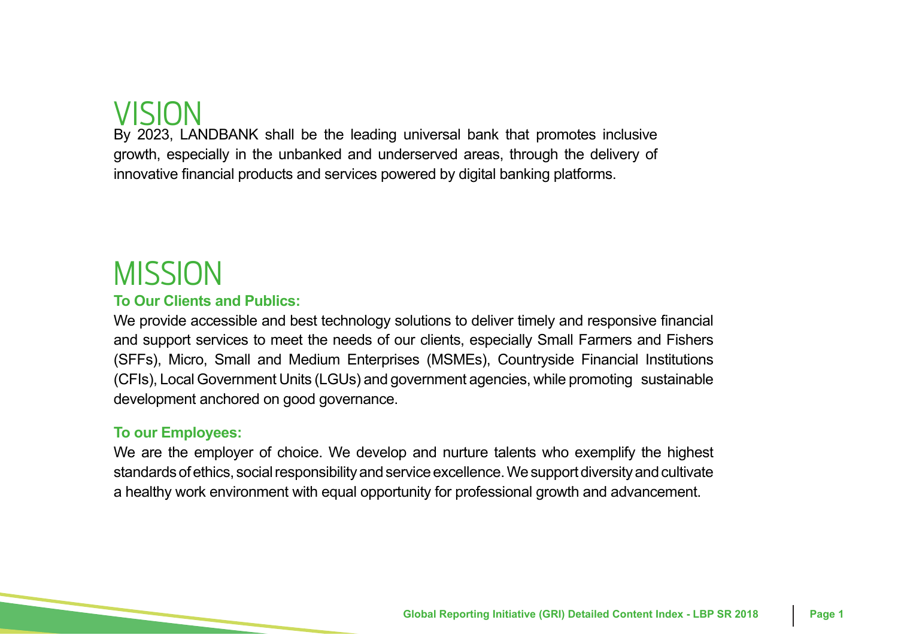# VISION

By 2023, LANDBANK shall be the leading universal bank that promotes inclusive growth, especially in the unbanked and underserved areas, through the delivery of innovative financial products and services powered by digital banking platforms.

# MISSION

**To Our Clients and Publics:**

We provide accessible and best technology solutions to deliver timely and responsive financial and support services to meet the needs of our clients, especially Small Farmers and Fishers (SFFs), Micro, Small and Medium Enterprises (MSMEs), Countryside Financial Institutions (CFIs), Local Government Units (LGUs) and government agencies, while promoting sustainable development anchored on good governance.

**To our Employees:**

We are the employer of choice. We develop and nurture talents who exemplify the highest standards of ethics, social responsibility and service excellence. We support diversity and cultivate a healthy work environment with equal opportunity for professional growth and advancement.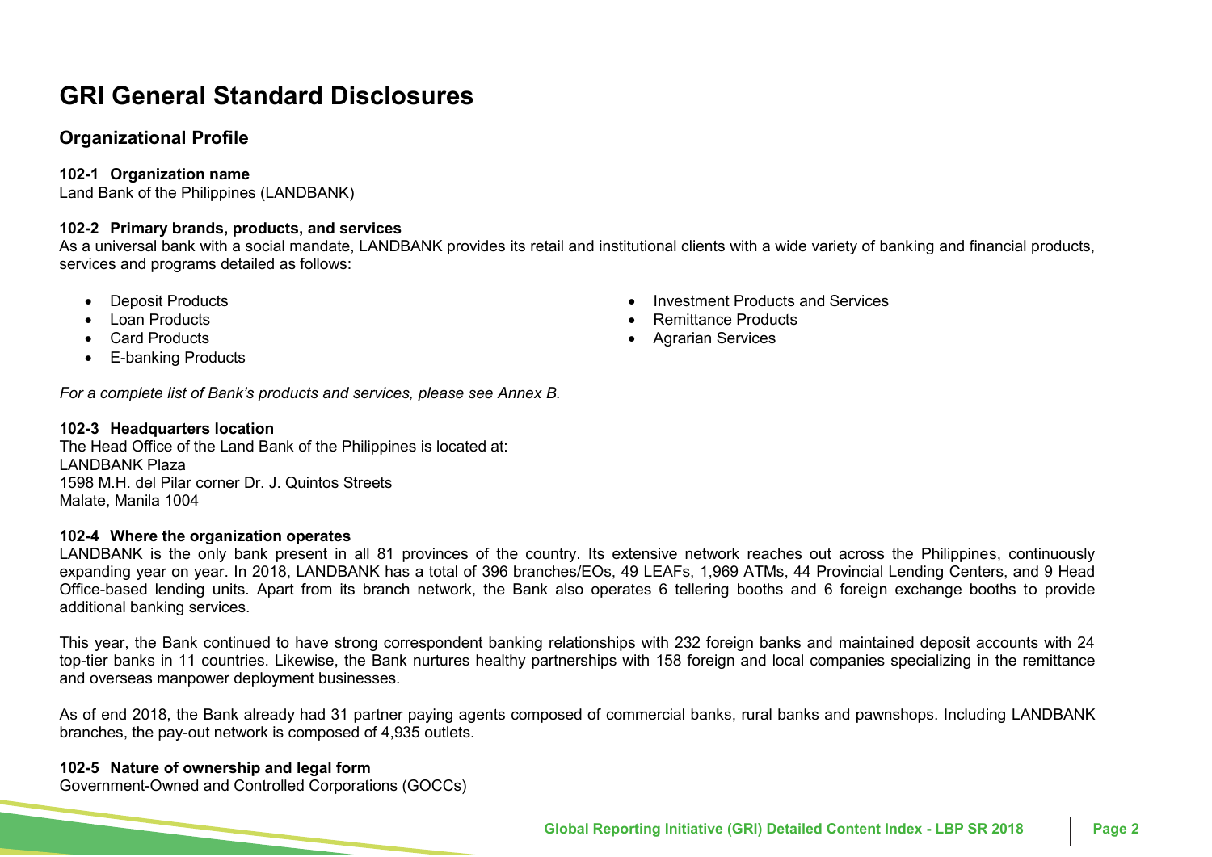# GRI General Standard Disclosures

## Organizational Profile

**102-1 Organization name**
Land Bank of the Philippines (LANDBANK)

**102-2 Primary brands, products, and services**
As a universal bank with a social mandate, LANDBANK provides its retail and institutional clients with a wide variety of banking and financial products, services and programs detailed as follows:

- Deposit Products
- Loan Products
- Card Products
- E-banking Products
- Investment Products and Services
- Remittance Products
- Agrarian Services

*For a complete list of Bank's products and services, please see Annex B.*

**102-3 Headquarters location**
The Head Office of the Land Bank of the Philippines is located at:
LANDBANK Plaza
1598 M.H. del Pilar corner Dr. J. Quintos Streets
Malate, Manila 1004

**102-4 Where the organization operates**
LANDBANK is the only bank present in all 81 provinces of the country. Its extensive network reaches out across the Philippines, continuously expanding year on year. In 2018, LANDBANK has a total of 396 branches/EOs, 49 LEAFs, 1,969 ATMs, 44 Provincial Lending Centers, and 9 Head Office-based lending units. Apart from its branch network, the Bank also operates 6 tellering booths and 6 foreign exchange booths to provide additional banking services.

This year, the Bank continued to have strong correspondent banking relationships with 232 foreign banks and maintained deposit accounts with 24 top-tier banks in 11 countries. Likewise, the Bank nurtures healthy partnerships with 158 foreign and local companies specializing in the remittance and overseas manpower deployment businesses.

As of end 2018, the Bank already had 31 partner paying agents composed of commercial banks, rural banks and pawnshops. Including LANDBANK branches, the pay-out network is composed of 4,935 outlets.

**102-5 Nature of ownership and legal form**
Government-Owned and Controlled Corporations (GOCCs)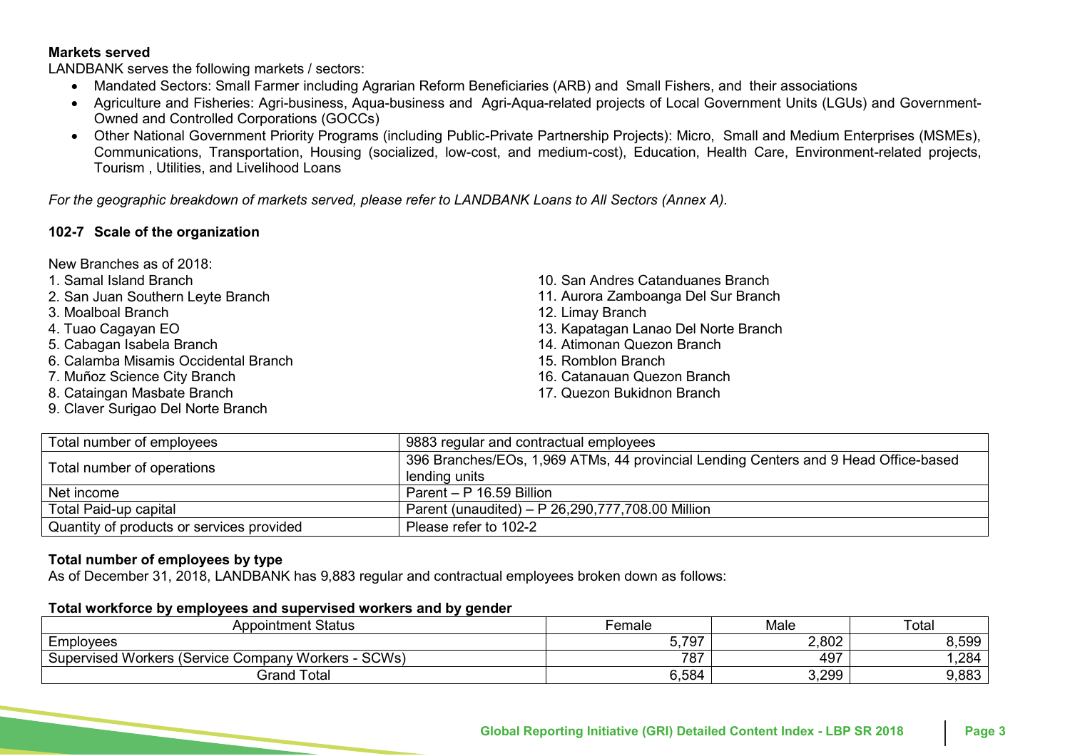**Markets served**

LANDBANK serves the following markets / sectors:

- Mandated Sectors: Small Farmer including Agrarian Reform Beneficiaries (ARB) and Small Fishers, and their associations
- Agriculture and Fisheries: Agri-business, Aqua-business and Agri-Aqua-related projects of Local Government Units (LGUs) and Government-Owned and Controlled Corporations (GOCCs)
- Other National Government Priority Programs (including Public-Private Partnership Projects): Micro, Small and Medium Enterprises (MSMEs), Communications, Transportation, Housing (socialized, low-cost, and medium-cost), Education, Health Care, Environment-related projects, Tourism , Utilities, and Livelihood Loans

*For the geographic breakdown of markets served, please refer to LANDBANK Loans to All Sectors (Annex A).*

### 102-7 Scale of the organization

New Branches as of 2018:

1. Samal Island Branch
2. San Juan Southern Leyte Branch
3. Moalboal Branch
4. Tuao Cagayan EO
5. Cabagan Isabela Branch
6. Calamba Misamis Occidental Branch
7. Muñoz Science City Branch
8. Cataingan Masbate Branch
9. Claver Surigao Del Norte Branch
10. San Andres Catanduanes Branch
11. Aurora Zamboanga Del Sur Branch
12. Limay Branch
13. Kapatagan Lanao Del Norte Branch
14. Atimonan Quezon Branch
15. Romblon Branch
16. Catanauan Quezon Branch
17. Quezon Bukidnon Branch

| | |
|---|---|
| Total number of employees | 9883 regular and contractual employees |
| Total number of operations | 396 Branches/EOs, 1,969 ATMs, 44 provincial Lending Centers and 9 Head Office-based lending units |
| Net income | Parent – P 16.59 Billion |
| Total Paid-up capital | Parent (unaudited) – P 26,290,777,708.00 Million |
| Quantity of products or services provided | Please refer to 102-2 |

**Total number of employees by type**

As of December 31, 2018, LANDBANK has 9,883 regular and contractual employees broken down as follows:

**Total workforce by employees and supervised workers and by gender**

| Appointment Status | Female | Male | Total |
|---|---|---|---|
| Employees | 5,797 | 2,802 | 8,599 |
| Supervised Workers (Service Company Workers - SCWs) | 787 | 497 | 1,284 |
| Grand Total | 6,584 | 3,299 | 9,883 |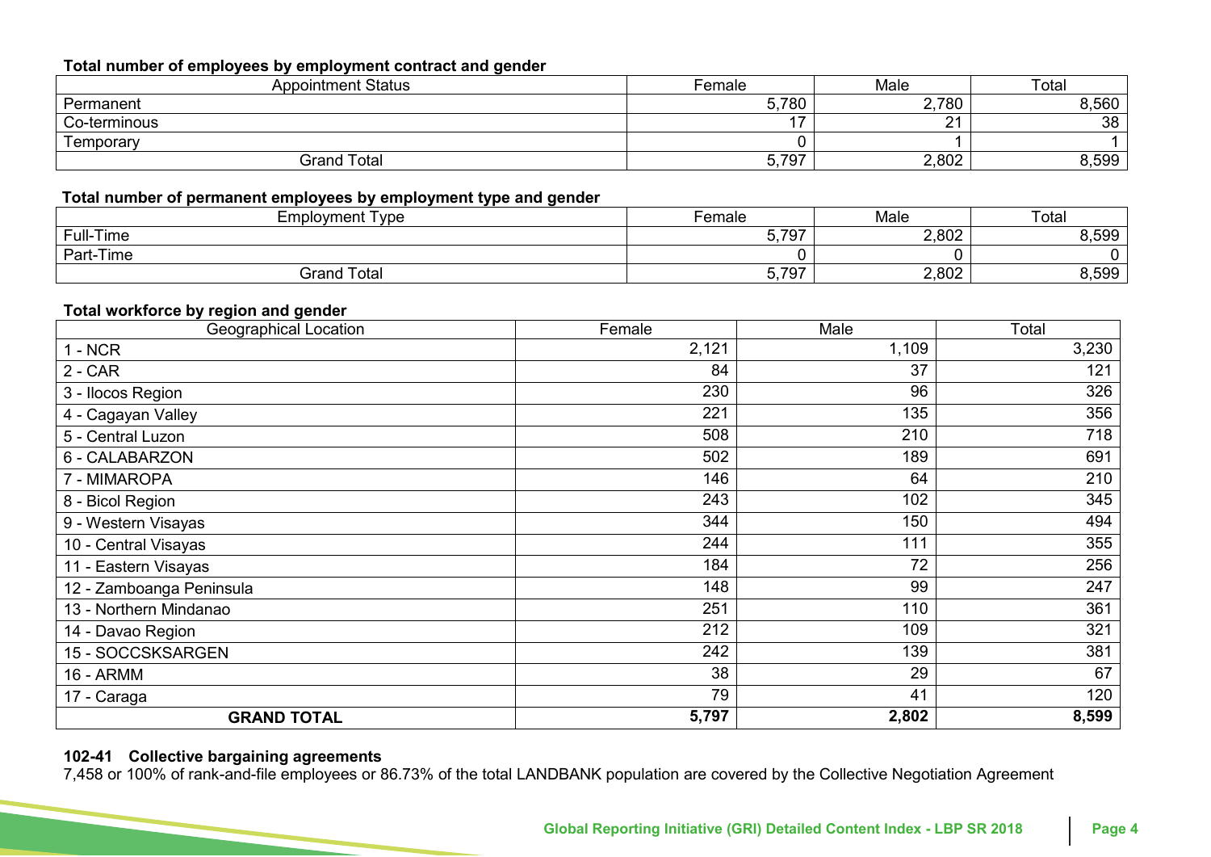**Total number of employees by employment contract and gender**

| Appointment Status | Female | Male | Total |
|---|---|---|---|
| Permanent | 5,780 | 2,780 | 8,560 |
| Co-terminous | 17 | 21 | 38 |
| Temporary | 0 | 1 | 1 |
| Grand Total | 5,797 | 2,802 | 8,599 |

**Total number of permanent employees by employment type and gender**

| Employment Type | Female | Male | Total |
|---|---|---|---|
| Full-Time | 5,797 | 2,802 | 8,599 |
| Part-Time | 0 | 0 | 0 |
| Grand Total | 5,797 | 2,802 | 8,599 |

**Total workforce by region and gender**

| Geographical Location | Female | Male | Total |
|---|---|---|---|
| 1 - NCR | 2,121 | 1,109 | 3,230 |
| 2 - CAR | 84 | 37 | 121 |
| 3 - Ilocos Region | 230 | 96 | 326 |
| 4 - Cagayan Valley | 221 | 135 | 356 |
| 5 - Central Luzon | 508 | 210 | 718 |
| 6 - CALABARZON | 502 | 189 | 691 |
| 7 - MIMAROPA | 146 | 64 | 210 |
| 8 - Bicol Region | 243 | 102 | 345 |
| 9 - Western Visayas | 344 | 150 | 494 |
| 10 - Central Visayas | 244 | 111 | 355 |
| 11 - Eastern Visayas | 184 | 72 | 256 |
| 12 - Zamboanga Peninsula | 148 | 99 | 247 |
| 13 - Northern Mindanao | 251 | 110 | 361 |
| 14 - Davao Region | 212 | 109 | 321 |
| 15 - SOCCSKSARGEN | 242 | 139 | 381 |
| 16 - ARMM | 38 | 29 | 67 |
| 17 - Caraga | 79 | 41 | 120 |
| **GRAND TOTAL** | **5,797** | **2,802** | **8,599** |

**102-41 Collective bargaining agreements**

7,458 or 100% of rank-and-file employees or 86.73% of the total LANDBANK population are covered by the Collective Negotiation Agreement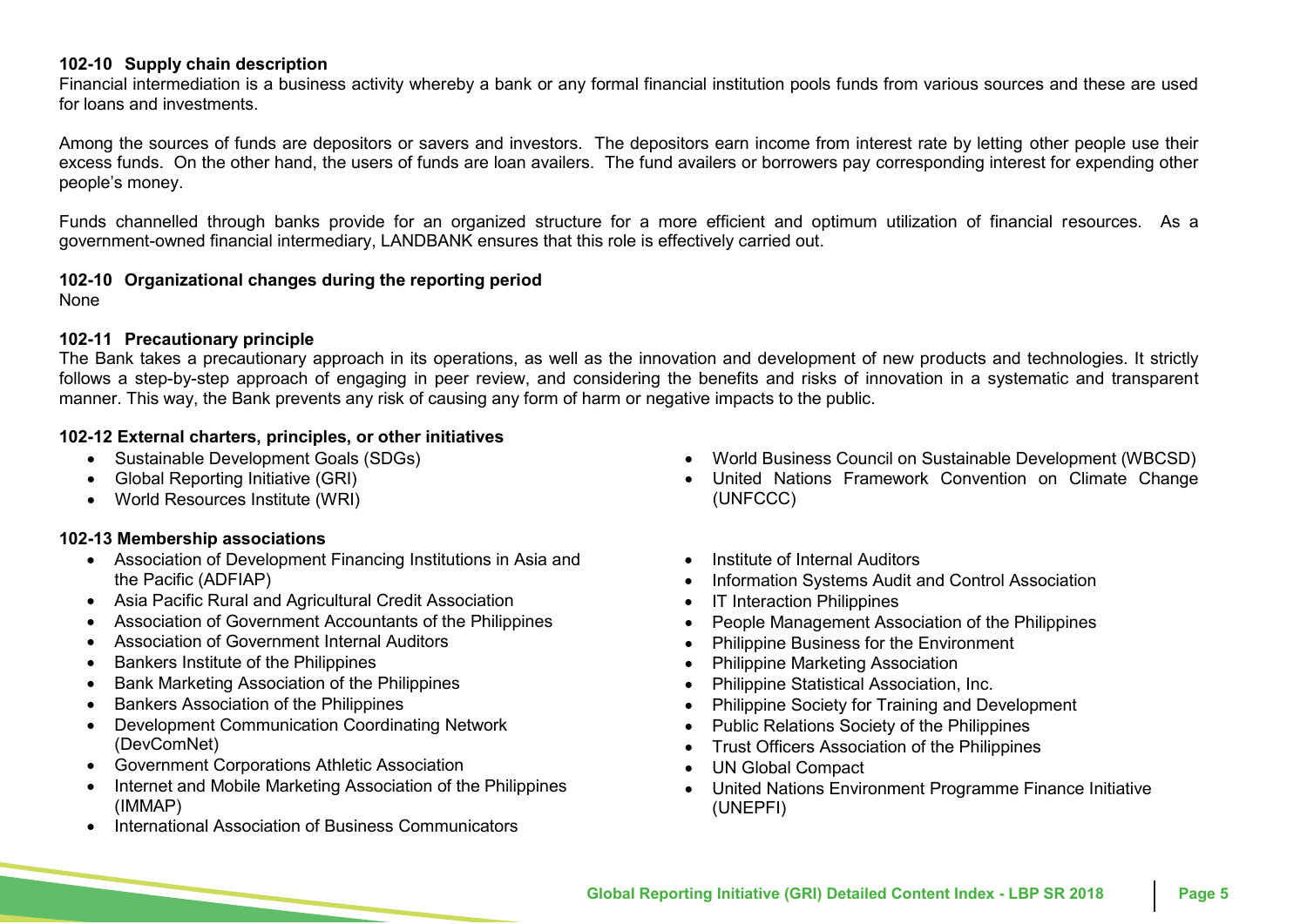**102-10 Supply chain description**

Financial intermediation is a business activity whereby a bank or any formal financial institution pools funds from various sources and these are used for loans and investments.

Among the sources of funds are depositors or savers and investors. The depositors earn income from interest rate by letting other people use their excess funds. On the other hand, the users of funds are loan availers. The fund availers or borrowers pay corresponding interest for expending other people's money.

Funds channelled through banks provide for an organized structure for a more efficient and optimum utilization of financial resources. As a government-owned financial intermediary, LANDBANK ensures that this role is effectively carried out.

**102-10 Organizational changes during the reporting period**

None

**102-11 Precautionary principle**

The Bank takes a precautionary approach in its operations, as well as the innovation and development of new products and technologies. It strictly follows a step-by-step approach of engaging in peer review, and considering the benefits and risks of innovation in a systematic and transparent manner. This way, the Bank prevents any risk of causing any form of harm or negative impacts to the public.

**102-12 External charters, principles, or other initiatives**

- Sustainable Development Goals (SDGs)
- Global Reporting Initiative (GRI)
- World Resources Institute (WRI)
- World Business Council on Sustainable Development (WBCSD)
- United Nations Framework Convention on Climate Change (UNFCCC)

**102-13 Membership associations**

- Association of Development Financing Institutions in Asia and the Pacific (ADFIAP)
- Asia Pacific Rural and Agricultural Credit Association
- Association of Government Accountants of the Philippines
- Association of Government Internal Auditors
- Bankers Institute of the Philippines
- Bank Marketing Association of the Philippines
- Bankers Association of the Philippines
- Development Communication Coordinating Network (DevComNet)
- Government Corporations Athletic Association
- Internet and Mobile Marketing Association of the Philippines (IMMAP)
- International Association of Business Communicators
- Institute of Internal Auditors
- Information Systems Audit and Control Association
- IT Interaction Philippines
- People Management Association of the Philippines
- Philippine Business for the Environment
- Philippine Marketing Association
- Philippine Statistical Association, Inc.
- Philippine Society for Training and Development
- Public Relations Society of the Philippines
- Trust Officers Association of the Philippines
- UN Global Compact
- United Nations Environment Programme Finance Initiative (UNEPFI)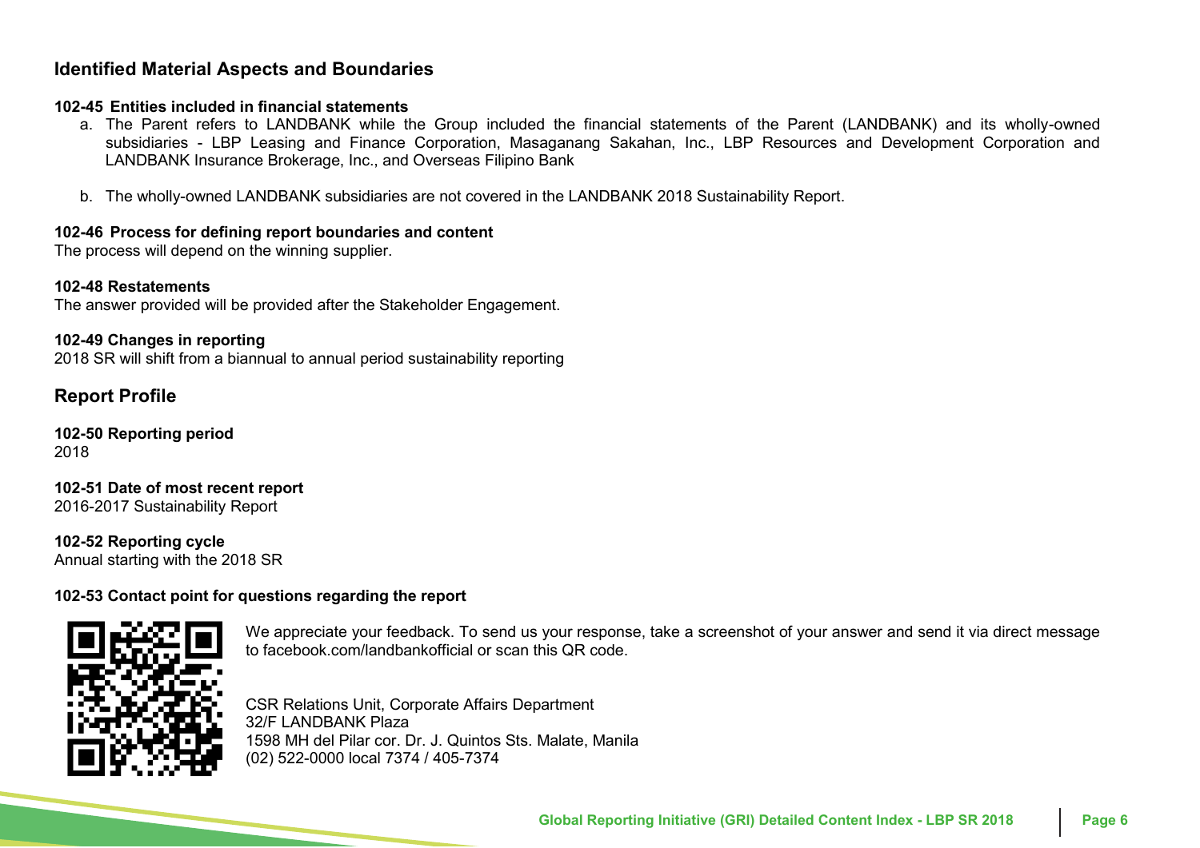## Identified Material Aspects and Boundaries

**102-45 Entities included in financial statements**

a. The Parent refers to LANDBANK while the Group included the financial statements of the Parent (LANDBANK) and its wholly-owned subsidiaries - LBP Leasing and Finance Corporation, Masaganang Sakahan, Inc., LBP Resources and Development Corporation and LANDBANK Insurance Brokerage, Inc., and Overseas Filipino Bank

b. The wholly-owned LANDBANK subsidiaries are not covered in the LANDBANK 2018 Sustainability Report.

**102-46 Process for defining report boundaries and content**

The process will depend on the winning supplier.

**102-48 Restatements**

The answer provided will be provided after the Stakeholder Engagement.

**102-49 Changes in reporting**

2018 SR will shift from a biannual to annual period sustainability reporting

## Report Profile

**102-50 Reporting period**

2018

**102-51 Date of most recent report**

2016-2017 Sustainability Report

**102-52 Reporting cycle**

Annual starting with the 2018 SR

**102-53 Contact point for questions regarding the report**

We appreciate your feedback. To send us your response, take a screenshot of your answer and send it via direct message to facebook.com/landbankofficial or scan this QR code.

CSR Relations Unit, Corporate Affairs Department
32/F LANDBANK Plaza
1598 MH del Pilar cor. Dr. J. Quintos Sts. Malate, Manila
(02) 522-0000 local 7374 / 405-7374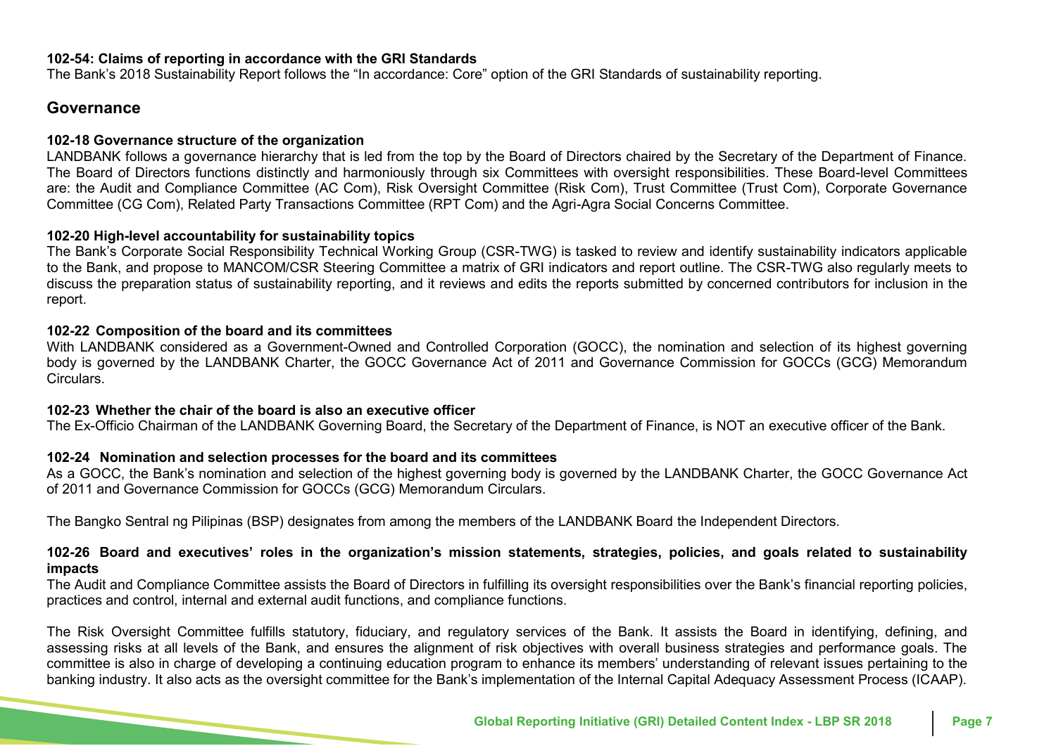**102-54: Claims of reporting in accordance with the GRI Standards**
The Bank's 2018 Sustainability Report follows the "In accordance: Core" option of the GRI Standards of sustainability reporting.

## Governance

**102-18 Governance structure of the organization**
LANDBANK follows a governance hierarchy that is led from the top by the Board of Directors chaired by the Secretary of the Department of Finance. The Board of Directors functions distinctly and harmoniously through six Committees with oversight responsibilities. These Board-level Committees are: the Audit and Compliance Committee (AC Com), Risk Oversight Committee (Risk Com), Trust Committee (Trust Com), Corporate Governance Committee (CG Com), Related Party Transactions Committee (RPT Com) and the Agri-Agra Social Concerns Committee.

**102-20 High-level accountability for sustainability topics**
The Bank's Corporate Social Responsibility Technical Working Group (CSR-TWG) is tasked to review and identify sustainability indicators applicable to the Bank, and propose to MANCOM/CSR Steering Committee a matrix of GRI indicators and report outline. The CSR-TWG also regularly meets to discuss the preparation status of sustainability reporting, and it reviews and edits the reports submitted by concerned contributors for inclusion in the report.

**102-22 Composition of the board and its committees**
With LANDBANK considered as a Government-Owned and Controlled Corporation (GOCC), the nomination and selection of its highest governing body is governed by the LANDBANK Charter, the GOCC Governance Act of 2011 and Governance Commission for GOCCs (GCG) Memorandum Circulars.

**102-23 Whether the chair of the board is also an executive officer**
The Ex-Officio Chairman of the LANDBANK Governing Board, the Secretary of the Department of Finance, is NOT an executive officer of the Bank.

**102-24 Nomination and selection processes for the board and its committees**
As a GOCC, the Bank's nomination and selection of the highest governing body is governed by the LANDBANK Charter, the GOCC Governance Act of 2011 and Governance Commission for GOCCs (GCG) Memorandum Circulars.

The Bangko Sentral ng Pilipinas (BSP) designates from among the members of the LANDBANK Board the Independent Directors.

**102-26 Board and executives' roles in the organization's mission statements, strategies, policies, and goals related to sustainability impacts**
The Audit and Compliance Committee assists the Board of Directors in fulfilling its oversight responsibilities over the Bank's financial reporting policies, practices and control, internal and external audit functions, and compliance functions.

The Risk Oversight Committee fulfills statutory, fiduciary, and regulatory services of the Bank. It assists the Board in identifying, defining, and assessing risks at all levels of the Bank, and ensures the alignment of risk objectives with overall business strategies and performance goals. The committee is also in charge of developing a continuing education program to enhance its members' understanding of relevant issues pertaining to the banking industry. It also acts as the oversight committee for the Bank's implementation of the Internal Capital Adequacy Assessment Process (ICAAP).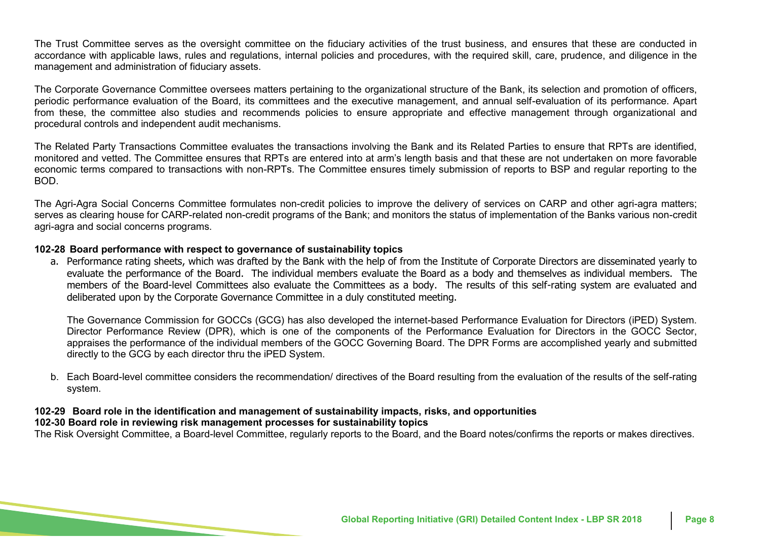The Trust Committee serves as the oversight committee on the fiduciary activities of the trust business, and ensures that these are conducted in accordance with applicable laws, rules and regulations, internal policies and procedures, with the required skill, care, prudence, and diligence in the management and administration of fiduciary assets.

The Corporate Governance Committee oversees matters pertaining to the organizational structure of the Bank, its selection and promotion of officers, periodic performance evaluation of the Board, its committees and the executive management, and annual self-evaluation of its performance. Apart from these, the committee also studies and recommends policies to ensure appropriate and effective management through organizational and procedural controls and independent audit mechanisms.

The Related Party Transactions Committee evaluates the transactions involving the Bank and its Related Parties to ensure that RPTs are identified, monitored and vetted. The Committee ensures that RPTs are entered into at arm's length basis and that these are not undertaken on more favorable economic terms compared to transactions with non-RPTs. The Committee ensures timely submission of reports to BSP and regular reporting to the BOD.

The Agri-Agra Social Concerns Committee formulates non-credit policies to improve the delivery of services on CARP and other agri-agra matters; serves as clearing house for CARP-related non-credit programs of the Bank; and monitors the status of implementation of the Banks various non-credit agri-agra and social concerns programs.

**102-28 Board performance with respect to governance of sustainability topics**

a. Performance rating sheets, which was drafted by the Bank with the help of from the Institute of Corporate Directors are disseminated yearly to evaluate the performance of the Board. The individual members evaluate the Board as a body and themselves as individual members. The members of the Board-level Committees also evaluate the Committees as a body. The results of this self-rating system are evaluated and deliberated upon by the Corporate Governance Committee in a duly constituted meeting.

   The Governance Commission for GOCCs (GCG) has also developed the internet-based Performance Evaluation for Directors (iPED) System. Director Performance Review (DPR), which is one of the components of the Performance Evaluation for Directors in the GOCC Sector, appraises the performance of the individual members of the GOCC Governing Board. The DPR Forms are accomplished yearly and submitted directly to the GCG by each director thru the iPED System.

b. Each Board-level committee considers the recommendation/ directives of the Board resulting from the evaluation of the results of the self-rating system.

**102-29 Board role in the identification and management of sustainability impacts, risks, and opportunities**
**102-30 Board role in reviewing risk management processes for sustainability topics**

The Risk Oversight Committee, a Board-level Committee, regularly reports to the Board, and the Board notes/confirms the reports or makes directives.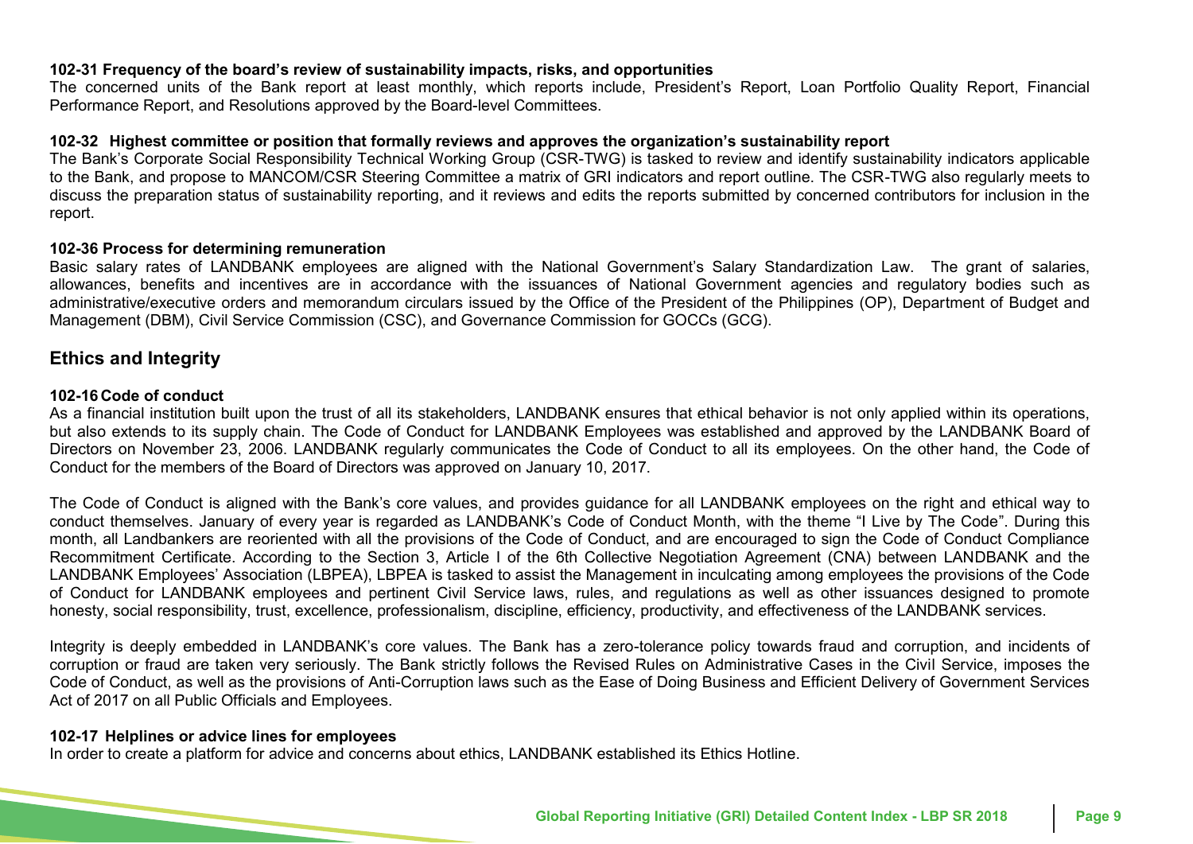### 102-31 Frequency of the board's review of sustainability impacts, risks, and opportunities

The concerned units of the Bank report at least monthly, which reports include, President's Report, Loan Portfolio Quality Report, Financial Performance Report, and Resolutions approved by the Board-level Committees.

### 102-32 Highest committee or position that formally reviews and approves the organization's sustainability report

The Bank's Corporate Social Responsibility Technical Working Group (CSR-TWG) is tasked to review and identify sustainability indicators applicable to the Bank, and propose to MANCOM/CSR Steering Committee a matrix of GRI indicators and report outline. The CSR-TWG also regularly meets to discuss the preparation status of sustainability reporting, and it reviews and edits the reports submitted by concerned contributors for inclusion in the report.

### 102-36 Process for determining remuneration

Basic salary rates of LANDBANK employees are aligned with the National Government's Salary Standardization Law. The grant of salaries, allowances, benefits and incentives are in accordance with the issuances of National Government agencies and regulatory bodies such as administrative/executive orders and memorandum circulars issued by the Office of the President of the Philippines (OP), Department of Budget and Management (DBM), Civil Service Commission (CSC), and Governance Commission for GOCCs (GCG).

## Ethics and Integrity

### 102-16 Code of conduct

As a financial institution built upon the trust of all its stakeholders, LANDBANK ensures that ethical behavior is not only applied within its operations, but also extends to its supply chain. The Code of Conduct for LANDBANK Employees was established and approved by the LANDBANK Board of Directors on November 23, 2006. LANDBANK regularly communicates the Code of Conduct to all its employees. On the other hand, the Code of Conduct for the members of the Board of Directors was approved on January 10, 2017.

The Code of Conduct is aligned with the Bank's core values, and provides guidance for all LANDBANK employees on the right and ethical way to conduct themselves. January of every year is regarded as LANDBANK's Code of Conduct Month, with the theme "I Live by The Code". During this month, all Landbankers are reoriented with all the provisions of the Code of Conduct, and are encouraged to sign the Code of Conduct Compliance Recommitment Certificate. According to the Section 3, Article I of the 6th Collective Negotiation Agreement (CNA) between LANDBANK and the LANDBANK Employees' Association (LBPEA), LBPEA is tasked to assist the Management in inculcating among employees the provisions of the Code of Conduct for LANDBANK employees and pertinent Civil Service laws, rules, and regulations as well as other issuances designed to promote honesty, social responsibility, trust, excellence, professionalism, discipline, efficiency, productivity, and effectiveness of the LANDBANK services.

Integrity is deeply embedded in LANDBANK's core values. The Bank has a zero-tolerance policy towards fraud and corruption, and incidents of corruption or fraud are taken very seriously. The Bank strictly follows the Revised Rules on Administrative Cases in the Civil Service, imposes the Code of Conduct, as well as the provisions of Anti-Corruption laws such as the Ease of Doing Business and Efficient Delivery of Government Services Act of 2017 on all Public Officials and Employees.

### 102-17 Helplines or advice lines for employees

In order to create a platform for advice and concerns about ethics, LANDBANK established its Ethics Hotline.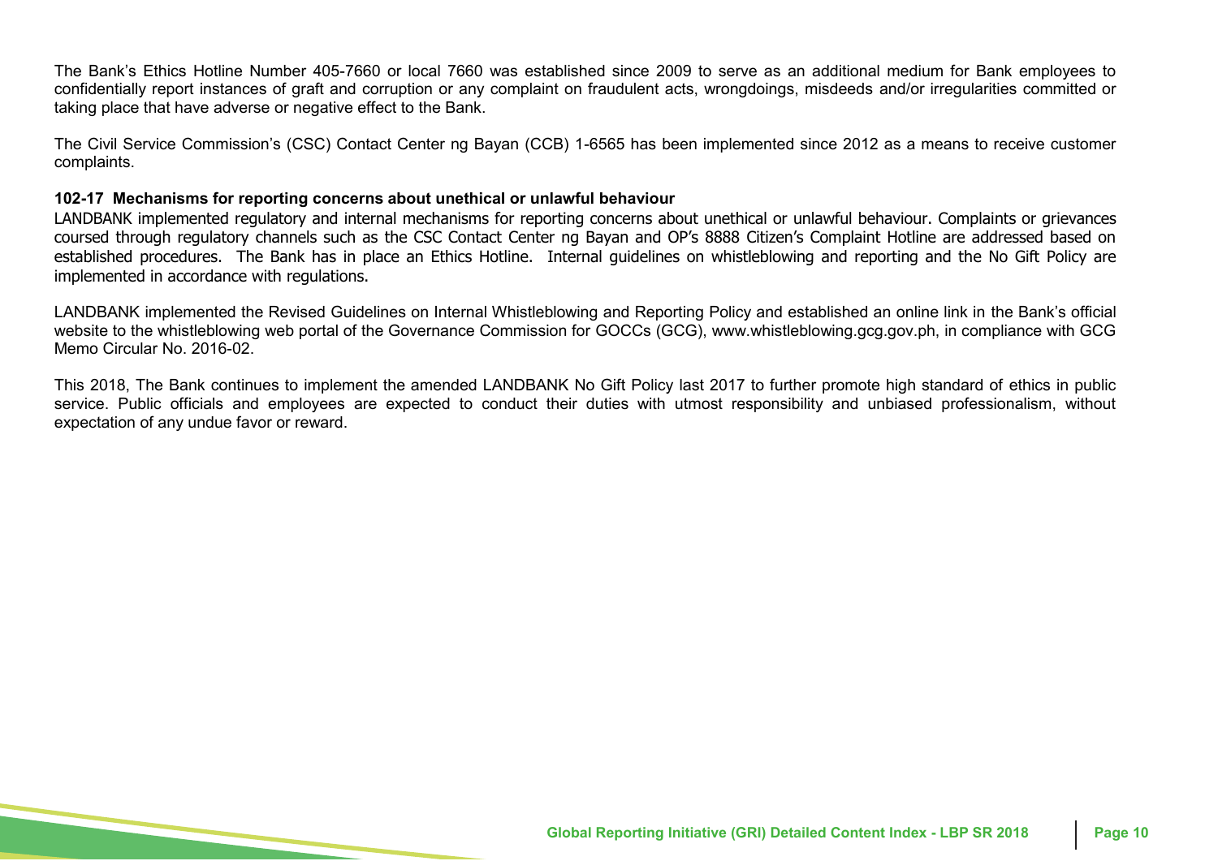The Bank's Ethics Hotline Number 405-7660 or local 7660 was established since 2009 to serve as an additional medium for Bank employees to confidentially report instances of graft and corruption or any complaint on fraudulent acts, wrongdoings, misdeeds and/or irregularities committed or taking place that have adverse or negative effect to the Bank.

The Civil Service Commission's (CSC) Contact Center ng Bayan (CCB) 1-6565 has been implemented since 2012 as a means to receive customer complaints.

**102-17 Mechanisms for reporting concerns about unethical or unlawful behaviour**

LANDBANK implemented regulatory and internal mechanisms for reporting concerns about unethical or unlawful behaviour. Complaints or grievances coursed through regulatory channels such as the CSC Contact Center ng Bayan and OP's 8888 Citizen's Complaint Hotline are addressed based on established procedures. The Bank has in place an Ethics Hotline. Internal guidelines on whistleblowing and reporting and the No Gift Policy are implemented in accordance with regulations.

LANDBANK implemented the Revised Guidelines on Internal Whistleblowing and Reporting Policy and established an online link in the Bank's official website to the whistleblowing web portal of the Governance Commission for GOCCs (GCG), www.whistleblowing.gcg.gov.ph, in compliance with GCG Memo Circular No. 2016-02.

This 2018, The Bank continues to implement the amended LANDBANK No Gift Policy last 2017 to further promote high standard of ethics in public service. Public officials and employees are expected to conduct their duties with utmost responsibility and unbiased professionalism, without expectation of any undue favor or reward.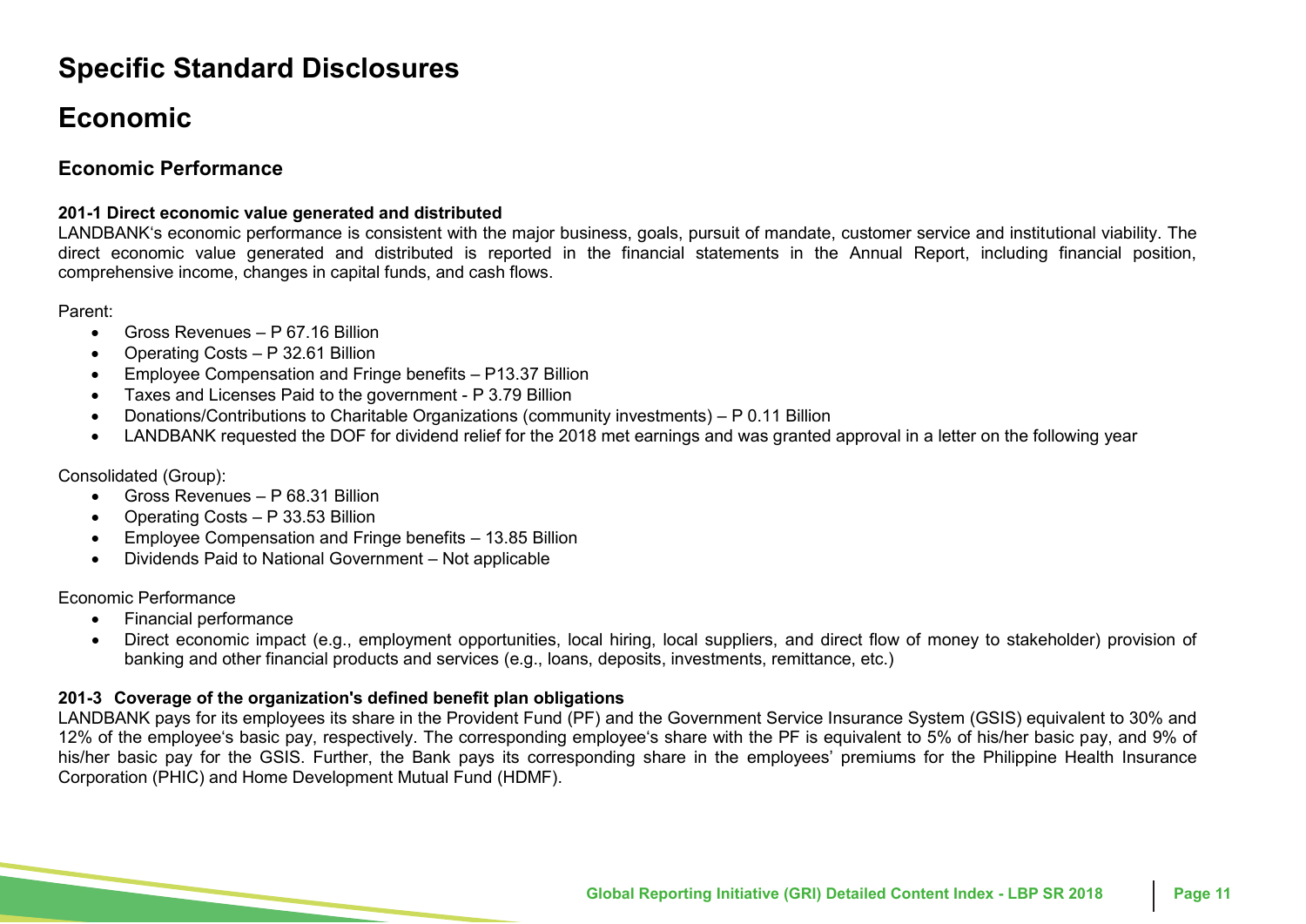# Specific Standard Disclosures

# Economic

## Economic Performance

**201-1 Direct economic value generated and distributed**

LANDBANK's economic performance is consistent with the major business, goals, pursuit of mandate, customer service and institutional viability. The direct economic value generated and distributed is reported in the financial statements in the Annual Report, including financial position, comprehensive income, changes in capital funds, and cash flows.

Parent:

- Gross Revenues – P 67.16 Billion
- Operating Costs – P 32.61 Billion
- Employee Compensation and Fringe benefits – P13.37 Billion
- Taxes and Licenses Paid to the government - P 3.79 Billion
- Donations/Contributions to Charitable Organizations (community investments) – P 0.11 Billion
- LANDBANK requested the DOF for dividend relief for the 2018 met earnings and was granted approval in a letter on the following year

Consolidated (Group):

- Gross Revenues – P 68.31 Billion
- Operating Costs – P 33.53 Billion
- Employee Compensation and Fringe benefits – 13.85 Billion
- Dividends Paid to National Government – Not applicable

Economic Performance

- Financial performance
- Direct economic impact (e.g., employment opportunities, local hiring, local suppliers, and direct flow of money to stakeholder) provision of banking and other financial products and services (e.g., loans, deposits, investments, remittance, etc.)

**201-3 Coverage of the organization's defined benefit plan obligations**

LANDBANK pays for its employees its share in the Provident Fund (PF) and the Government Service Insurance System (GSIS) equivalent to 30% and 12% of the employee's basic pay, respectively. The corresponding employee's share with the PF is equivalent to 5% of his/her basic pay, and 9% of his/her basic pay for the GSIS. Further, the Bank pays its corresponding share in the employees' premiums for the Philippine Health Insurance Corporation (PHIC) and Home Development Mutual Fund (HDMF).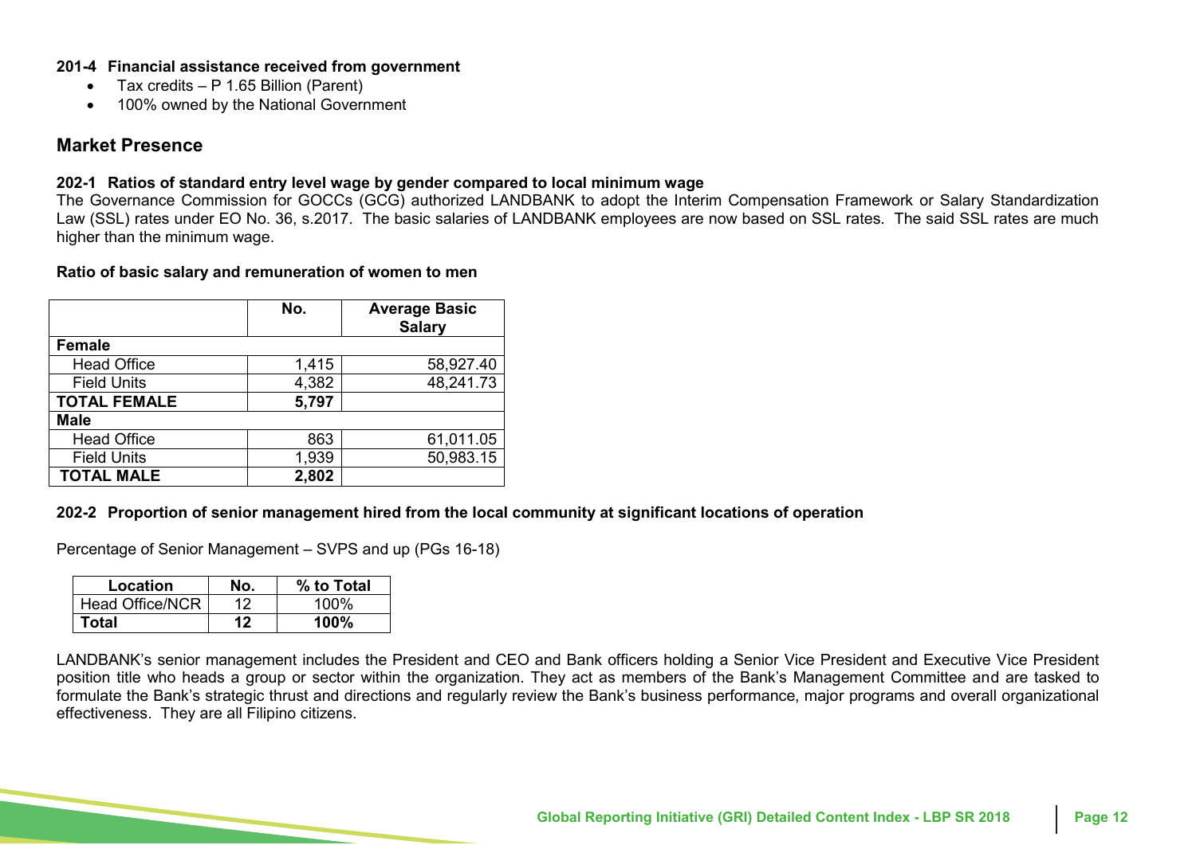**201-4 Financial assistance received from government**

- Tax credits – P 1.65 Billion (Parent)
- 100% owned by the National Government

## Market Presence

**202-1 Ratios of standard entry level wage by gender compared to local minimum wage**

The Governance Commission for GOCCs (GCG) authorized LANDBANK to adopt the Interim Compensation Framework or Salary Standardization Law (SSL) rates under EO No. 36, s.2017. The basic salaries of LANDBANK employees are now based on SSL rates. The said SSL rates are much higher than the minimum wage.

**Ratio of basic salary and remuneration of women to men**

| | No. | Average Basic Salary |
|---|---|---|
| **Female** | | |
| Head Office | 1,415 | 58,927.40 |
| Field Units | 4,382 | 48,241.73 |
| **TOTAL FEMALE** | **5,797** | |
| **Male** | | |
| Head Office | 863 | 61,011.05 |
| Field Units | 1,939 | 50,983.15 |
| **TOTAL MALE** | **2,802** | |

**202-2 Proportion of senior management hired from the local community at significant locations of operation**

Percentage of Senior Management – SVPS and up (PGs 16-18)

| Location | No. | % to Total |
|---|---|---|
| Head Office/NCR | 12 | 100% |
| **Total** | **12** | **100%** |

LANDBANK's senior management includes the President and CEO and Bank officers holding a Senior Vice President and Executive Vice President position title who heads a group or sector within the organization. They act as members of the Bank's Management Committee and are tasked to formulate the Bank's strategic thrust and directions and regularly review the Bank's business performance, major programs and overall organizational effectiveness. They are all Filipino citizens.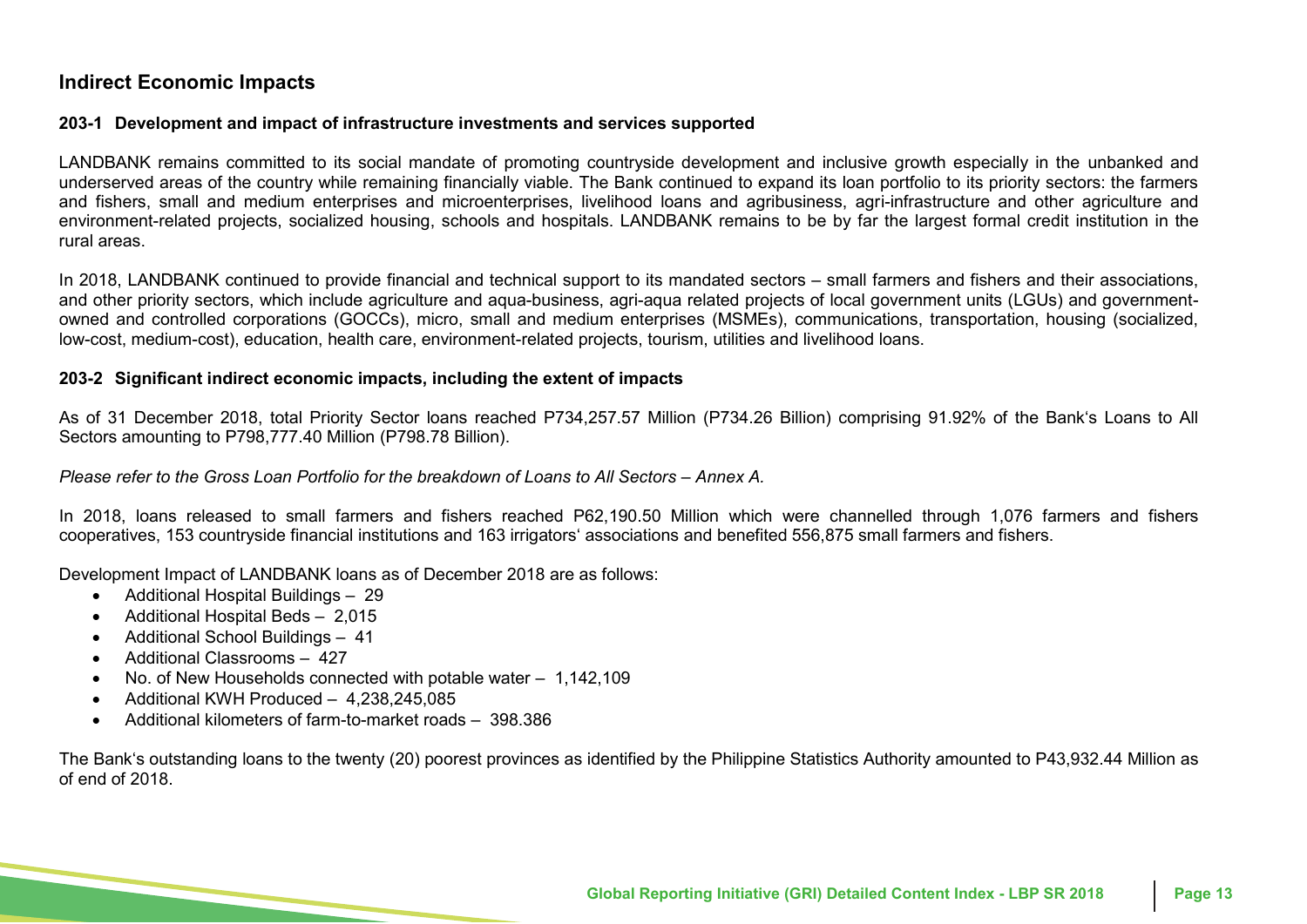## Indirect Economic Impacts

### 203-1 Development and impact of infrastructure investments and services supported

LANDBANK remains committed to its social mandate of promoting countryside development and inclusive growth especially in the unbanked and underserved areas of the country while remaining financially viable. The Bank continued to expand its loan portfolio to its priority sectors: the farmers and fishers, small and medium enterprises and microenterprises, livelihood loans and agribusiness, agri-infrastructure and other agriculture and environment-related projects, socialized housing, schools and hospitals. LANDBANK remains to be by far the largest formal credit institution in the rural areas.

In 2018, LANDBANK continued to provide financial and technical support to its mandated sectors – small farmers and fishers and their associations, and other priority sectors, which include agriculture and aqua-business, agri-aqua related projects of local government units (LGUs) and government-owned and controlled corporations (GOCCs), micro, small and medium enterprises (MSMEs), communications, transportation, housing (socialized, low-cost, medium-cost), education, health care, environment-related projects, tourism, utilities and livelihood loans.

### 203-2 Significant indirect economic impacts, including the extent of impacts

As of 31 December 2018, total Priority Sector loans reached P734,257.57 Million (P734.26 Billion) comprising 91.92% of the Bank's Loans to All Sectors amounting to P798,777.40 Million (P798.78 Billion).

*Please refer to the Gross Loan Portfolio for the breakdown of Loans to All Sectors – Annex A.*

In 2018, loans released to small farmers and fishers reached P62,190.50 Million which were channelled through 1,076 farmers and fishers cooperatives, 153 countryside financial institutions and 163 irrigators' associations and benefited 556,875 small farmers and fishers.

Development Impact of LANDBANK loans as of December 2018 are as follows:

- Additional Hospital Buildings – 29
- Additional Hospital Beds – 2,015
- Additional School Buildings – 41
- Additional Classrooms – 427
- No. of New Households connected with potable water – 1,142,109
- Additional KWH Produced – 4,238,245,085
- Additional kilometers of farm-to-market roads – 398.386

The Bank's outstanding loans to the twenty (20) poorest provinces as identified by the Philippine Statistics Authority amounted to P43,932.44 Million as of end of 2018.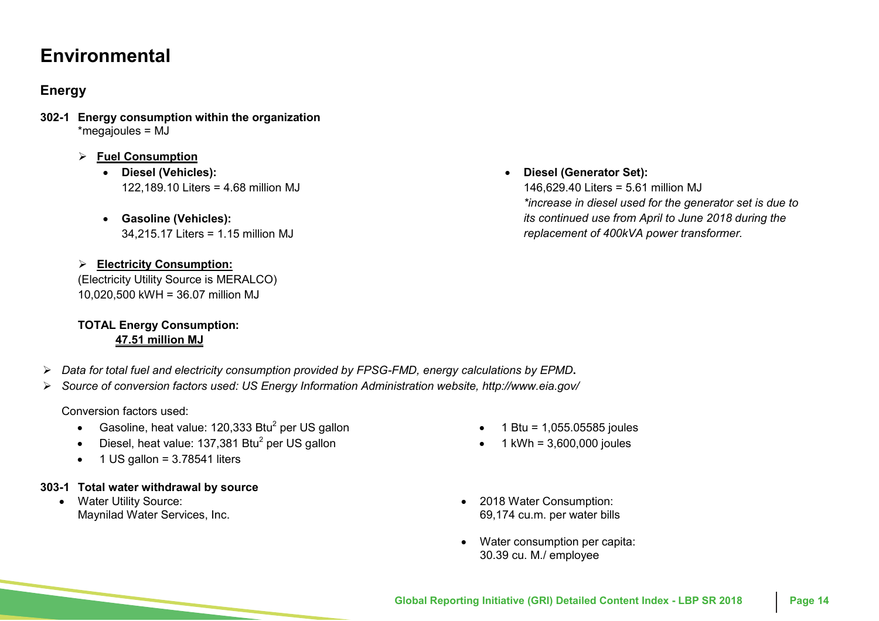# Environmental

## Energy

**302-1 Energy consumption within the organization**
*megajoules = MJ

- **Fuel Consumption**
  - **Diesel (Vehicles):**
    122,189.10 Liters = 4.68 million MJ
  - **Gasoline (Vehicles):**
    34,215.17 Liters = 1.15 million MJ
  - **Diesel (Generator Set):**
    146,629.40 Liters = 5.61 million MJ
    *\*increase in diesel used for the generator set is due to its continued use from April to June 2018 during the replacement of 400kVA power transformer.*

- **Electricity Consumption:**
  (Electricity Utility Source is MERALCO)
  10,020,500 kWH = 36.07 million MJ

**TOTAL Energy Consumption:**
**47.51 million MJ**

- *Data for total fuel and electricity consumption provided by FPSG-FMD, energy calculations by EPMD***.**
- *Source of conversion factors used: US Energy Information Administration website, http://www.eia.gov/*

Conversion factors used:

- Gasoline, heat value: 120,333 Btu[2] per US gallon
- Diesel, heat value: 137,381 Btu[2] per US gallon
- 1 US gallon = 3.78541 liters
- 1 Btu = 1,055.05585 joules
- 1 kWh = 3,600,000 joules

**303-1 Total water withdrawal by source**

- Water Utility Source:
  Maynilad Water Services, Inc.
- 2018 Water Consumption:
  69,174 cu.m. per water bills
- Water consumption per capita:
  30.39 cu. M./ employee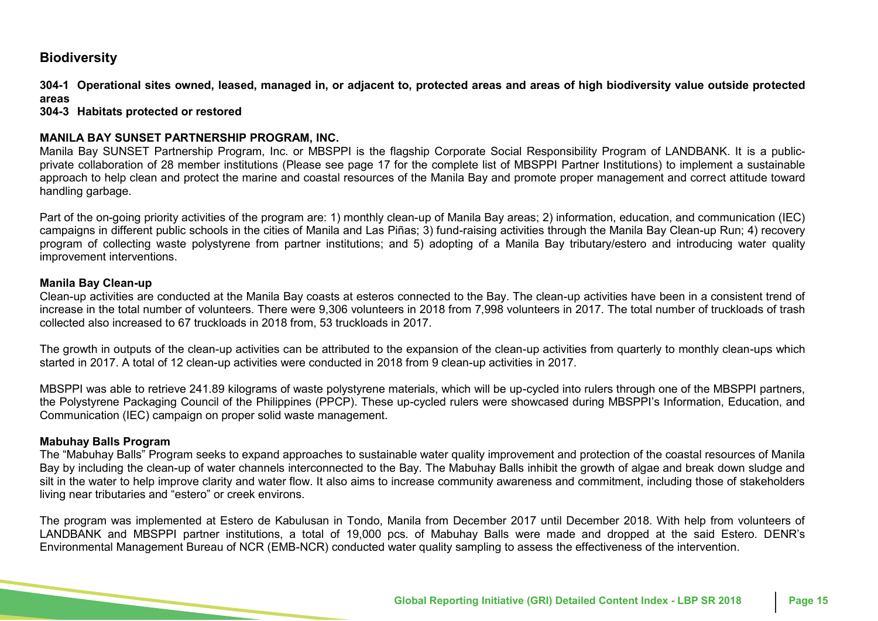## Biodiversity

**304-1 Operational sites owned, leased, managed in, or adjacent to, protected areas and areas of high biodiversity value outside protected areas**

**304-3 Habitats protected or restored**

### MANILA BAY SUNSET PARTNERSHIP PROGRAM, INC.

Manila Bay SUNSET Partnership Program, Inc. or MBSPPI is the flagship Corporate Social Responsibility Program of LANDBANK. It is a public-private collaboration of 28 member institutions (Please see page 17 for the complete list of MBSPPI Partner Institutions) to implement a sustainable approach to help clean and protect the marine and coastal resources of the Manila Bay and promote proper management and correct attitude toward handling garbage.

Part of the on-going priority activities of the program are: 1) monthly clean-up of Manila Bay areas; 2) information, education, and communication (IEC) campaigns in different public schools in the cities of Manila and Las Piñas; 3) fund-raising activities through the Manila Bay Clean-up Run; 4) recovery program of collecting waste polystyrene from partner institutions; and 5) adopting of a Manila Bay tributary/estero and introducing water quality improvement interventions.

**Manila Bay Clean-up**

Clean-up activities are conducted at the Manila Bay coasts at esteros connected to the Bay. The clean-up activities have been in a consistent trend of increase in the total number of volunteers. There were 9,306 volunteers in 2018 from 7,998 volunteers in 2017. The total number of truckloads of trash collected also increased to 67 truckloads in 2018 from, 53 truckloads in 2017.

The growth in outputs of the clean-up activities can be attributed to the expansion of the clean-up activities from quarterly to monthly clean-ups which started in 2017. A total of 12 clean-up activities were conducted in 2018 from 9 clean-up activities in 2017.

MBSPPI was able to retrieve 241.89 kilograms of waste polystyrene materials, which will be up-cycled into rulers through one of the MBSPPI partners, the Polystyrene Packaging Council of the Philippines (PPCP). These up-cycled rulers were showcased during MBSPPI's Information, Education, and Communication (IEC) campaign on proper solid waste management.

**Mabuhay Balls Program**

The "Mabuhay Balls" Program seeks to expand approaches to sustainable water quality improvement and protection of the coastal resources of Manila Bay by including the clean-up of water channels interconnected to the Bay. The Mabuhay Balls inhibit the growth of algae and break down sludge and silt in the water to help improve clarity and water flow. It also aims to increase community awareness and commitment, including those of stakeholders living near tributaries and "estero" or creek environs.

The program was implemented at Estero de Kabulusan in Tondo, Manila from December 2017 until December 2018. With help from volunteers of LANDBANK and MBSPPI partner institutions, a total of 19,000 pcs. of Mabuhay Balls were made and dropped at the said Estero. DENR's Environmental Management Bureau of NCR (EMB-NCR) conducted water quality sampling to assess the effectiveness of the intervention.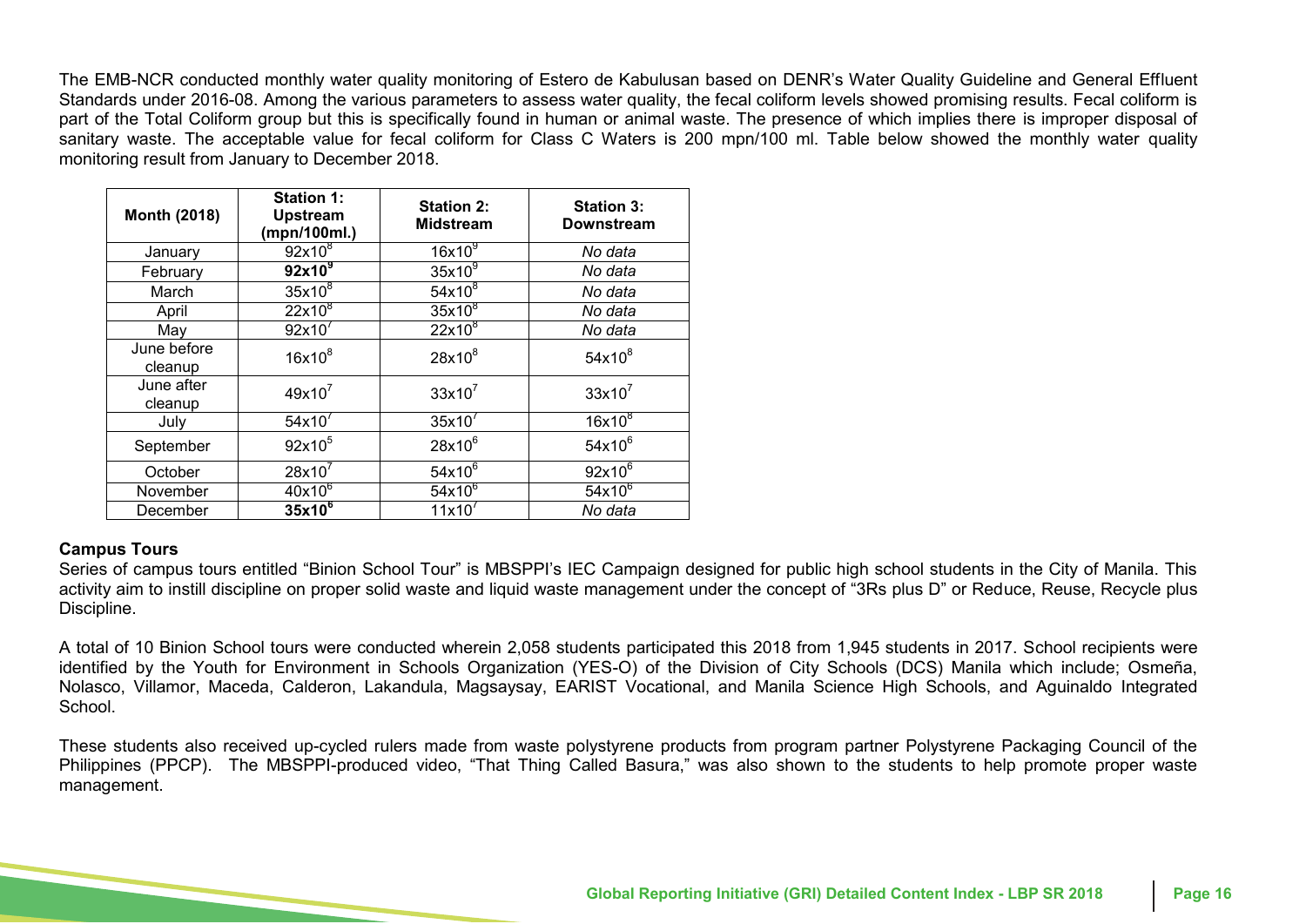The EMB-NCR conducted monthly water quality monitoring of Estero de Kabulusan based on DENR's Water Quality Guideline and General Effluent Standards under 2016-08. Among the various parameters to assess water quality, the fecal coliform levels showed promising results. Fecal coliform is part of the Total Coliform group but this is specifically found in human or animal waste. The presence of which implies there is improper disposal of sanitary waste. The acceptable value for fecal coliform for Class C Waters is 200 mpn/100 ml. Table below showed the monthly water quality monitoring result from January to December 2018.

| Month (2018) | Station 1: Upstream (mpn/100ml.) | Station 2: Midstream | Station 3: Downstream |
|---|---|---|---|
| January | $92x10^8$ | $16x10^9$ | *No data* |
| February | **$92x10^9$** | $35x10^9$ | *No data* |
| March | $35x10^8$ | $54x10^8$ | *No data* |
| April | $22x10^8$ | $35x10^8$ | *No data* |
| May | $92x10^7$ | $22x10^8$ | *No data* |
| June before cleanup | $16x10^8$ | $28x10^8$ | $54x10^8$ |
| June after cleanup | $49x10^7$ | $33x10^7$ | $33x10^7$ |
| July | $54x10^7$ | $35x10^7$ | $16x10^8$ |
| September | $92x10^5$ | $28x10^6$ | $54x10^6$ |
| October | $28x10^7$ | $54x10^6$ | $92x10^6$ |
| November | $40x10^6$ | $54x10^6$ | $54x10^6$ |
| December | **$35x10^6$** | $11x10^7$ | *No data* |

### Campus Tours

Series of campus tours entitled "Binion School Tour" is MBSPPI's IEC Campaign designed for public high school students in the City of Manila. This activity aim to instill discipline on proper solid waste and liquid waste management under the concept of "3Rs plus D" or Reduce, Reuse, Recycle plus Discipline.

A total of 10 Binion School tours were conducted wherein 2,058 students participated this 2018 from 1,945 students in 2017. School recipients were identified by the Youth for Environment in Schools Organization (YES-O) of the Division of City Schools (DCS) Manila which include; Osmeña, Nolasco, Villamor, Maceda, Calderon, Lakandula, Magsaysay, EARIST Vocational, and Manila Science High Schools, and Aguinaldo Integrated School.

These students also received up-cycled rulers made from waste polystyrene products from program partner Polystyrene Packaging Council of the Philippines (PPCP). The MBSPPI-produced video, "That Thing Called Basura," was also shown to the students to help promote proper waste management.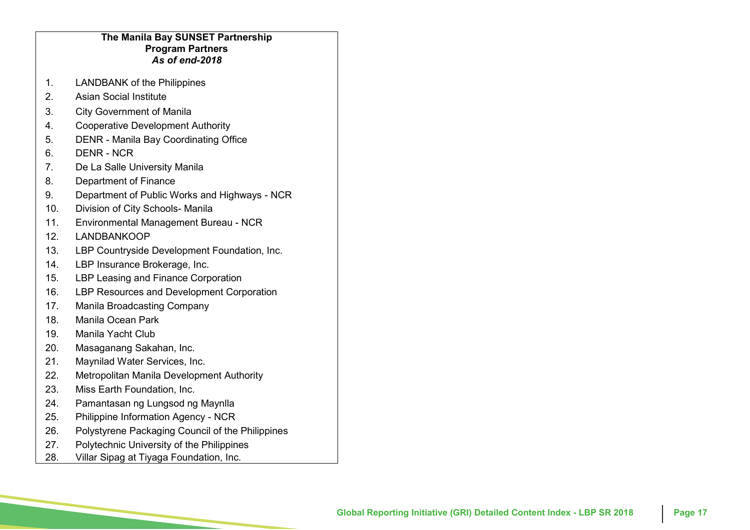**The Manila Bay SUNSET Partnership**
**Program Partners**
***As of end-2018***

1. LANDBANK of the Philippines
2. Asian Social Institute
3. City Government of Manila
4. Cooperative Development Authority
5. DENR - Manila Bay Coordinating Office
6. DENR - NCR
7. De La Salle University Manila
8. Department of Finance
9. Department of Public Works and Highways - NCR
10. Division of City Schools- Manila
11. Environmental Management Bureau - NCR
12. LANDBANKOOP
13. LBP Countryside Development Foundation, Inc.
14. LBP Insurance Brokerage, Inc.
15. LBP Leasing and Finance Corporation
16. LBP Resources and Development Corporation
17. Manila Broadcasting Company
18. Manila Ocean Park
19. Manila Yacht Club
20. Masaganang Sakahan, Inc.
21. Maynilad Water Services, Inc.
22. Metropolitan Manila Development Authority
23. Miss Earth Foundation, Inc.
24. Pamantasan ng Lungsod ng Maynlla
25. Philippine Information Agency - NCR
26. Polystyrene Packaging Council of the Philippines
27. Polytechnic University of the Philippines
28. Villar Sipag at Tiyaga Foundation, Inc.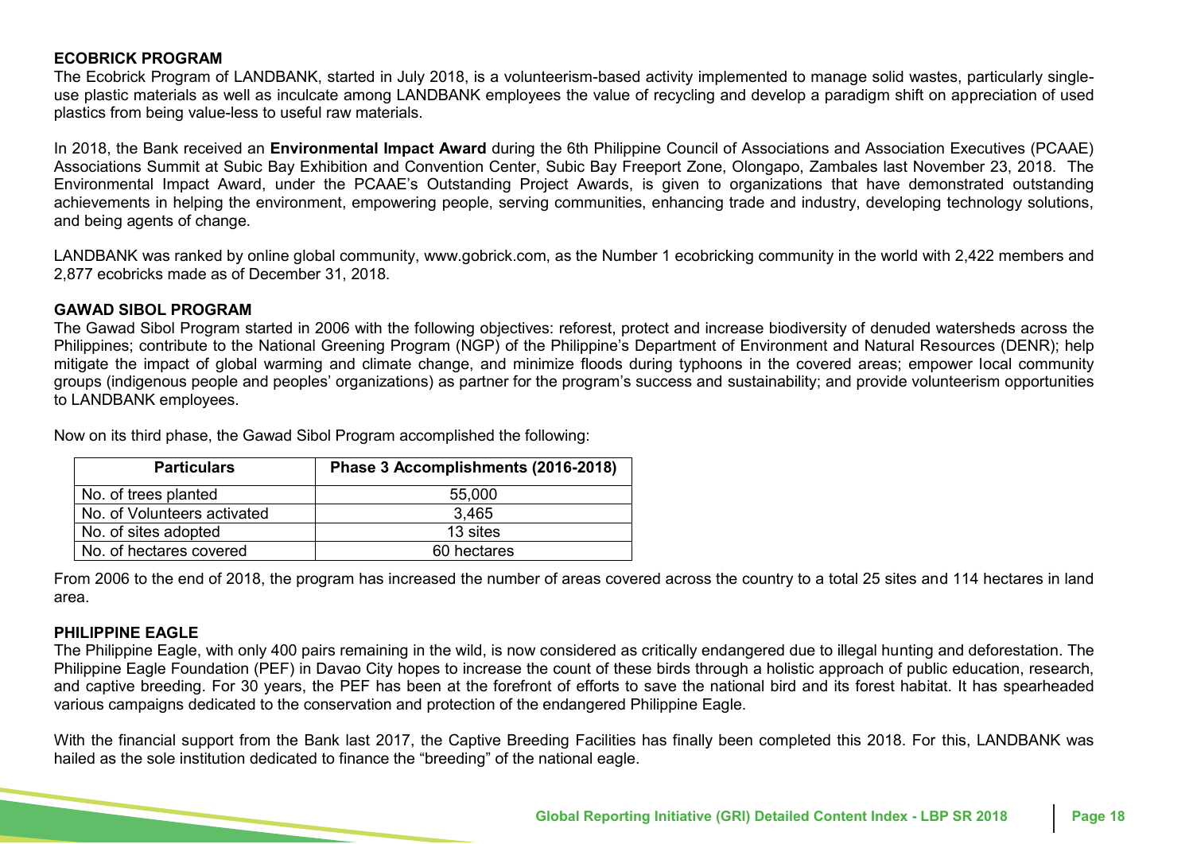## ECOBRICK PROGRAM

The Ecobrick Program of LANDBANK, started in July 2018, is a volunteerism-based activity implemented to manage solid wastes, particularly single-use plastic materials as well as inculcate among LANDBANK employees the value of recycling and develop a paradigm shift on appreciation of used plastics from being value-less to useful raw materials.

In 2018, the Bank received an **Environmental Impact Award** during the 6th Philippine Council of Associations and Association Executives (PCAAE) Associations Summit at Subic Bay Exhibition and Convention Center, Subic Bay Freeport Zone, Olongapo, Zambales last November 23, 2018. The Environmental Impact Award, under the PCAAE's Outstanding Project Awards, is given to organizations that have demonstrated outstanding achievements in helping the environment, empowering people, serving communities, enhancing trade and industry, developing technology solutions, and being agents of change.

LANDBANK was ranked by online global community, www.gobrick.com, as the Number 1 ecobricking community in the world with 2,422 members and 2,877 ecobricks made as of December 31, 2018.

## GAWAD SIBOL PROGRAM

The Gawad Sibol Program started in 2006 with the following objectives: reforest, protect and increase biodiversity of denuded watersheds across the Philippines; contribute to the National Greening Program (NGP) of the Philippine's Department of Environment and Natural Resources (DENR); help mitigate the impact of global warming and climate change, and minimize floods during typhoons in the covered areas; empower local community groups (indigenous people and peoples' organizations) as partner for the program's success and sustainability; and provide volunteerism opportunities to LANDBANK employees.

Now on its third phase, the Gawad Sibol Program accomplished the following:

| Particulars | Phase 3 Accomplishments (2016-2018) |
|---|---|
| No. of trees planted | 55,000 |
| No. of Volunteers activated | 3,465 |
| No. of sites adopted | 13 sites |
| No. of hectares covered | 60 hectares |

From 2006 to the end of 2018, the program has increased the number of areas covered across the country to a total 25 sites and 114 hectares in land area.

## PHILIPPINE EAGLE

The Philippine Eagle, with only 400 pairs remaining in the wild, is now considered as critically endangered due to illegal hunting and deforestation. The Philippine Eagle Foundation (PEF) in Davao City hopes to increase the count of these birds through a holistic approach of public education, research, and captive breeding. For 30 years, the PEF has been at the forefront of efforts to save the national bird and its forest habitat. It has spearheaded various campaigns dedicated to the conservation and protection of the endangered Philippine Eagle.

With the financial support from the Bank last 2017, the Captive Breeding Facilities has finally been completed this 2018. For this, LANDBANK was hailed as the sole institution dedicated to finance the "breeding" of the national eagle.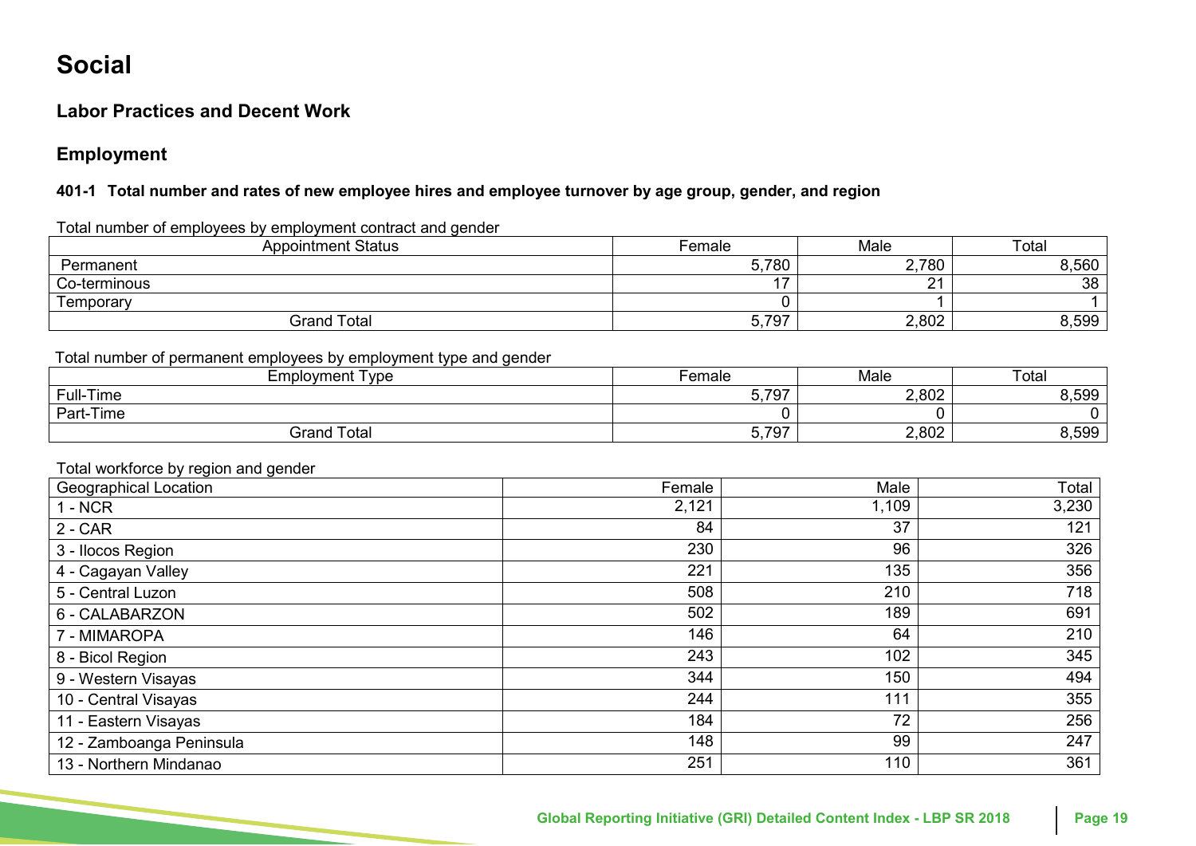# Social

## Labor Practices and Decent Work

## Employment

#### 401-1 Total number and rates of new employee hires and employee turnover by age group, gender, and region

Total number of employees by employment contract and gender

| Appointment Status | Female | Male | Total |
|---|---|---|---|
| Permanent | 5,780 | 2,780 | 8,560 |
| Co-terminous | 17 | 21 | 38 |
| Temporary | 0 | 1 | 1 |
| Grand Total | 5,797 | 2,802 | 8,599 |

Total number of permanent employees by employment type and gender

| Employment Type | Female | Male | Total |
|---|---|---|---|
| Full-Time | 5,797 | 2,802 | 8,599 |
| Part-Time | 0 | 0 | 0 |
| Grand Total | 5,797 | 2,802 | 8,599 |

Total workforce by region and gender

| Geographical Location | Female | Male | Total |
|---|---|---|---|
| 1 - NCR | 2,121 | 1,109 | 3,230 |
| 2 - CAR | 84 | 37 | 121 |
| 3 - Ilocos Region | 230 | 96 | 326 |
| 4 - Cagayan Valley | 221 | 135 | 356 |
| 5 - Central Luzon | 508 | 210 | 718 |
| 6 - CALABARZON | 502 | 189 | 691 |
| 7 - MIMAROPA | 146 | 64 | 210 |
| 8 - Bicol Region | 243 | 102 | 345 |
| 9 - Western Visayas | 344 | 150 | 494 |
| 10 - Central Visayas | 244 | 111 | 355 |
| 11 - Eastern Visayas | 184 | 72 | 256 |
| 12 - Zamboanga Peninsula | 148 | 99 | 247 |
| 13 - Northern Mindanao | 251 | 110 | 361 |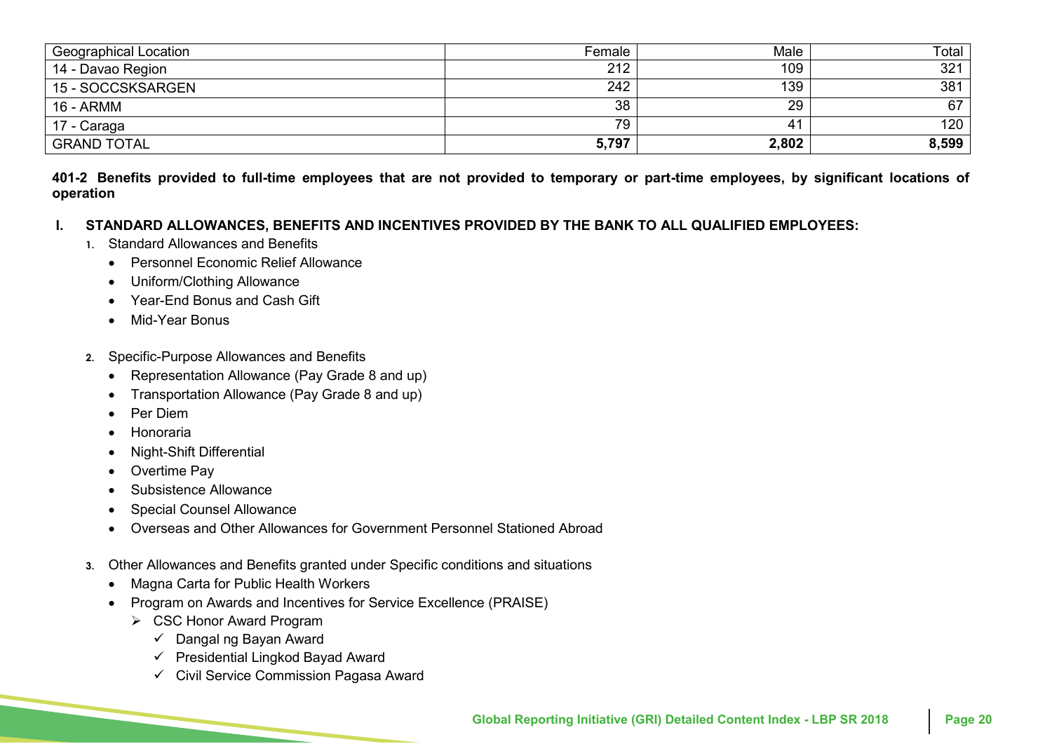| Geographical Location | Female | Male | Total |
|---|---|---|---|
| 14 - Davao Region | 212 | 109 | 321 |
| 15 - SOCCSKSARGEN | 242 | 139 | 381 |
| 16 - ARMM | 38 | 29 | 67 |
| 17 - Caraga | 79 | 41 | 120 |
| GRAND TOTAL | **5,797** | **2,802** | **8,599** |

**401-2 Benefits provided to full-time employees that are not provided to temporary or part-time employees, by significant locations of operation**

## I. STANDARD ALLOWANCES, BENEFITS AND INCENTIVES PROVIDED BY THE BANK TO ALL QUALIFIED EMPLOYEES:

1. Standard Allowances and Benefits
   - Personnel Economic Relief Allowance
   - Uniform/Clothing Allowance
   - Year-End Bonus and Cash Gift
   - Mid-Year Bonus

2. Specific-Purpose Allowances and Benefits
   - Representation Allowance (Pay Grade 8 and up)
   - Transportation Allowance (Pay Grade 8 and up)
   - Per Diem
   - Honoraria
   - Night-Shift Differential
   - Overtime Pay
   - Subsistence Allowance
   - Special Counsel Allowance
   - Overseas and Other Allowances for Government Personnel Stationed Abroad

3. Other Allowances and Benefits granted under Specific conditions and situations
   - Magna Carta for Public Health Workers
   - Program on Awards and Incentives for Service Excellence (PRAISE)
     - CSC Honor Award Program
       - ✓ Dangal ng Bayan Award
       - ✓ Presidential Lingkod Bayad Award
       - ✓ Civil Service Commission Pagasa Award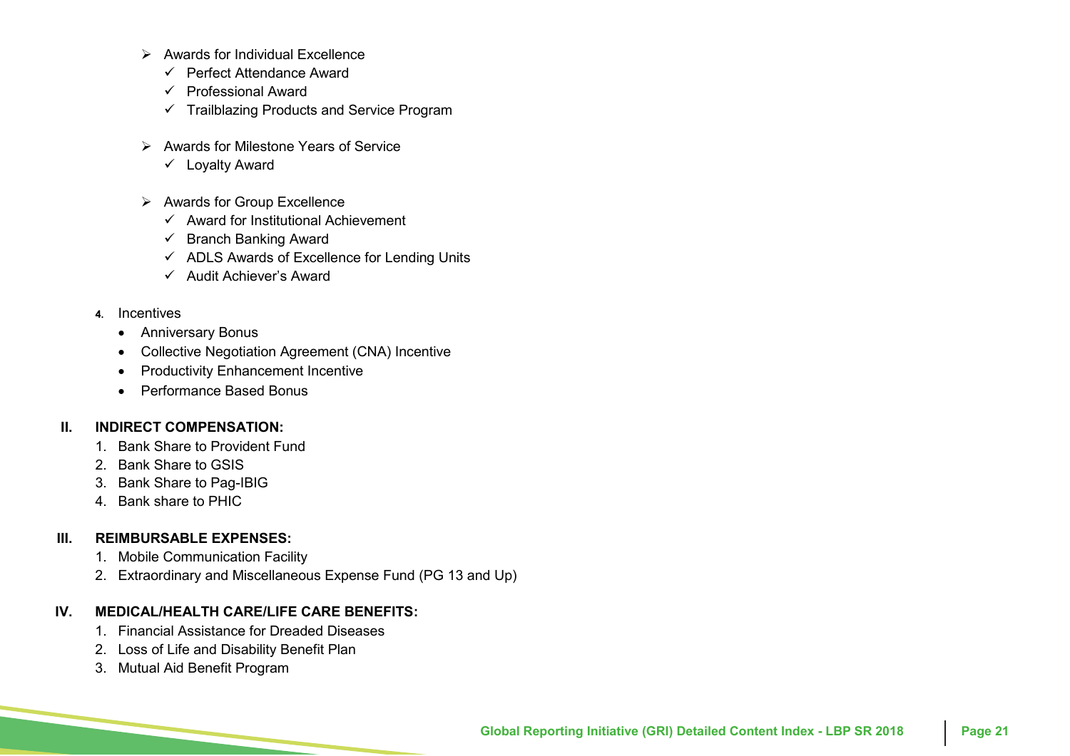- Awards for Individual Excellence
  - ✓ Perfect Attendance Award
  - ✓ Professional Award
  - ✓ Trailblazing Products and Service Program

- Awards for Milestone Years of Service
  - ✓ Loyalty Award

- Awards for Group Excellence
  - ✓ Award for Institutional Achievement
  - ✓ Branch Banking Award
  - ✓ ADLS Awards of Excellence for Lending Units
  - ✓ Audit Achiever's Award

4. Incentives
   - Anniversary Bonus
   - Collective Negotiation Agreement (CNA) Incentive
   - Productivity Enhancement Incentive
   - Performance Based Bonus

**II. INDIRECT COMPENSATION:**

1. Bank Share to Provident Fund
2. Bank Share to GSIS
3. Bank Share to Pag-IBIG
4. Bank share to PHIC

**III. REIMBURSABLE EXPENSES:**

1. Mobile Communication Facility
2. Extraordinary and Miscellaneous Expense Fund (PG 13 and Up)

**IV. MEDICAL/HEALTH CARE/LIFE CARE BENEFITS:**

1. Financial Assistance for Dreaded Diseases
2. Loss of Life and Disability Benefit Plan
3. Mutual Aid Benefit Program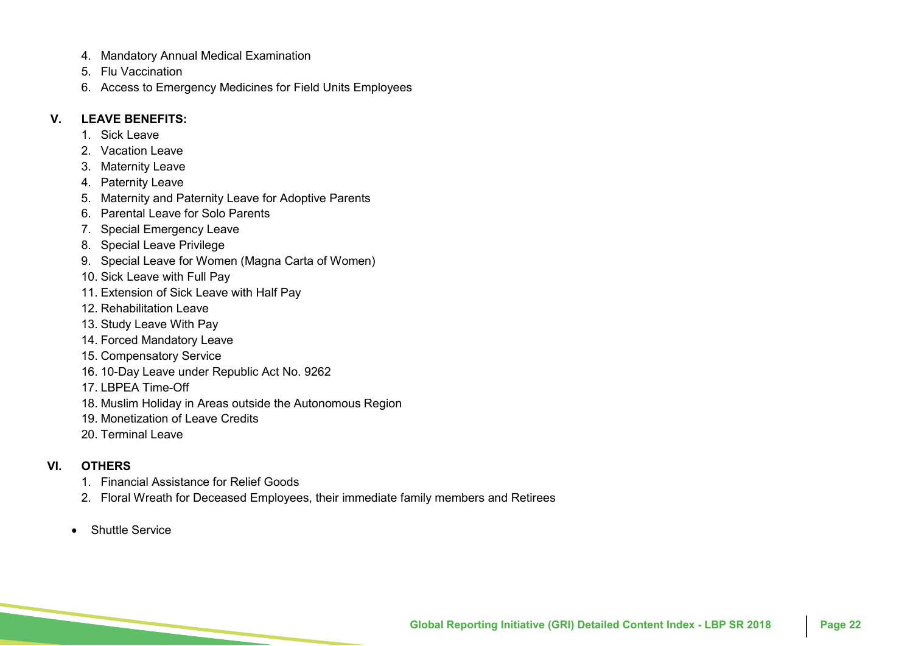4. Mandatory Annual Medical Examination
5. Flu Vaccination
6. Access to Emergency Medicines for Field Units Employees

**V. LEAVE BENEFITS:**

1. Sick Leave
2. Vacation Leave
3. Maternity Leave
4. Paternity Leave
5. Maternity and Paternity Leave for Adoptive Parents
6. Parental Leave for Solo Parents
7. Special Emergency Leave
8. Special Leave Privilege
9. Special Leave for Women (Magna Carta of Women)
10. Sick Leave with Full Pay
11. Extension of Sick Leave with Half Pay
12. Rehabilitation Leave
13. Study Leave With Pay
14. Forced Mandatory Leave
15. Compensatory Service
16. 10-Day Leave under Republic Act No. 9262
17. LBPEA Time-Off
18. Muslim Holiday in Areas outside the Autonomous Region
19. Monetization of Leave Credits
20. Terminal Leave

**VI. OTHERS**

1. Financial Assistance for Relief Goods
2. Floral Wreath for Deceased Employees, their immediate family members and Retirees

- Shuttle Service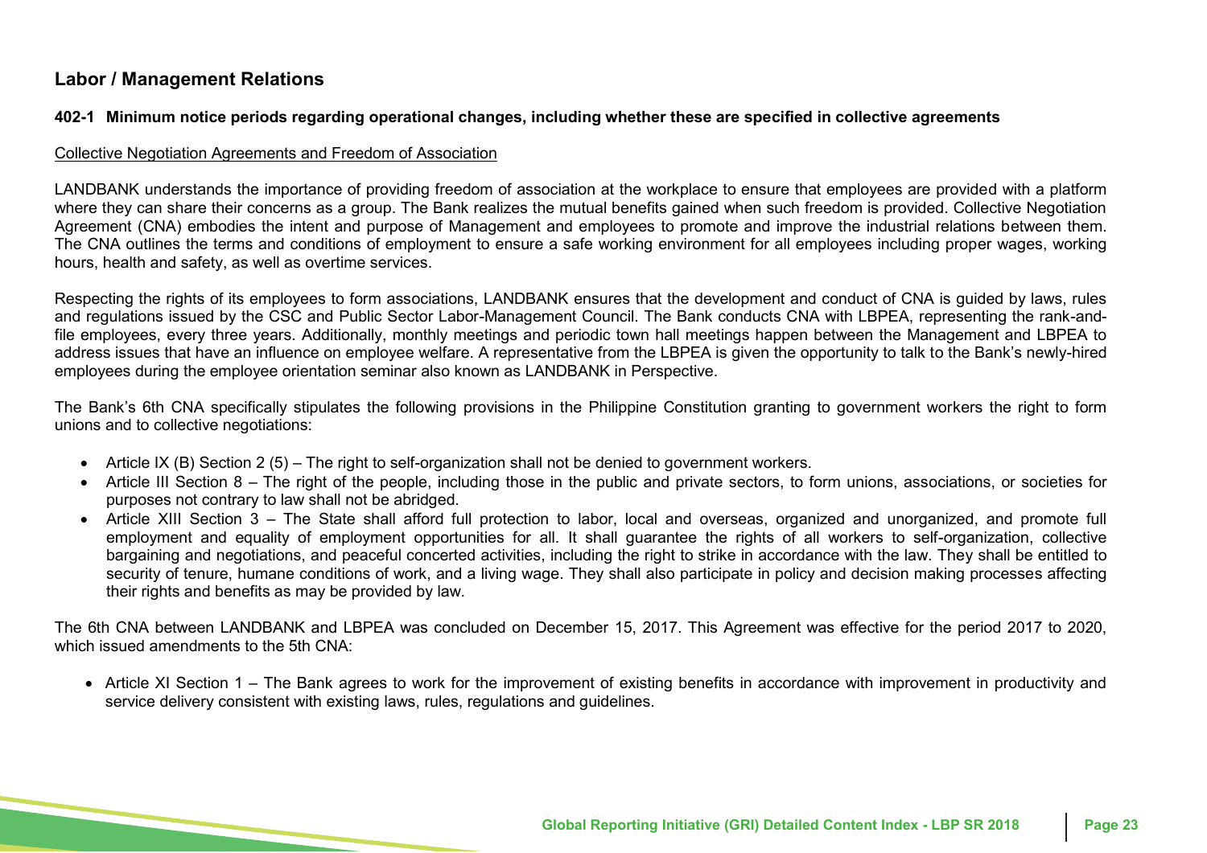## Labor / Management Relations

### 402-1 Minimum notice periods regarding operational changes, including whether these are specified in collective agreements

Collective Negotiation Agreements and Freedom of Association

LANDBANK understands the importance of providing freedom of association at the workplace to ensure that employees are provided with a platform where they can share their concerns as a group. The Bank realizes the mutual benefits gained when such freedom is provided. Collective Negotiation Agreement (CNA) embodies the intent and purpose of Management and employees to promote and improve the industrial relations between them. The CNA outlines the terms and conditions of employment to ensure a safe working environment for all employees including proper wages, working hours, health and safety, as well as overtime services.

Respecting the rights of its employees to form associations, LANDBANK ensures that the development and conduct of CNA is guided by laws, rules and regulations issued by the CSC and Public Sector Labor-Management Council. The Bank conducts CNA with LBPEA, representing the rank-and-file employees, every three years. Additionally, monthly meetings and periodic town hall meetings happen between the Management and LBPEA to address issues that have an influence on employee welfare. A representative from the LBPEA is given the opportunity to talk to the Bank's newly-hired employees during the employee orientation seminar also known as LANDBANK in Perspective.

The Bank's 6th CNA specifically stipulates the following provisions in the Philippine Constitution granting to government workers the right to form unions and to collective negotiations:

- Article IX (B) Section 2 (5) – The right to self-organization shall not be denied to government workers.
- Article III Section 8 – The right of the people, including those in the public and private sectors, to form unions, associations, or societies for purposes not contrary to law shall not be abridged.
- Article XIII Section 3 – The State shall afford full protection to labor, local and overseas, organized and unorganized, and promote full employment and equality of employment opportunities for all. It shall guarantee the rights of all workers to self-organization, collective bargaining and negotiations, and peaceful concerted activities, including the right to strike in accordance with the law. They shall be entitled to security of tenure, humane conditions of work, and a living wage. They shall also participate in policy and decision making processes affecting their rights and benefits as may be provided by law.

The 6th CNA between LANDBANK and LBPEA was concluded on December 15, 2017. This Agreement was effective for the period 2017 to 2020, which issued amendments to the 5th CNA:

- Article XI Section 1 – The Bank agrees to work for the improvement of existing benefits in accordance with improvement in productivity and service delivery consistent with existing laws, rules, regulations and guidelines.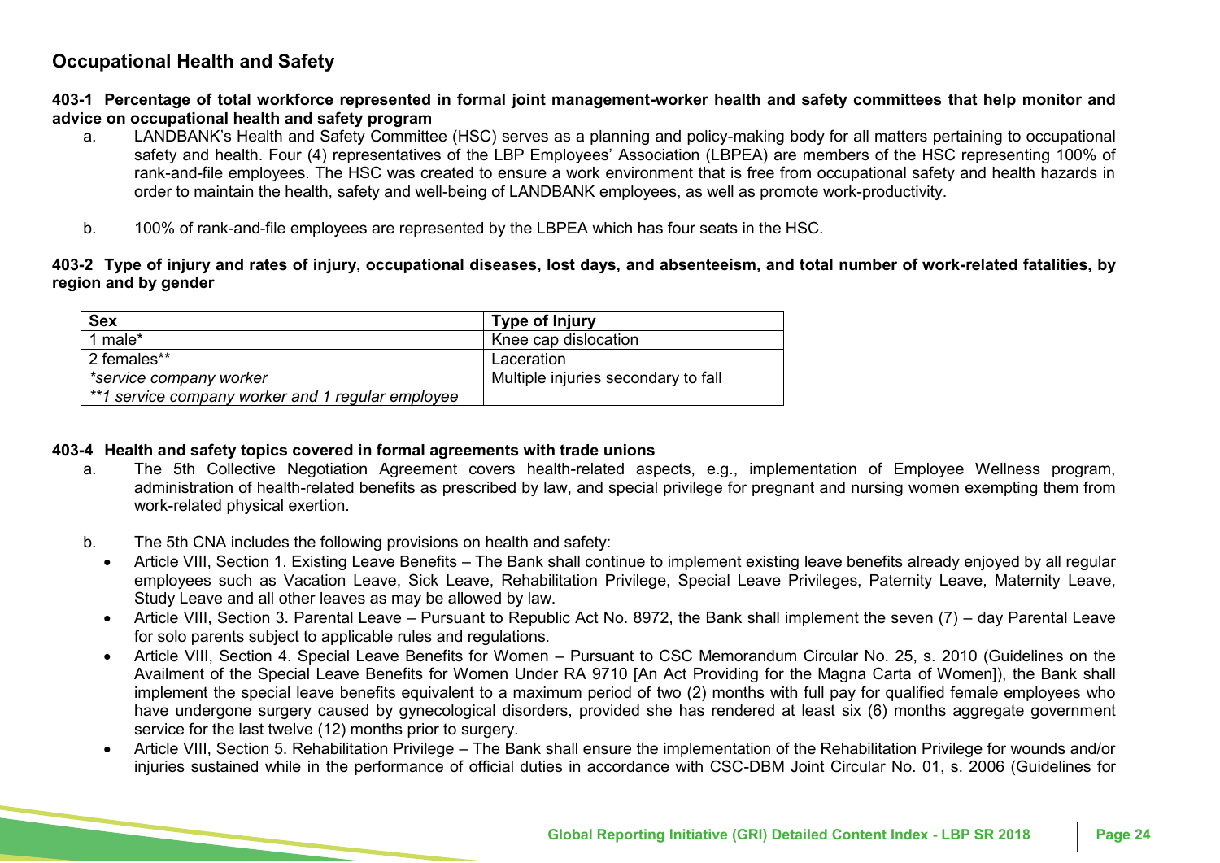## Occupational Health and Safety

**403-1 Percentage of total workforce represented in formal joint management-worker health and safety committees that help monitor and advice on occupational health and safety program**

a. LANDBANK's Health and Safety Committee (HSC) serves as a planning and policy-making body for all matters pertaining to occupational safety and health. Four (4) representatives of the LBP Employees' Association (LBPEA) are members of the HSC representing 100% of rank-and-file employees. The HSC was created to ensure a work environment that is free from occupational safety and health hazards in order to maintain the health, safety and well-being of LANDBANK employees, as well as promote work-productivity.

b. 100% of rank-and-file employees are represented by the LBPEA which has four seats in the HSC.

**403-2 Type of injury and rates of injury, occupational diseases, lost days, and absenteeism, and total number of work-related fatalities, by region and by gender**

| Sex | Type of Injury |
|---|---|
| 1 male* | Knee cap dislocation |
| 2 females** | Laceration |
| *\*service company worker*<br>*\*\*1 service company worker and 1 regular employee* | Multiple injuries secondary to fall |

**403-4 Health and safety topics covered in formal agreements with trade unions**

a. The 5th Collective Negotiation Agreement covers health-related aspects, e.g., implementation of Employee Wellness program, administration of health-related benefits as prescribed by law, and special privilege for pregnant and nursing women exempting them from work-related physical exertion.

b. The 5th CNA includes the following provisions on health and safety:

- Article VIII, Section 1. Existing Leave Benefits – The Bank shall continue to implement existing leave benefits already enjoyed by all regular employees such as Vacation Leave, Sick Leave, Rehabilitation Privilege, Special Leave Privileges, Paternity Leave, Maternity Leave, Study Leave and all other leaves as may be allowed by law.
- Article VIII, Section 3. Parental Leave – Pursuant to Republic Act No. 8972, the Bank shall implement the seven (7) – day Parental Leave for solo parents subject to applicable rules and regulations.
- Article VIII, Section 4. Special Leave Benefits for Women – Pursuant to CSC Memorandum Circular No. 25, s. 2010 (Guidelines on the Availment of the Special Leave Benefits for Women Under RA 9710 [An Act Providing for the Magna Carta of Women]), the Bank shall implement the special leave benefits equivalent to a maximum period of two (2) months with full pay for qualified female employees who have undergone surgery caused by gynecological disorders, provided she has rendered at least six (6) months aggregate government service for the last twelve (12) months prior to surgery.
- Article VIII, Section 5. Rehabilitation Privilege – The Bank shall ensure the implementation of the Rehabilitation Privilege for wounds and/or injuries sustained while in the performance of official duties in accordance with CSC-DBM Joint Circular No. 01, s. 2006 (Guidelines for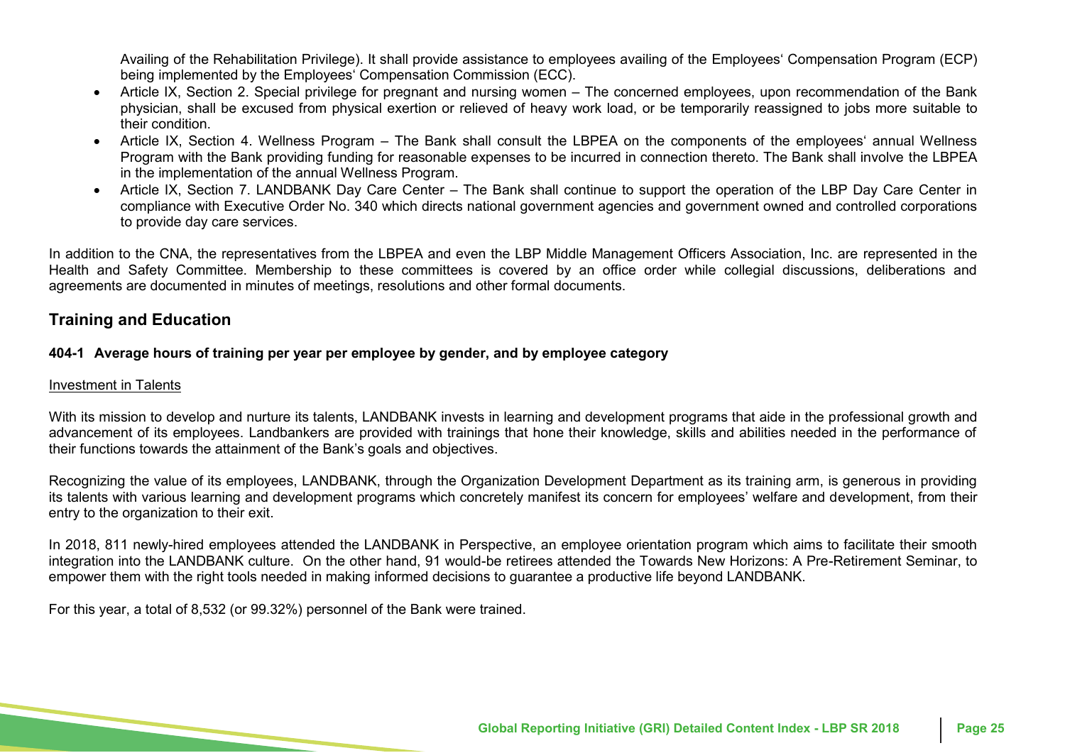Availing of the Rehabilitation Privilege). It shall provide assistance to employees availing of the Employees' Compensation Program (ECP) being implemented by the Employees' Compensation Commission (ECC).

- Article IX, Section 2. Special privilege for pregnant and nursing women – The concerned employees, upon recommendation of the Bank physician, shall be excused from physical exertion or relieved of heavy work load, or be temporarily reassigned to jobs more suitable to their condition.
- Article IX, Section 4. Wellness Program – The Bank shall consult the LBPEA on the components of the employees' annual Wellness Program with the Bank providing funding for reasonable expenses to be incurred in connection thereto. The Bank shall involve the LBPEA in the implementation of the annual Wellness Program.
- Article IX, Section 7. LANDBANK Day Care Center – The Bank shall continue to support the operation of the LBP Day Care Center in compliance with Executive Order No. 340 which directs national government agencies and government owned and controlled corporations to provide day care services.

In addition to the CNA, the representatives from the LBPEA and even the LBP Middle Management Officers Association, Inc. are represented in the Health and Safety Committee. Membership to these committees is covered by an office order while collegial discussions, deliberations and agreements are documented in minutes of meetings, resolutions and other formal documents.

## Training and Education

### 404-1 Average hours of training per year per employee by gender, and by employee category

Investment in Talents

With its mission to develop and nurture its talents, LANDBANK invests in learning and development programs that aide in the professional growth and advancement of its employees. Landbankers are provided with trainings that hone their knowledge, skills and abilities needed in the performance of their functions towards the attainment of the Bank's goals and objectives.

Recognizing the value of its employees, LANDBANK, through the Organization Development Department as its training arm, is generous in providing its talents with various learning and development programs which concretely manifest its concern for employees' welfare and development, from their entry to the organization to their exit.

In 2018, 811 newly-hired employees attended the LANDBANK in Perspective, an employee orientation program which aims to facilitate their smooth integration into the LANDBANK culture. On the other hand, 91 would-be retirees attended the Towards New Horizons: A Pre-Retirement Seminar, to empower them with the right tools needed in making informed decisions to guarantee a productive life beyond LANDBANK.

For this year, a total of 8,532 (or 99.32%) personnel of the Bank were trained.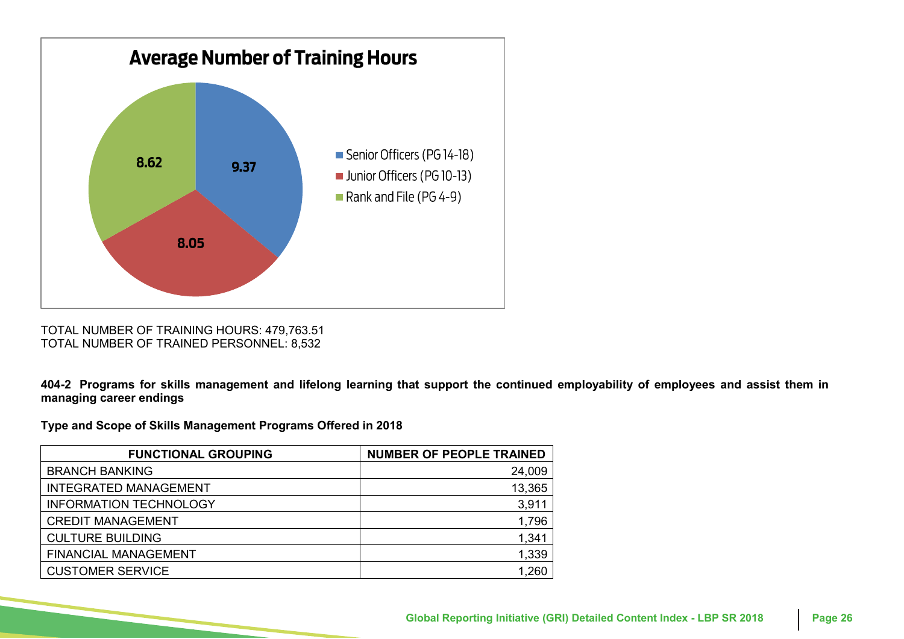**Average Number of Training Hours**

| Category | Average Number of Training Hours |
|---|---|
| Senior Officers (PG 14-18) | 9.37 |
| Junior Officers (PG 10-13) | 8.05 |
| Rank and File (PG 4-9) | 8.62 |

TOTAL NUMBER OF TRAINING HOURS: 479,763.51
TOTAL NUMBER OF TRAINED PERSONNEL: 8,532

**404-2 Programs for skills management and lifelong learning that support the continued employability of employees and assist them in managing career endings**

**Type and Scope of Skills Management Programs Offered in 2018**

| FUNCTIONAL GROUPING | NUMBER OF PEOPLE TRAINED |
|---|---:|
| BRANCH BANKING | 24,009 |
| INTEGRATED MANAGEMENT | 13,365 |
| INFORMATION TECHNOLOGY | 3,911 |
| CREDIT MANAGEMENT | 1,796 |
| CULTURE BUILDING | 1,341 |
| FINANCIAL MANAGEMENT | 1,339 |
| CUSTOMER SERVICE | 1,260 |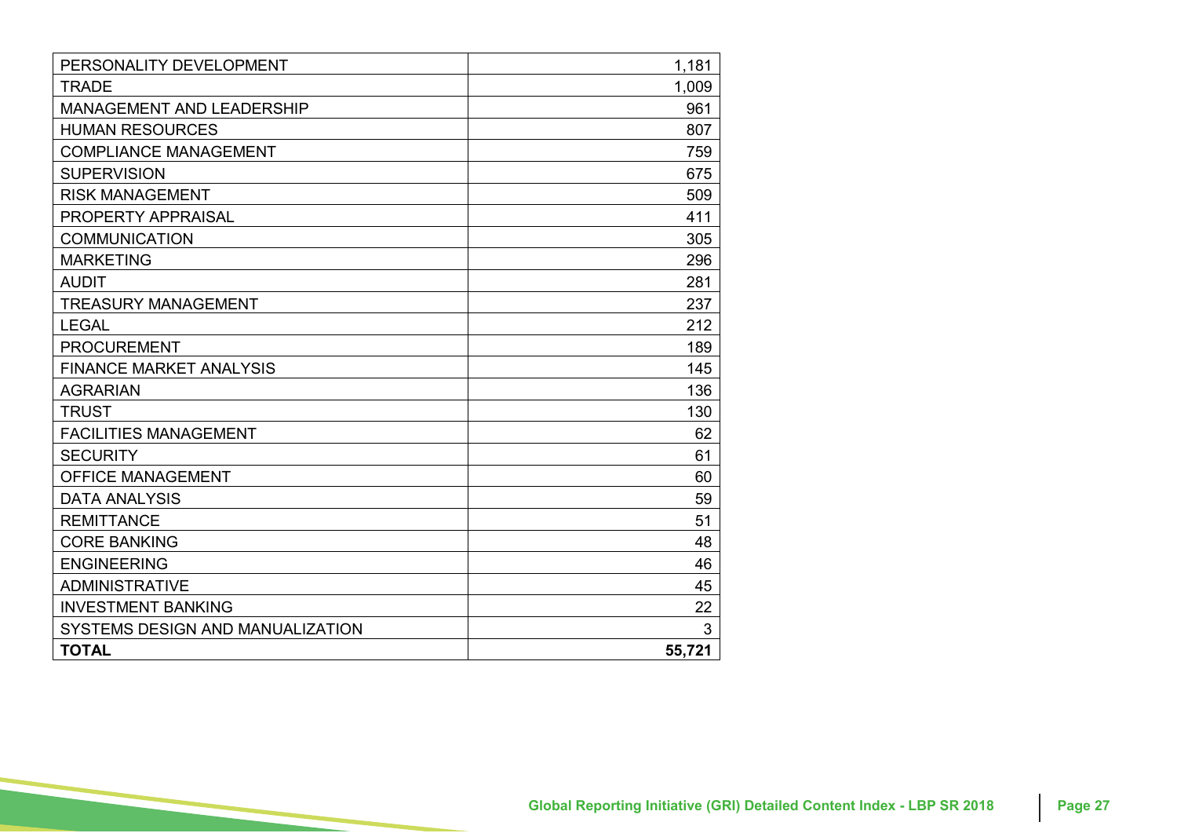| | |
|---|---|
| PERSONALITY DEVELOPMENT | 1,181 |
| TRADE | 1,009 |
| MANAGEMENT AND LEADERSHIP | 961 |
| HUMAN RESOURCES | 807 |
| COMPLIANCE MANAGEMENT | 759 |
| SUPERVISION | 675 |
| RISK MANAGEMENT | 509 |
| PROPERTY APPRAISAL | 411 |
| COMMUNICATION | 305 |
| MARKETING | 296 |
| AUDIT | 281 |
| TREASURY MANAGEMENT | 237 |
| LEGAL | 212 |
| PROCUREMENT | 189 |
| FINANCE MARKET ANALYSIS | 145 |
| AGRARIAN | 136 |
| TRUST | 130 |
| FACILITIES MANAGEMENT | 62 |
| SECURITY | 61 |
| OFFICE MANAGEMENT | 60 |
| DATA ANALYSIS | 59 |
| REMITTANCE | 51 |
| CORE BANKING | 48 |
| ENGINEERING | 46 |
| ADMINISTRATIVE | 45 |
| INVESTMENT BANKING | 22 |
| SYSTEMS DESIGN AND MANUALIZATION | 3 |
| **TOTAL** | **55,721** |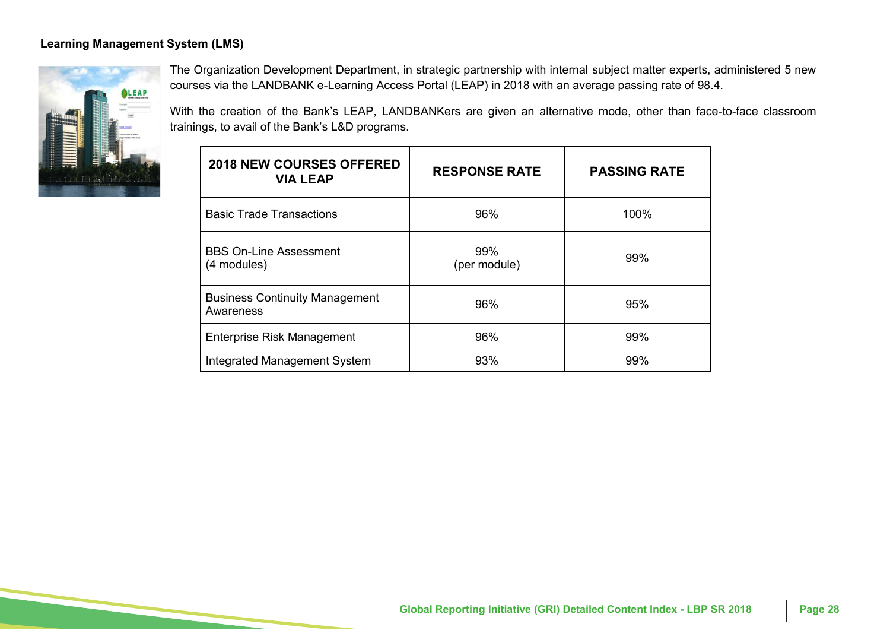**Learning Management System (LMS)**

The Organization Development Department, in strategic partnership with internal subject matter experts, administered 5 new courses via the LANDBANK e-Learning Access Portal (LEAP) in 2018 with an average passing rate of 98.4.

With the creation of the Bank's LEAP, LANDBANKers are given an alternative mode, other than face-to-face classroom trainings, to avail of the Bank's L&D programs.

| 2018 NEW COURSES OFFERED VIA LEAP | RESPONSE RATE | PASSING RATE |
|---|---|---|
| Basic Trade Transactions | 96% | 100% |
| BBS On-Line Assessment (4 modules) | 99% (per module) | 99% |
| Business Continuity Management Awareness | 96% | 95% |
| Enterprise Risk Management | 96% | 99% |
| Integrated Management System | 93% | 99% |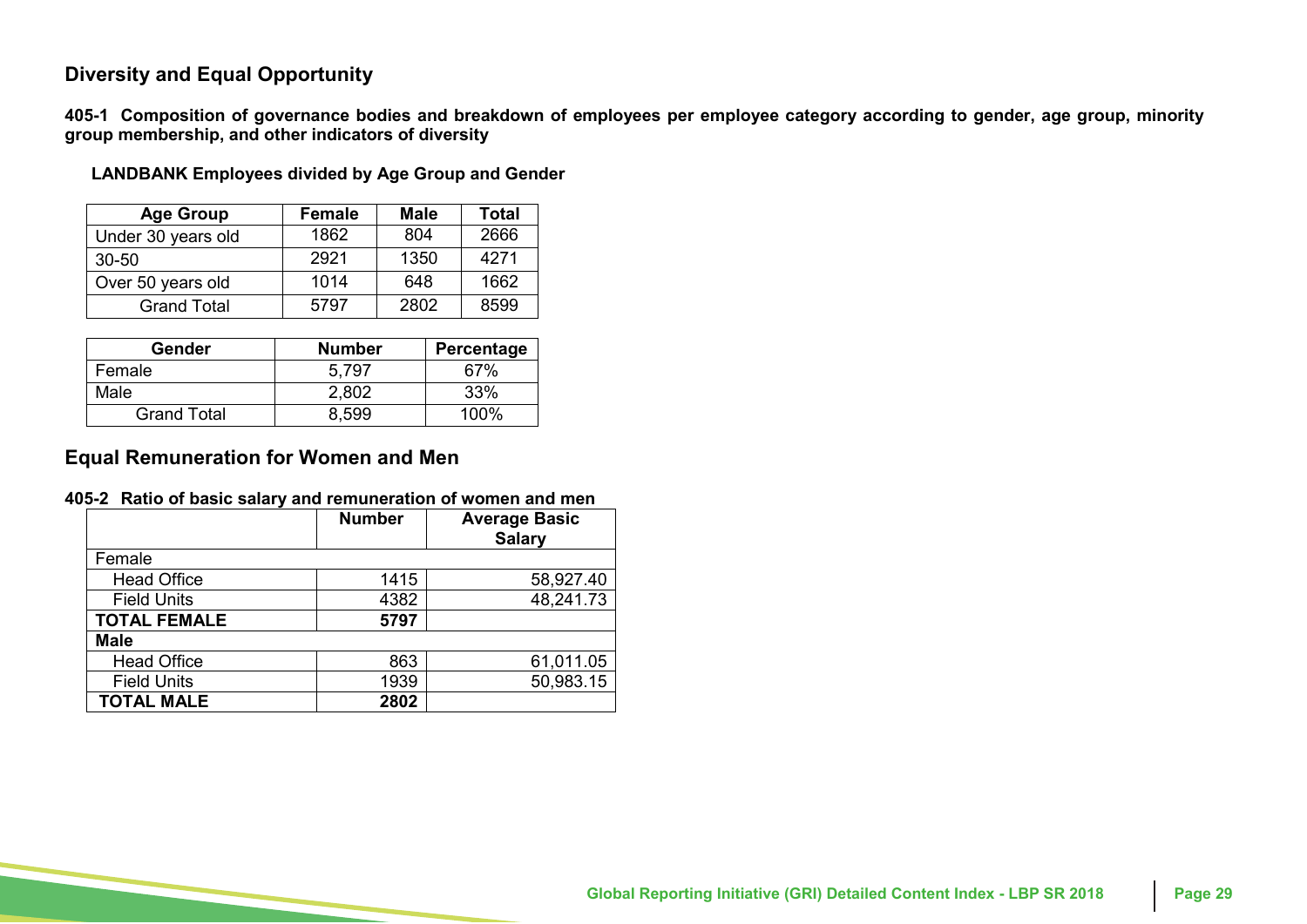## Diversity and Equal Opportunity

**405-1 Composition of governance bodies and breakdown of employees per employee category according to gender, age group, minority group membership, and other indicators of diversity**

**LANDBANK Employees divided by Age Group and Gender**

| Age Group | Female | Male | Total |
|---|---|---|---|
| Under 30 years old | 1862 | 804 | 2666 |
| 30-50 | 2921 | 1350 | 4271 |
| Over 50 years old | 1014 | 648 | 1662 |
| Grand Total | 5797 | 2802 | 8599 |

| Gender | Number | Percentage |
|---|---|---|
| Female | 5,797 | 67% |
| Male | 2,802 | 33% |
| Grand Total | 8,599 | 100% |

## Equal Remuneration for Women and Men

**405-2 Ratio of basic salary and remuneration of women and men**

| | Number | Average Basic Salary |
|---|---|---|
| Female | | |
| Head Office | 1415 | 58,927.40 |
| Field Units | 4382 | 48,241.73 |
| **TOTAL FEMALE** | **5797** | |
| **Male** | | |
| Head Office | 863 | 61,011.05 |
| Field Units | 1939 | 50,983.15 |
| **TOTAL MALE** | **2802** | |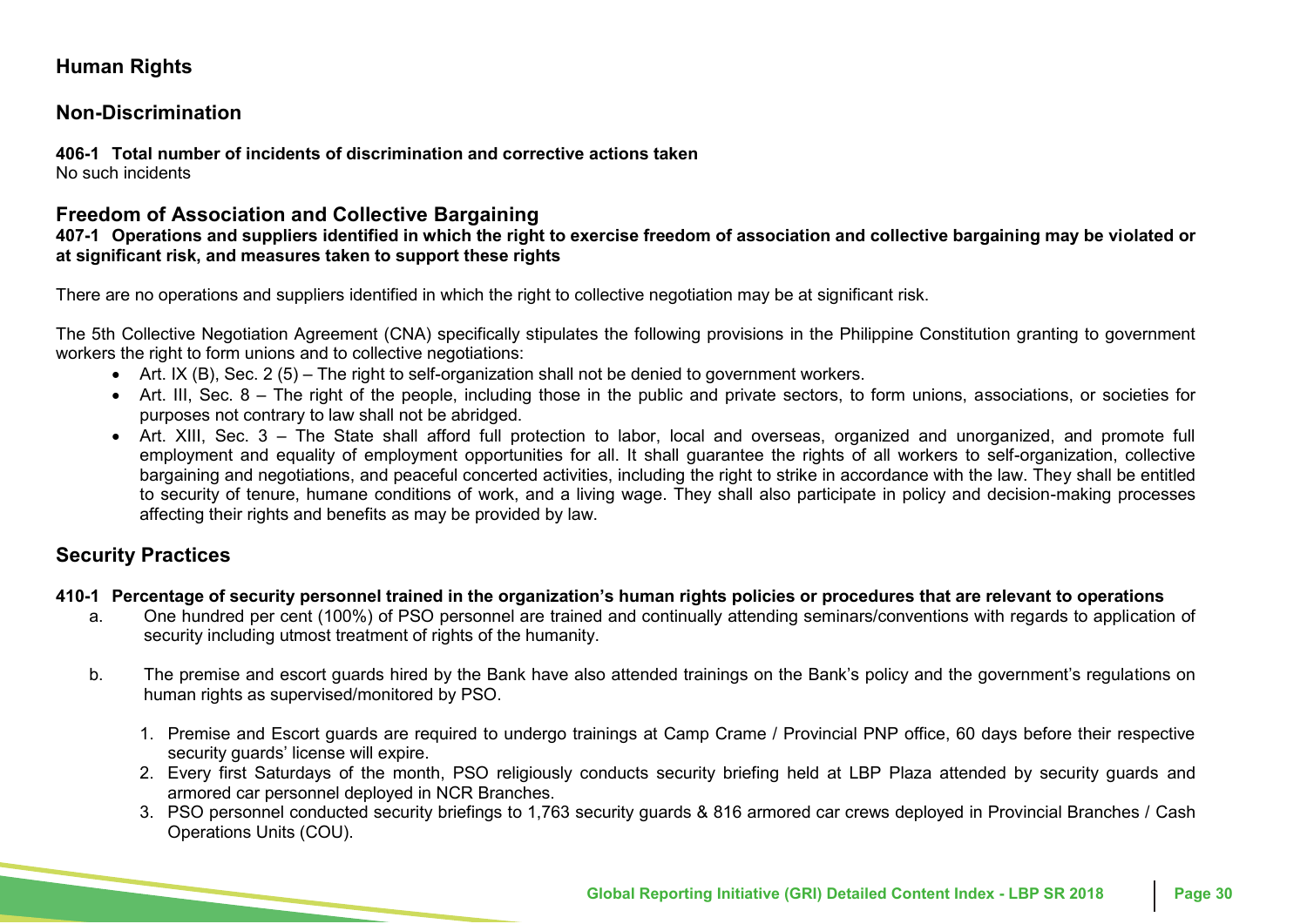## Human Rights

### Non-Discrimination

**406-1 Total number of incidents of discrimination and corrective actions taken**
No such incidents

### Freedom of Association and Collective Bargaining

**407-1 Operations and suppliers identified in which the right to exercise freedom of association and collective bargaining may be violated or at significant risk, and measures taken to support these rights**

There are no operations and suppliers identified in which the right to collective negotiation may be at significant risk.

The 5th Collective Negotiation Agreement (CNA) specifically stipulates the following provisions in the Philippine Constitution granting to government workers the right to form unions and to collective negotiations:

- Art. IX (B), Sec. 2 (5) – The right to self-organization shall not be denied to government workers.
- Art. III, Sec. 8 – The right of the people, including those in the public and private sectors, to form unions, associations, or societies for purposes not contrary to law shall not be abridged.
- Art. XIII, Sec. 3 – The State shall afford full protection to labor, local and overseas, organized and unorganized, and promote full employment and equality of employment opportunities for all. It shall guarantee the rights of all workers to self-organization, collective bargaining and negotiations, and peaceful concerted activities, including the right to strike in accordance with the law. They shall be entitled to security of tenure, humane conditions of work, and a living wage. They shall also participate in policy and decision-making processes affecting their rights and benefits as may be provided by law.

### Security Practices

**410-1 Percentage of security personnel trained in the organization's human rights policies or procedures that are relevant to operations**

a. One hundred per cent (100%) of PSO personnel are trained and continually attending seminars/conventions with regards to application of security including utmost treatment of rights of the humanity.

b. The premise and escort guards hired by the Bank have also attended trainings on the Bank's policy and the government's regulations on human rights as supervised/monitored by PSO.

   1. Premise and Escort guards are required to undergo trainings at Camp Crame / Provincial PNP office, 60 days before their respective security guards' license will expire.
   2. Every first Saturdays of the month, PSO religiously conducts security briefing held at LBP Plaza attended by security guards and armored car personnel deployed in NCR Branches.
   3. PSO personnel conducted security briefings to 1,763 security guards & 816 armored car crews deployed in Provincial Branches / Cash Operations Units (COU).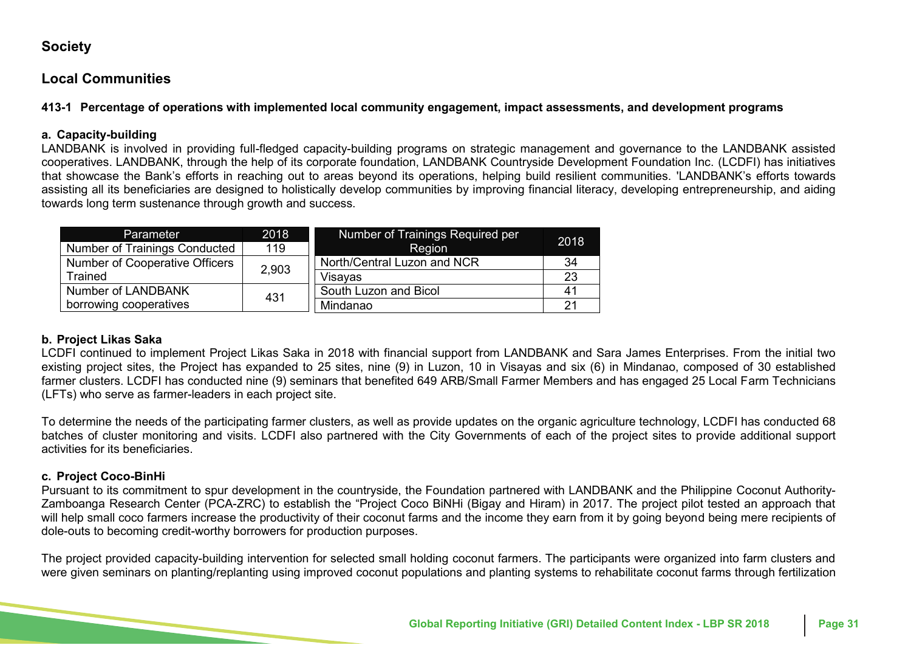## Society

## Local Communities

### 413-1 Percentage of operations with implemented local community engagement, impact assessments, and development programs

**a. Capacity-building**

LANDBANK is involved in providing full-fledged capacity-building programs on strategic management and governance to the LANDBANK assisted cooperatives. LANDBANK, through the help of its corporate foundation, LANDBANK Countryside Development Foundation Inc. (LCDFI) has initiatives that showcase the Bank's efforts in reaching out to areas beyond its operations, helping build resilient communities. 'LANDBANK's efforts towards assisting all its beneficiaries are designed to holistically develop communities by improving financial literacy, developing entrepreneurship, and aiding towards long term sustenance through growth and success.

| Parameter | 2018 |
|---|---|
| Number of Trainings Conducted | 119 |
| Number of Cooperative Officers Trained | 2,903 |
| Number of LANDBANK borrowing cooperatives | 431 |

| Number of Trainings Required per Region | 2018 |
|---|---|
| North/Central Luzon and NCR | 34 |
| Visayas | 23 |
| South Luzon and Bicol | 41 |
| Mindanao | 21 |

**b. Project Likas Saka**

LCDFI continued to implement Project Likas Saka in 2018 with financial support from LANDBANK and Sara James Enterprises. From the initial two existing project sites, the Project has expanded to 25 sites, nine (9) in Luzon, 10 in Visayas and six (6) in Mindanao, composed of 30 established farmer clusters. LCDFI has conducted nine (9) seminars that benefited 649 ARB/Small Farmer Members and has engaged 25 Local Farm Technicians (LFTs) who serve as farmer-leaders in each project site.

To determine the needs of the participating farmer clusters, as well as provide updates on the organic agriculture technology, LCDFI has conducted 68 batches of cluster monitoring and visits. LCDFI also partnered with the City Governments of each of the project sites to provide additional support activities for its beneficiaries.

**c. Project Coco-BinHi**

Pursuant to its commitment to spur development in the countryside, the Foundation partnered with LANDBANK and the Philippine Coconut Authority-Zamboanga Research Center (PCA-ZRC) to establish the "Project Coco BiNHi (Bigay and Hiram) in 2017. The project pilot tested an approach that will help small coco farmers increase the productivity of their coconut farms and the income they earn from it by going beyond being mere recipients of dole-outs to becoming credit-worthy borrowers for production purposes.

The project provided capacity-building intervention for selected small holding coconut farmers. The participants were organized into farm clusters and were given seminars on planting/replanting using improved coconut populations and planting systems to rehabilitate coconut farms through fertilization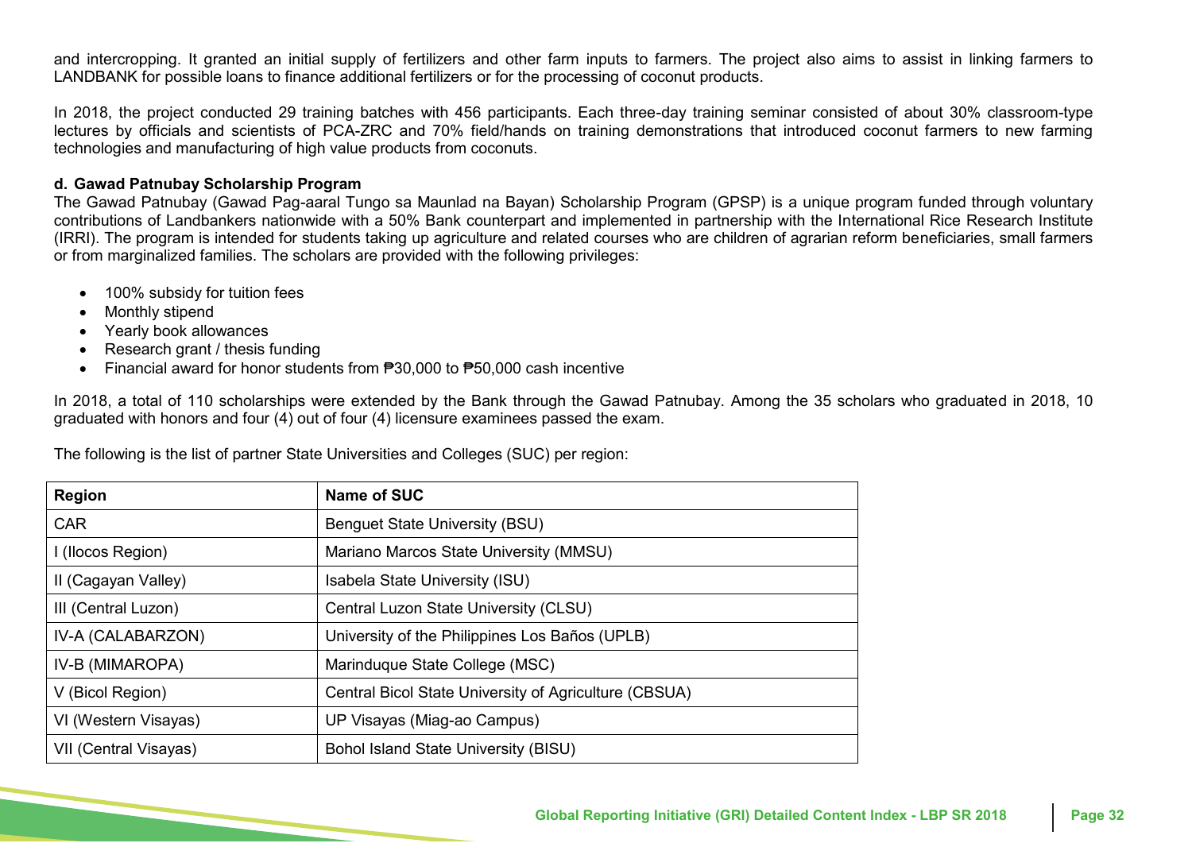and intercropping. It granted an initial supply of fertilizers and other farm inputs to farmers. The project also aims to assist in linking farmers to LANDBANK for possible loans to finance additional fertilizers or for the processing of coconut products.

In 2018, the project conducted 29 training batches with 456 participants. Each three-day training seminar consisted of about 30% classroom-type lectures by officials and scientists of PCA-ZRC and 70% field/hands on training demonstrations that introduced coconut farmers to new farming technologies and manufacturing of high value products from coconuts.

**d. Gawad Patnubay Scholarship Program**

The Gawad Patnubay (Gawad Pag-aaral Tungo sa Maunlad na Bayan) Scholarship Program (GPSP) is a unique program funded through voluntary contributions of Landbankers nationwide with a 50% Bank counterpart and implemented in partnership with the International Rice Research Institute (IRRI). The program is intended for students taking up agriculture and related courses who are children of agrarian reform beneficiaries, small farmers or from marginalized families. The scholars are provided with the following privileges:

- 100% subsidy for tuition fees
- Monthly stipend
- Yearly book allowances
- Research grant / thesis funding
- Financial award for honor students from ₱30,000 to ₱50,000 cash incentive

In 2018, a total of 110 scholarships were extended by the Bank through the Gawad Patnubay. Among the 35 scholars who graduated in 2018, 10 graduated with honors and four (4) out of four (4) licensure examinees passed the exam.

The following is the list of partner State Universities and Colleges (SUC) per region:

| Region | Name of SUC |
|---|---|
| CAR | Benguet State University (BSU) |
| I (Ilocos Region) | Mariano Marcos State University (MMSU) |
| II (Cagayan Valley) | Isabela State University (ISU) |
| III (Central Luzon) | Central Luzon State University (CLSU) |
| IV-A (CALABARZON) | University of the Philippines Los Baños (UPLB) |
| IV-B (MIMAROPA) | Marinduque State College (MSC) |
| V (Bicol Region) | Central Bicol State University of Agriculture (CBSUA) |
| VI (Western Visayas) | UP Visayas (Miag-ao Campus) |
| VII (Central Visayas) | Bohol Island State University (BISU) |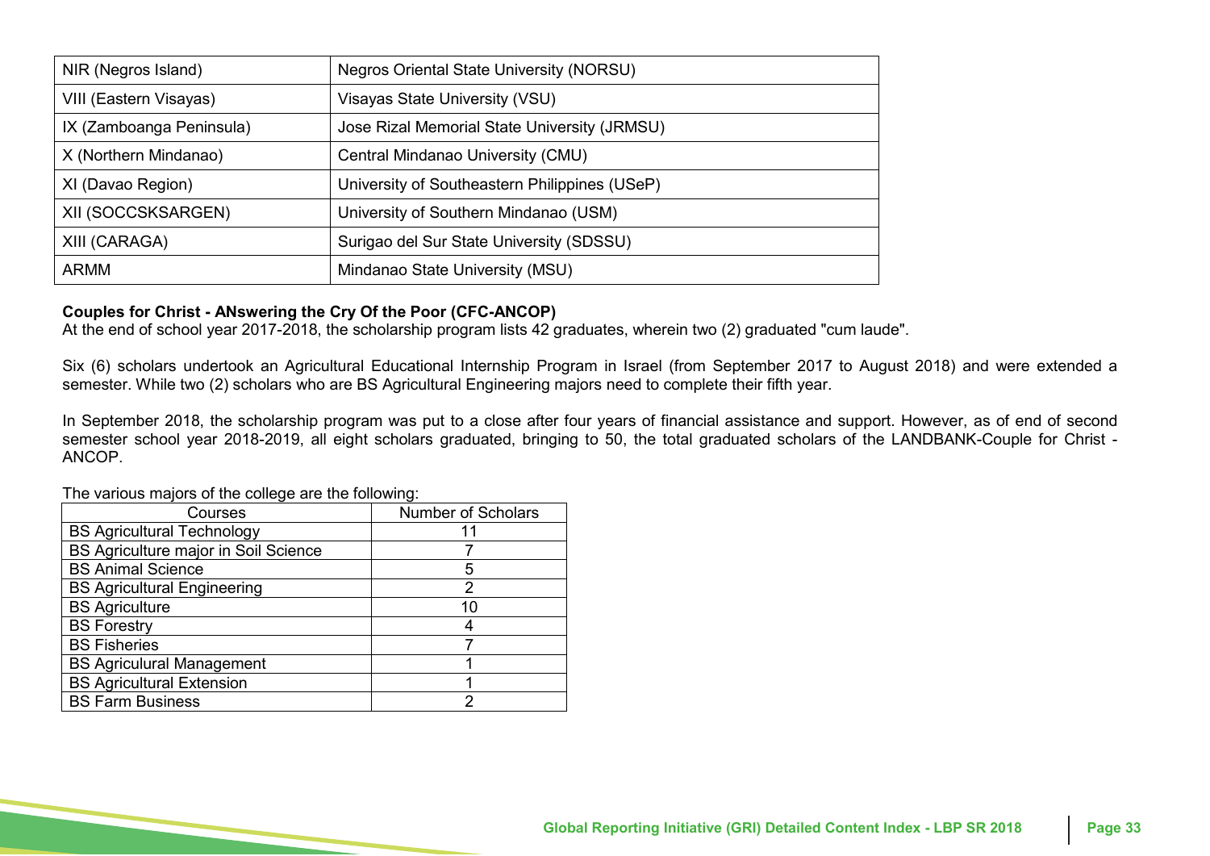| NIR (Negros Island) | Negros Oriental State University (NORSU) |
|---|---|
| VIII (Eastern Visayas) | Visayas State University (VSU) |
| IX (Zamboanga Peninsula) | Jose Rizal Memorial State University (JRMSU) |
| X (Northern Mindanao) | Central Mindanao University (CMU) |
| XI (Davao Region) | University of Southeastern Philippines (USeP) |
| XII (SOCCSKSARGEN) | University of Southern Mindanao (USM) |
| XIII (CARAGA) | Surigao del Sur State University (SDSSU) |
| ARMM | Mindanao State University (MSU) |

**Couples for Christ - ANswering the Cry Of the Poor (CFC-ANCOP)**
At the end of school year 2017-2018, the scholarship program lists 42 graduates, wherein two (2) graduated "cum laude".

Six (6) scholars undertook an Agricultural Educational Internship Program in Israel (from September 2017 to August 2018) and were extended a semester. While two (2) scholars who are BS Agricultural Engineering majors need to complete their fifth year.

In September 2018, the scholarship program was put to a close after four years of financial assistance and support. However, as of end of second semester school year 2018-2019, all eight scholars graduated, bringing to 50, the total graduated scholars of the LANDBANK-Couple for Christ - ANCOP.

The various majors of the college are the following:

| Courses | Number of Scholars |
|---|---|
| BS Agricultural Technology | 11 |
| BS Agriculture major in Soil Science | 7 |
| BS Animal Science | 5 |
| BS Agricultural Engineering | 2 |
| BS Agriculture | 10 |
| BS Forestry | 4 |
| BS Fisheries | 7 |
| BS Agriculural Management | 1 |
| BS Agricultural Extension | 1 |
| BS Farm Business | 2 |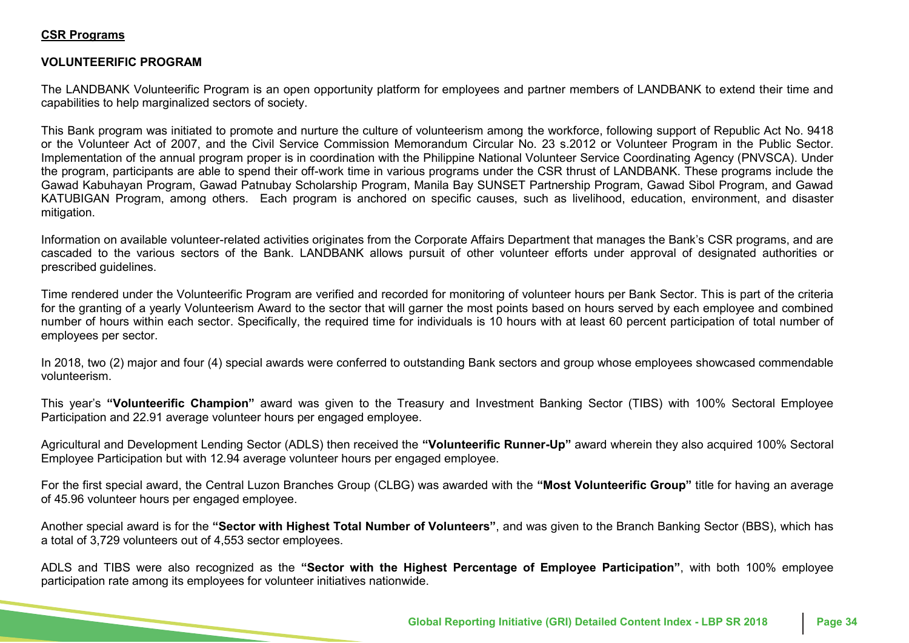## CSR Programs

### VOLUNTEERIFIC PROGRAM

The LANDBANK Volunteerific Program is an open opportunity platform for employees and partner members of LANDBANK to extend their time and capabilities to help marginalized sectors of society.

This Bank program was initiated to promote and nurture the culture of volunteerism among the workforce, following support of Republic Act No. 9418 or the Volunteer Act of 2007, and the Civil Service Commission Memorandum Circular No. 23 s.2012 or Volunteer Program in the Public Sector. Implementation of the annual program proper is in coordination with the Philippine National Volunteer Service Coordinating Agency (PNVSCA). Under the program, participants are able to spend their off-work time in various programs under the CSR thrust of LANDBANK. These programs include the Gawad Kabuhayan Program, Gawad Patnubay Scholarship Program, Manila Bay SUNSET Partnership Program, Gawad Sibol Program, and Gawad KATUBIGAN Program, among others. Each program is anchored on specific causes, such as livelihood, education, environment, and disaster mitigation.

Information on available volunteer-related activities originates from the Corporate Affairs Department that manages the Bank's CSR programs, and are cascaded to the various sectors of the Bank. LANDBANK allows pursuit of other volunteer efforts under approval of designated authorities or prescribed guidelines.

Time rendered under the Volunteerific Program are verified and recorded for monitoring of volunteer hours per Bank Sector. This is part of the criteria for the granting of a yearly Volunteerism Award to the sector that will garner the most points based on hours served by each employee and combined number of hours within each sector. Specifically, the required time for individuals is 10 hours with at least 60 percent participation of total number of employees per sector.

In 2018, two (2) major and four (4) special awards were conferred to outstanding Bank sectors and group whose employees showcased commendable volunteerism.

This year's **"Volunteerific Champion"** award was given to the Treasury and Investment Banking Sector (TIBS) with 100% Sectoral Employee Participation and 22.91 average volunteer hours per engaged employee.

Agricultural and Development Lending Sector (ADLS) then received the **"Volunteerific Runner-Up"** award wherein they also acquired 100% Sectoral Employee Participation but with 12.94 average volunteer hours per engaged employee.

For the first special award, the Central Luzon Branches Group (CLBG) was awarded with the **"Most Volunteerific Group"** title for having an average of 45.96 volunteer hours per engaged employee.

Another special award is for the **"Sector with Highest Total Number of Volunteers"**, and was given to the Branch Banking Sector (BBS), which has a total of 3,729 volunteers out of 4,553 sector employees.

ADLS and TIBS were also recognized as the **"Sector with the Highest Percentage of Employee Participation"**, with both 100% employee participation rate among its employees for volunteer initiatives nationwide.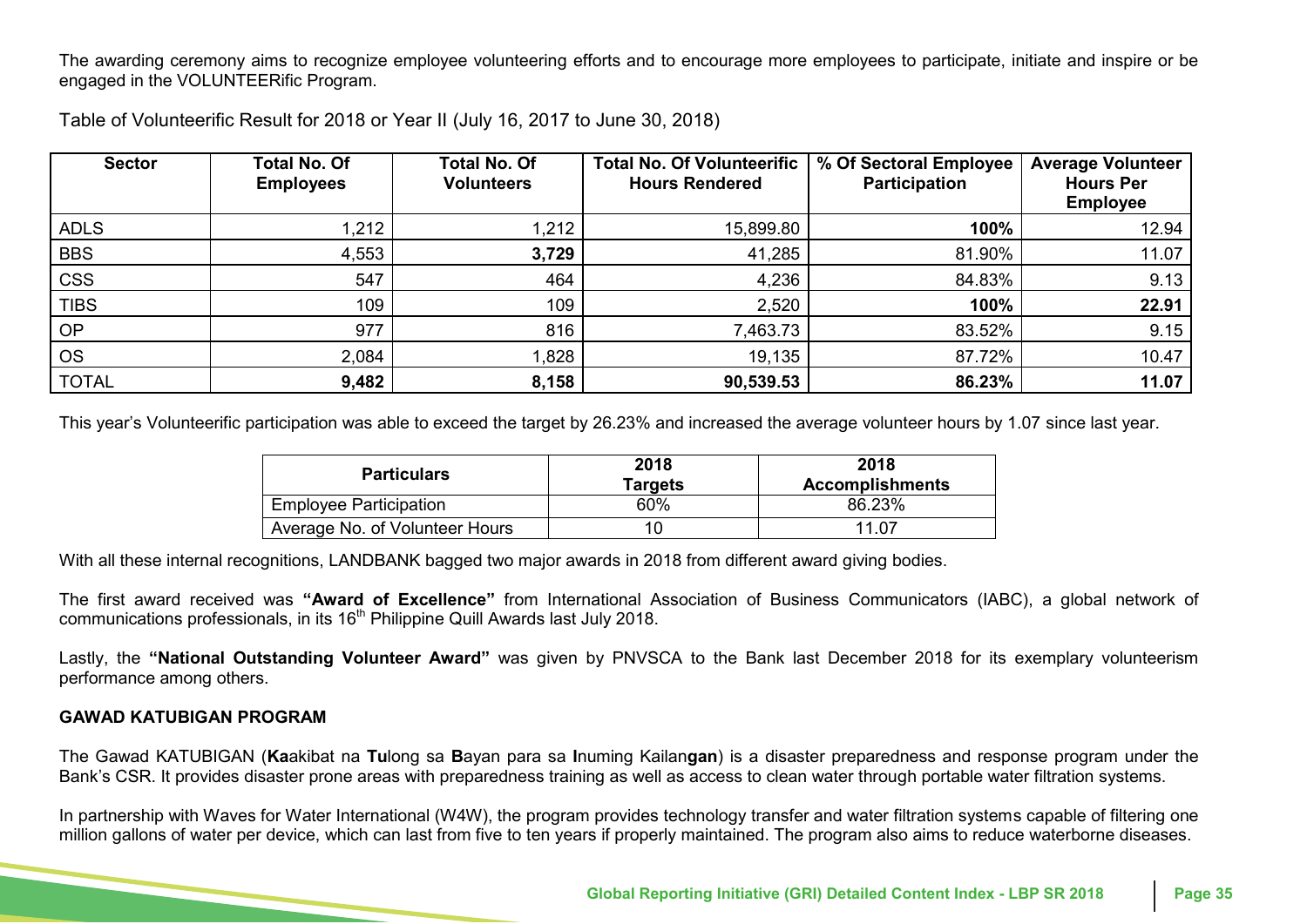The awarding ceremony aims to recognize employee volunteering efforts and to encourage more employees to participate, initiate and inspire or be engaged in the VOLUNTEERific Program.

Table of Volunteerific Result for 2018 or Year II (July 16, 2017 to June 30, 2018)

| Sector | Total No. Of Employees | Total No. Of Volunteers | Total No. Of Volunteerific Hours Rendered | % Of Sectoral Employee Participation | Average Volunteer Hours Per Employee |
|---|---|---|---|---|---|
| ADLS | 1,212 | 1,212 | 15,899.80 | **100%** | 12.94 |
| BBS | 4,553 | **3,729** | 41,285 | 81.90% | 11.07 |
| CSS | 547 | 464 | 4,236 | 84.83% | 9.13 |
| TIBS | 109 | 109 | 2,520 | **100%** | **22.91** |
| OP | 977 | 816 | 7,463.73 | 83.52% | 9.15 |
| OS | 2,084 | 1,828 | 19,135 | 87.72% | 10.47 |
| TOTAL | **9,482** | **8,158** | **90,539.53** | **86.23%** | **11.07** |

This year's Volunteerific participation was able to exceed the target by 26.23% and increased the average volunteer hours by 1.07 since last year.

| Particulars | 2018 Targets | 2018 Accomplishments |
|---|---|---|
| Employee Participation | 60% | 86.23% |
| Average No. of Volunteer Hours | 10 | 11.07 |

With all these internal recognitions, LANDBANK bagged two major awards in 2018 from different award giving bodies.

The first award received was **"Award of Excellence"** from International Association of Business Communicators (IABC), a global network of communications professionals, in its 16th Philippine Quill Awards last July 2018.

Lastly, the **"National Outstanding Volunteer Award"** was given by PNVSCA to the Bank last December 2018 for its exemplary volunteerism performance among others.

**GAWAD KATUBIGAN PROGRAM**

The Gawad KATUBIGAN (**Ka**akibat na **Tu**long sa **B**ayan para sa **I**numing Kailan**gan**) is a disaster preparedness and response program under the Bank's CSR. It provides disaster prone areas with preparedness training as well as access to clean water through portable water filtration systems.

In partnership with Waves for Water International (W4W), the program provides technology transfer and water filtration systems capable of filtering one million gallons of water per device, which can last from five to ten years if properly maintained. The program also aims to reduce waterborne diseases.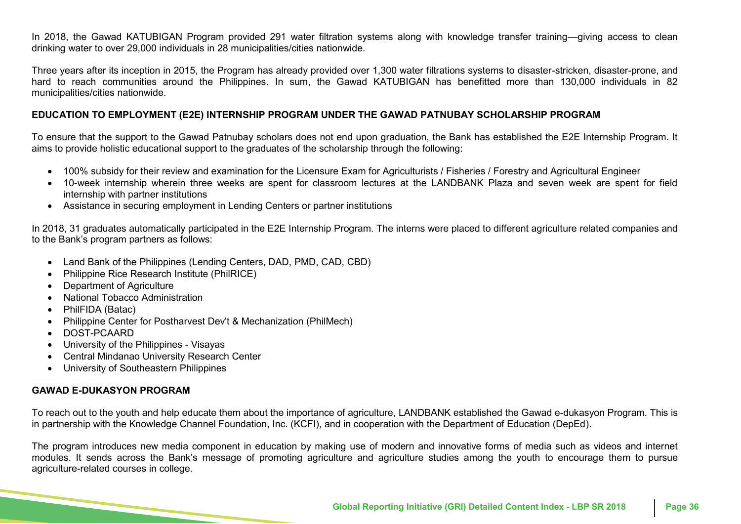In 2018, the Gawad KATUBIGAN Program provided 291 water filtration systems along with knowledge transfer training—giving access to clean drinking water to over 29,000 individuals in 28 municipalities/cities nationwide.

Three years after its inception in 2015, the Program has already provided over 1,300 water filtrations systems to disaster-stricken, disaster-prone, and hard to reach communities around the Philippines. In sum, the Gawad KATUBIGAN has benefitted more than 130,000 individuals in 82 municipalities/cities nationwide.

**EDUCATION TO EMPLOYMENT (E2E) INTERNSHIP PROGRAM UNDER THE GAWAD PATNUBAY SCHOLARSHIP PROGRAM**

To ensure that the support to the Gawad Patnubay scholars does not end upon graduation, the Bank has established the E2E Internship Program. It aims to provide holistic educational support to the graduates of the scholarship through the following:

- 100% subsidy for their review and examination for the Licensure Exam for Agriculturists / Fisheries / Forestry and Agricultural Engineer
- 10-week internship wherein three weeks are spent for classroom lectures at the LANDBANK Plaza and seven week are spent for field internship with partner institutions
- Assistance in securing employment in Lending Centers or partner institutions

In 2018, 31 graduates automatically participated in the E2E Internship Program. The interns were placed to different agriculture related companies and to the Bank's program partners as follows:

- Land Bank of the Philippines (Lending Centers, DAD, PMD, CAD, CBD)
- Philippine Rice Research Institute (PhilRICE)
- Department of Agriculture
- National Tobacco Administration
- PhilFIDA (Batac)
- Philippine Center for Postharvest Dev't & Mechanization (PhilMech)
- DOST-PCAARD
- University of the Philippines - Visayas
- Central Mindanao University Research Center
- University of Southeastern Philippines

**GAWAD E-DUKASYON PROGRAM**

To reach out to the youth and help educate them about the importance of agriculture, LANDBANK established the Gawad e-dukasyon Program. This is in partnership with the Knowledge Channel Foundation, Inc. (KCFI), and in cooperation with the Department of Education (DepEd).

The program introduces new media component in education by making use of modern and innovative forms of media such as videos and internet modules. It sends across the Bank's message of promoting agriculture and agriculture studies among the youth to encourage them to pursue agriculture-related courses in college.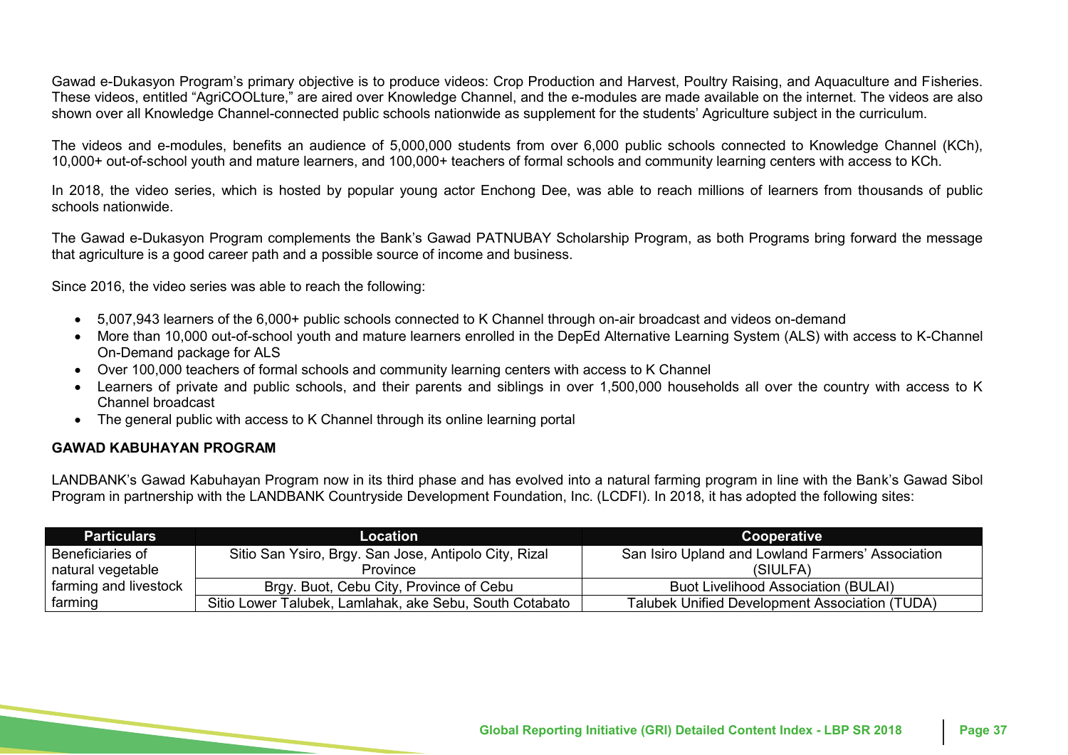Gawad e-Dukasyon Program's primary objective is to produce videos: Crop Production and Harvest, Poultry Raising, and Aquaculture and Fisheries. These videos, entitled "AgriCOOLture," are aired over Knowledge Channel, and the e-modules are made available on the internet. The videos are also shown over all Knowledge Channel-connected public schools nationwide as supplement for the students' Agriculture subject in the curriculum.

The videos and e-modules, benefits an audience of 5,000,000 students from over 6,000 public schools connected to Knowledge Channel (KCh), 10,000+ out-of-school youth and mature learners, and 100,000+ teachers of formal schools and community learning centers with access to KCh.

In 2018, the video series, which is hosted by popular young actor Enchong Dee, was able to reach millions of learners from thousands of public schools nationwide.

The Gawad e-Dukasyon Program complements the Bank's Gawad PATNUBAY Scholarship Program, as both Programs bring forward the message that agriculture is a good career path and a possible source of income and business.

Since 2016, the video series was able to reach the following:

- 5,007,943 learners of the 6,000+ public schools connected to K Channel through on-air broadcast and videos on-demand
- More than 10,000 out-of-school youth and mature learners enrolled in the DepEd Alternative Learning System (ALS) with access to K-Channel On-Demand package for ALS
- Over 100,000 teachers of formal schools and community learning centers with access to K Channel
- Learners of private and public schools, and their parents and siblings in over 1,500,000 households all over the country with access to K Channel broadcast
- The general public with access to K Channel through its online learning portal

**GAWAD KABUHAYAN PROGRAM**

LANDBANK's Gawad Kabuhayan Program now in its third phase and has evolved into a natural farming program in line with the Bank's Gawad Sibol Program in partnership with the LANDBANK Countryside Development Foundation, Inc. (LCDFI). In 2018, it has adopted the following sites:

| Particulars | Location | Cooperative |
|---|---|---|
| Beneficiaries of natural vegetable farming and livestock farming | Sitio San Ysiro, Brgy. San Jose, Antipolo City, Rizal Province | San Isiro Upland and Lowland Farmers' Association (SIULFA) |
| | Brgy. Buot, Cebu City, Province of Cebu | Buot Livelihood Association (BULAI) |
| | Sitio Lower Talubek, Lamlahak, ake Sebu, South Cotabato | Talubek Unified Development Association (TUDA) |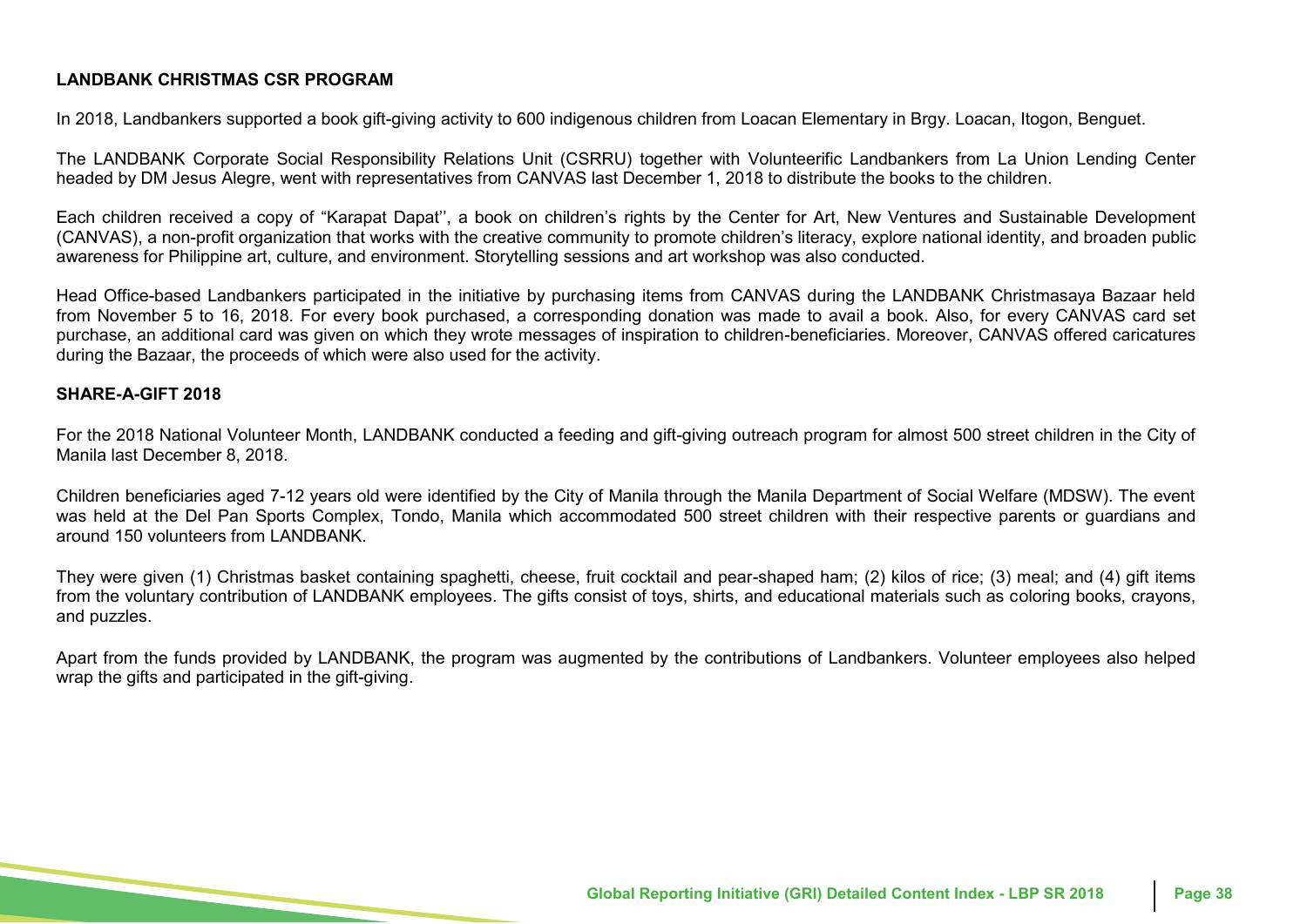## LANDBANK CHRISTMAS CSR PROGRAM

In 2018, Landbankers supported a book gift-giving activity to 600 indigenous children from Loacan Elementary in Brgy. Loacan, Itogon, Benguet.

The LANDBANK Corporate Social Responsibility Relations Unit (CSRRU) together with Volunteerific Landbankers from La Union Lending Center headed by DM Jesus Alegre, went with representatives from CANVAS last December 1, 2018 to distribute the books to the children.

Each children received a copy of "Karapat Dapat'', a book on children's rights by the Center for Art, New Ventures and Sustainable Development (CANVAS), a non-profit organization that works with the creative community to promote children's literacy, explore national identity, and broaden public awareness for Philippine art, culture, and environment. Storytelling sessions and art workshop was also conducted.

Head Office-based Landbankers participated in the initiative by purchasing items from CANVAS during the LANDBANK Christmasaya Bazaar held from November 5 to 16, 2018. For every book purchased, a corresponding donation was made to avail a book. Also, for every CANVAS card set purchase, an additional card was given on which they wrote messages of inspiration to children-beneficiaries. Moreover, CANVAS offered caricatures during the Bazaar, the proceeds of which were also used for the activity.

## SHARE-A-GIFT 2018

For the 2018 National Volunteer Month, LANDBANK conducted a feeding and gift-giving outreach program for almost 500 street children in the City of Manila last December 8, 2018.

Children beneficiaries aged 7-12 years old were identified by the City of Manila through the Manila Department of Social Welfare (MDSW). The event was held at the Del Pan Sports Complex, Tondo, Manila which accommodated 500 street children with their respective parents or guardians and around 150 volunteers from LANDBANK.

They were given (1) Christmas basket containing spaghetti, cheese, fruit cocktail and pear-shaped ham; (2) kilos of rice; (3) meal; and (4) gift items from the voluntary contribution of LANDBANK employees. The gifts consist of toys, shirts, and educational materials such as coloring books, crayons, and puzzles.

Apart from the funds provided by LANDBANK, the program was augmented by the contributions of Landbankers. Volunteer employees also helped wrap the gifts and participated in the gift-giving.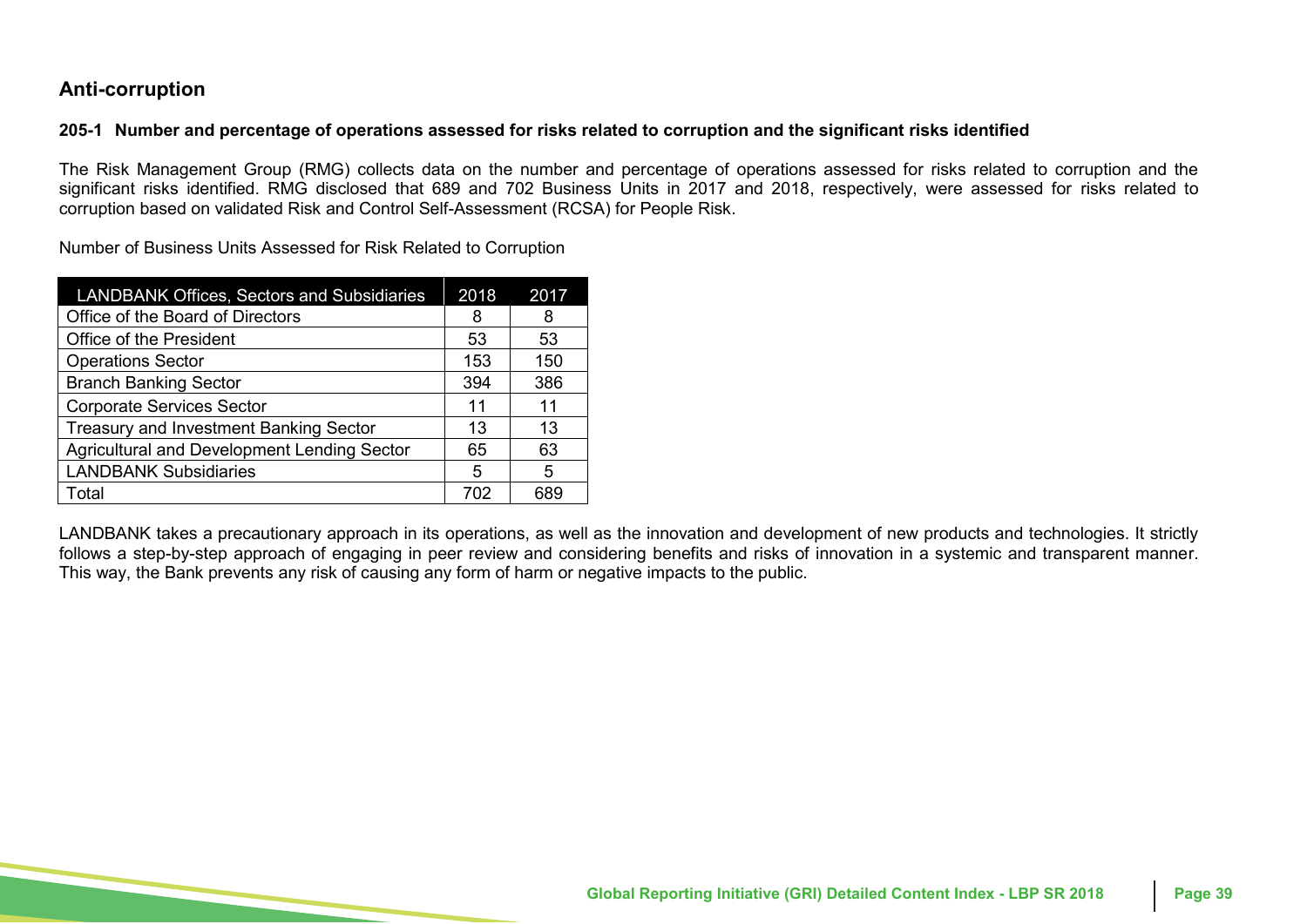## Anti-corruption

### 205-1 Number and percentage of operations assessed for risks related to corruption and the significant risks identified

The Risk Management Group (RMG) collects data on the number and percentage of operations assessed for risks related to corruption and the significant risks identified. RMG disclosed that 689 and 702 Business Units in 2017 and 2018, respectively, were assessed for risks related to corruption based on validated Risk and Control Self-Assessment (RCSA) for People Risk.

Number of Business Units Assessed for Risk Related to Corruption

| LANDBANK Offices, Sectors and Subsidiaries | 2018 | 2017 |
|---|---|---|
| Office of the Board of Directors | 8 | 8 |
| Office of the President | 53 | 53 |
| Operations Sector | 153 | 150 |
| Branch Banking Sector | 394 | 386 |
| Corporate Services Sector | 11 | 11 |
| Treasury and Investment Banking Sector | 13 | 13 |
| Agricultural and Development Lending Sector | 65 | 63 |
| LANDBANK Subsidiaries | 5 | 5 |
| Total | 702 | 689 |

LANDBANK takes a precautionary approach in its operations, as well as the innovation and development of new products and technologies. It strictly follows a step-by-step approach of engaging in peer review and considering benefits and risks of innovation in a systemic and transparent manner. This way, the Bank prevents any risk of causing any form of harm or negative impacts to the public.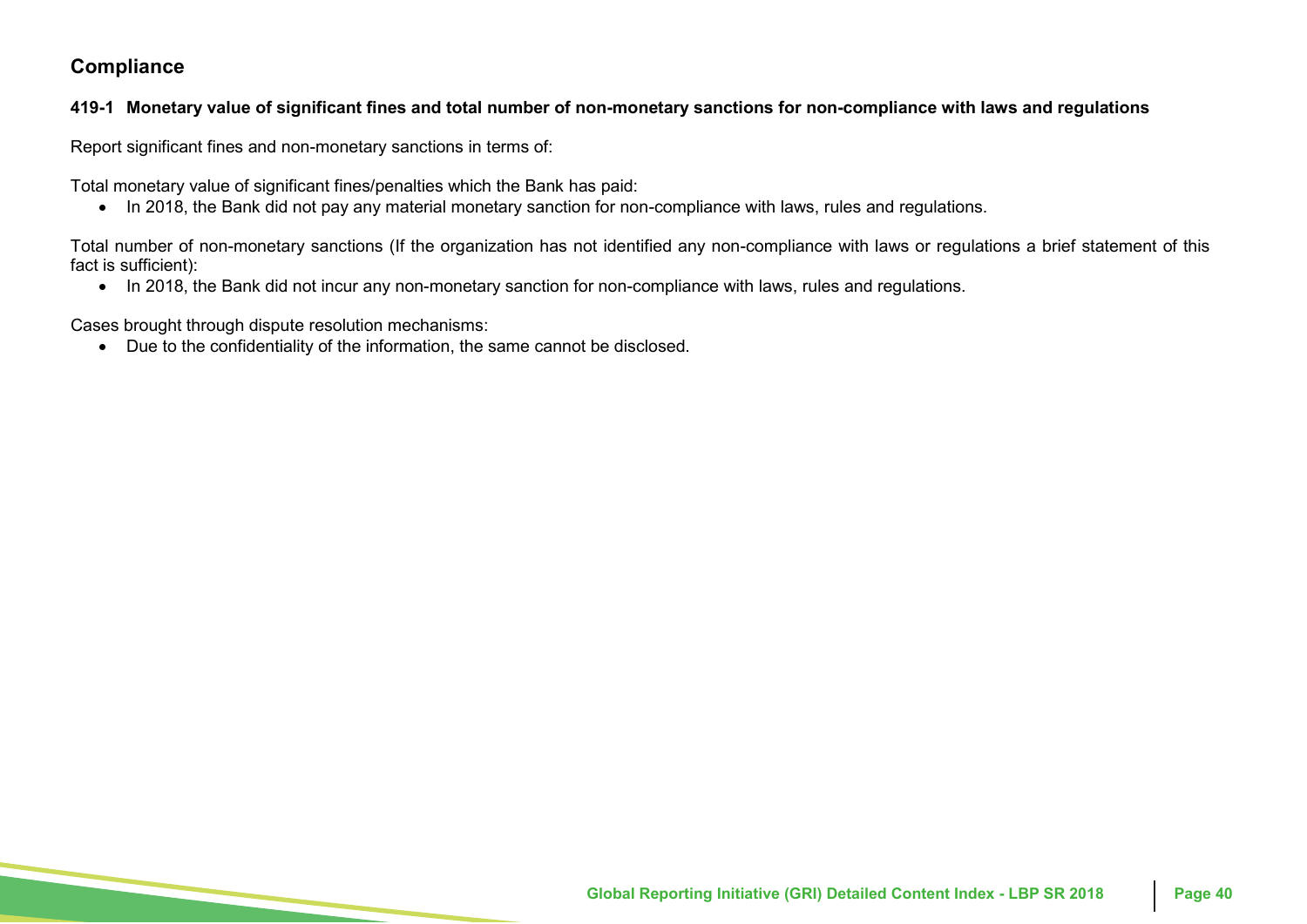## Compliance

### 419-1 Monetary value of significant fines and total number of non-monetary sanctions for non-compliance with laws and regulations

Report significant fines and non-monetary sanctions in terms of:

Total monetary value of significant fines/penalties which the Bank has paid:

- In 2018, the Bank did not pay any material monetary sanction for non-compliance with laws, rules and regulations.

Total number of non-monetary sanctions (If the organization has not identified any non-compliance with laws or regulations a brief statement of this fact is sufficient):

- In 2018, the Bank did not incur any non-monetary sanction for non-compliance with laws, rules and regulations.

Cases brought through dispute resolution mechanisms:

- Due to the confidentiality of the information, the same cannot be disclosed.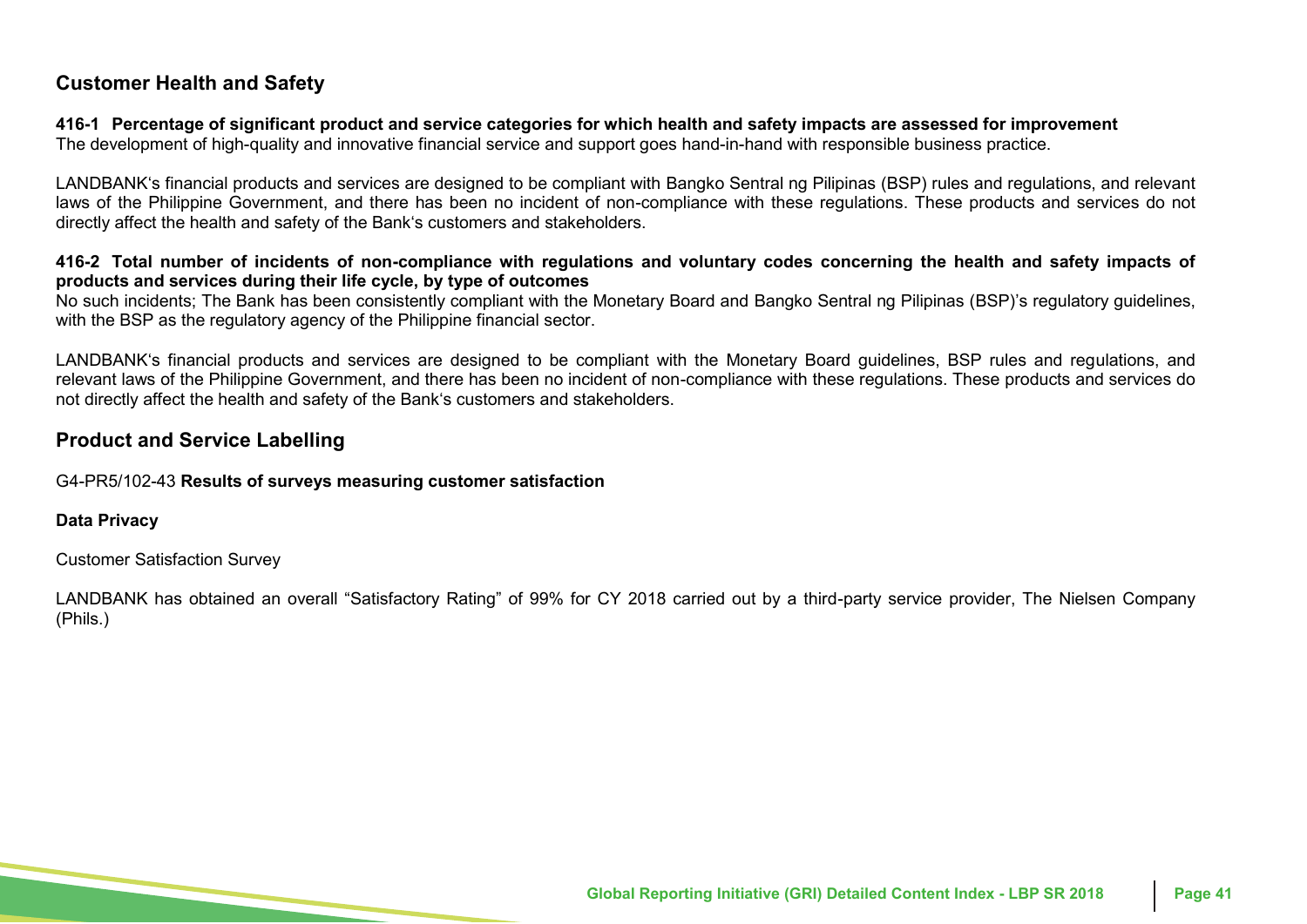## Customer Health and Safety

**416-1 Percentage of significant product and service categories for which health and safety impacts are assessed for improvement**
The development of high-quality and innovative financial service and support goes hand-in-hand with responsible business practice.

LANDBANK's financial products and services are designed to be compliant with Bangko Sentral ng Pilipinas (BSP) rules and regulations, and relevant laws of the Philippine Government, and there has been no incident of non-compliance with these regulations. These products and services do not directly affect the health and safety of the Bank's customers and stakeholders.

**416-2 Total number of incidents of non-compliance with regulations and voluntary codes concerning the health and safety impacts of products and services during their life cycle, by type of outcomes**
No such incidents; The Bank has been consistently compliant with the Monetary Board and Bangko Sentral ng Pilipinas (BSP)'s regulatory guidelines, with the BSP as the regulatory agency of the Philippine financial sector.

LANDBANK's financial products and services are designed to be compliant with the Monetary Board guidelines, BSP rules and regulations, and relevant laws of the Philippine Government, and there has been no incident of non-compliance with these regulations. These products and services do not directly affect the health and safety of the Bank's customers and stakeholders.

## Product and Service Labelling

G4-PR5/102-43 **Results of surveys measuring customer satisfaction**

**Data Privacy**

Customer Satisfaction Survey

LANDBANK has obtained an overall "Satisfactory Rating" of 99% for CY 2018 carried out by a third-party service provider, The Nielsen Company (Phils.)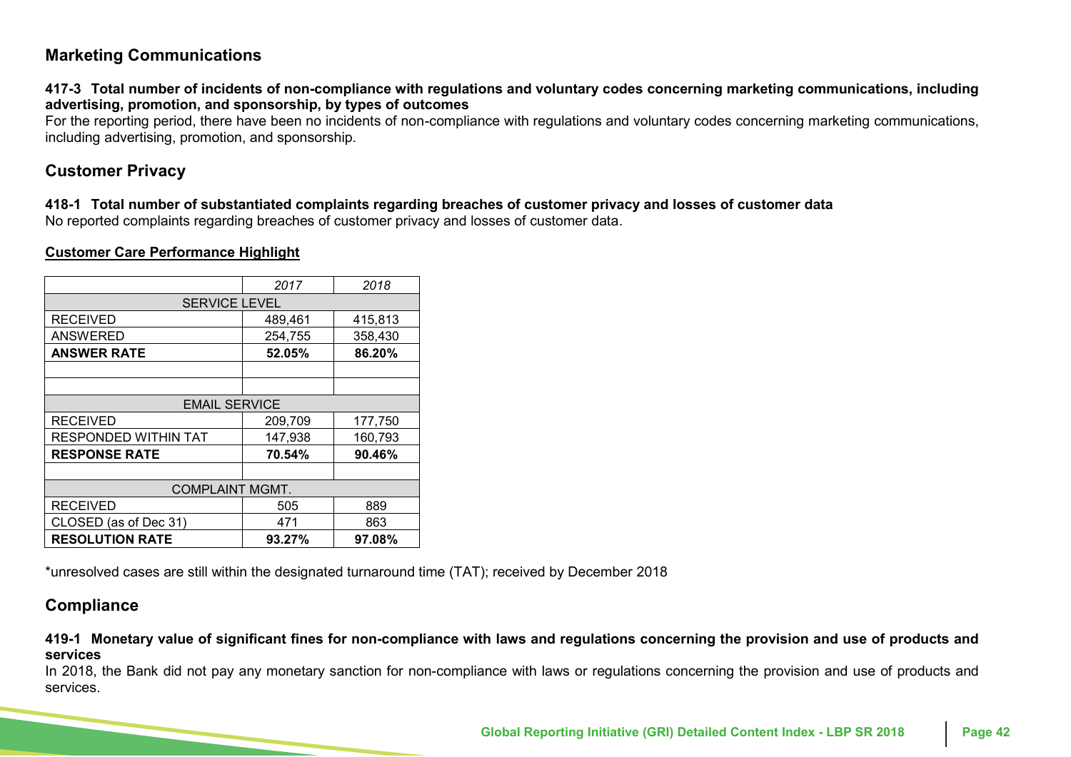## Marketing Communications

**417-3 Total number of incidents of non-compliance with regulations and voluntary codes concerning marketing communications, including advertising, promotion, and sponsorship, by types of outcomes**

For the reporting period, there have been no incidents of non-compliance with regulations and voluntary codes concerning marketing communications, including advertising, promotion, and sponsorship.

## Customer Privacy

**418-1 Total number of substantiated complaints regarding breaches of customer privacy and losses of customer data**

No reported complaints regarding breaches of customer privacy and losses of customer data.

**Customer Care Performance Highlight**

| | *2017* | *2018* |
|---|---|---|
| SERVICE LEVEL | | |
| RECEIVED | 489,461 | 415,813 |
| ANSWERED | 254,755 | 358,430 |
| **ANSWER RATE** | **52.05%** | **86.20%** |
| | | |
| | | |
| EMAIL SERVICE | | |
| RECEIVED | 209,709 | 177,750 |
| RESPONDED WITHIN TAT | 147,938 | 160,793 |
| **RESPONSE RATE** | **70.54%** | **90.46%** |
| | | |
| COMPLAINT MGMT. | | |
| RECEIVED | 505 | 889 |
| CLOSED (as of Dec 31) | 471 | 863 |
| **RESOLUTION RATE** | **93.27%** | **97.08%** |

*unresolved cases are still within the designated turnaround time (TAT); received by December 2018

## Compliance

**419-1 Monetary value of significant fines for non-compliance with laws and regulations concerning the provision and use of products and services**

In 2018, the Bank did not pay any monetary sanction for non-compliance with laws or regulations concerning the provision and use of products and services.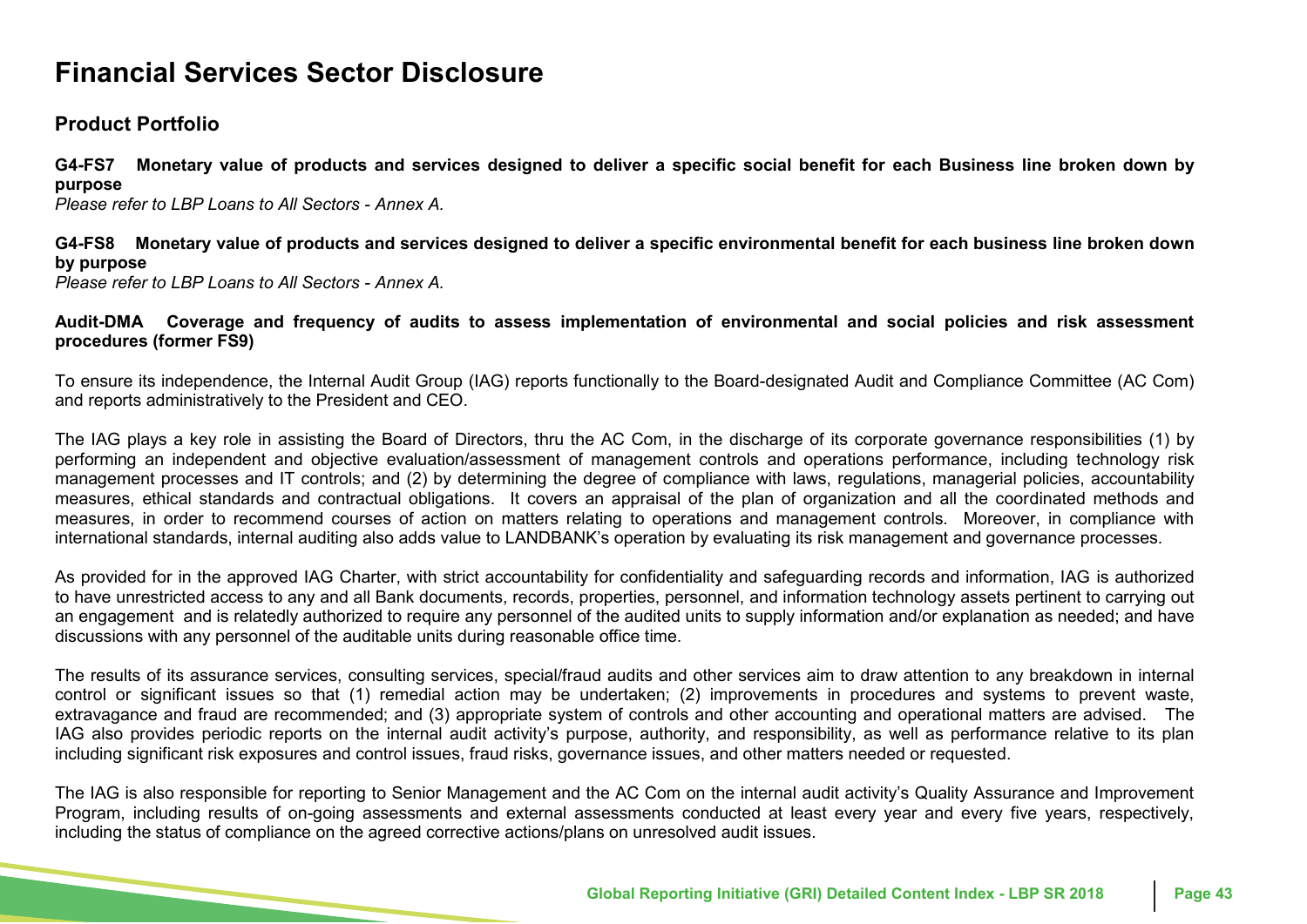# Financial Services Sector Disclosure

## Product Portfolio

**G4-FS7 Monetary value of products and services designed to deliver a specific social benefit for each Business line broken down by purpose**

*Please refer to LBP Loans to All Sectors - Annex A.*

**G4-FS8 Monetary value of products and services designed to deliver a specific environmental benefit for each business line broken down by purpose**

*Please refer to LBP Loans to All Sectors - Annex A.*

**Audit-DMA Coverage and frequency of audits to assess implementation of environmental and social policies and risk assessment procedures (former FS9)**

To ensure its independence, the Internal Audit Group (IAG) reports functionally to the Board-designated Audit and Compliance Committee (AC Com) and reports administratively to the President and CEO.

The IAG plays a key role in assisting the Board of Directors, thru the AC Com, in the discharge of its corporate governance responsibilities (1) by performing an independent and objective evaluation/assessment of management controls and operations performance, including technology risk management processes and IT controls; and (2) by determining the degree of compliance with laws, regulations, managerial policies, accountability measures, ethical standards and contractual obligations. It covers an appraisal of the plan of organization and all the coordinated methods and measures, in order to recommend courses of action on matters relating to operations and management controls. Moreover, in compliance with international standards, internal auditing also adds value to LANDBANK's operation by evaluating its risk management and governance processes.

As provided for in the approved IAG Charter, with strict accountability for confidentiality and safeguarding records and information, IAG is authorized to have unrestricted access to any and all Bank documents, records, properties, personnel, and information technology assets pertinent to carrying out an engagement and is relatedly authorized to require any personnel of the audited units to supply information and/or explanation as needed; and have discussions with any personnel of the auditable units during reasonable office time.

The results of its assurance services, consulting services, special/fraud audits and other services aim to draw attention to any breakdown in internal control or significant issues so that (1) remedial action may be undertaken; (2) improvements in procedures and systems to prevent waste, extravagance and fraud are recommended; and (3) appropriate system of controls and other accounting and operational matters are advised. The IAG also provides periodic reports on the internal audit activity's purpose, authority, and responsibility, as well as performance relative to its plan including significant risk exposures and control issues, fraud risks, governance issues, and other matters needed or requested.

The IAG is also responsible for reporting to Senior Management and the AC Com on the internal audit activity's Quality Assurance and Improvement Program, including results of on-going assessments and external assessments conducted at least every year and every five years, respectively, including the status of compliance on the agreed corrective actions/plans on unresolved audit issues.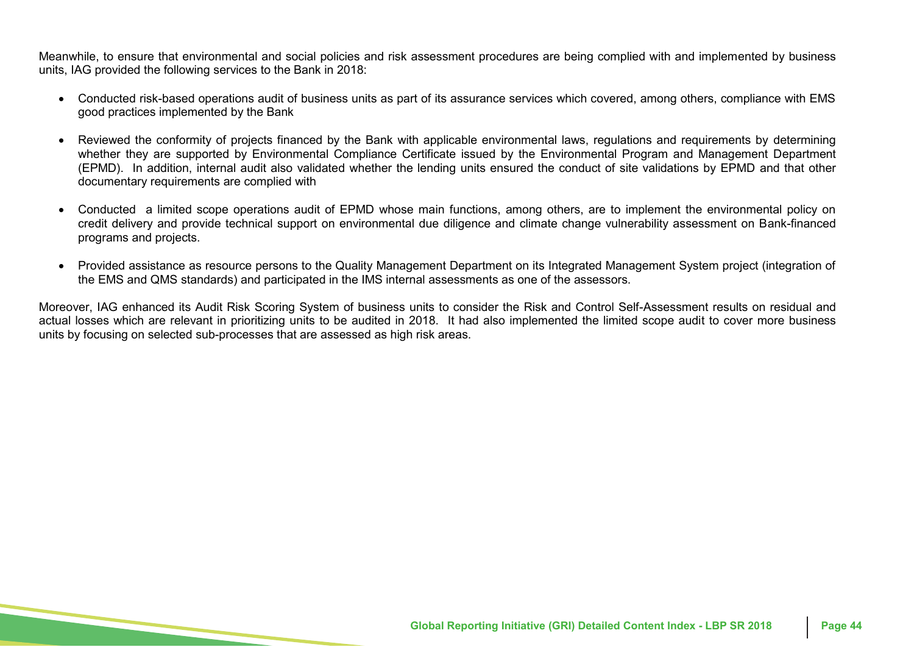Meanwhile, to ensure that environmental and social policies and risk assessment procedures are being complied with and implemented by business units, IAG provided the following services to the Bank in 2018:

- Conducted risk-based operations audit of business units as part of its assurance services which covered, among others, compliance with EMS good practices implemented by the Bank

- Reviewed the conformity of projects financed by the Bank with applicable environmental laws, regulations and requirements by determining whether they are supported by Environmental Compliance Certificate issued by the Environmental Program and Management Department (EPMD). In addition, internal audit also validated whether the lending units ensured the conduct of site validations by EPMD and that other documentary requirements are complied with

- Conducted a limited scope operations audit of EPMD whose main functions, among others, are to implement the environmental policy on credit delivery and provide technical support on environmental due diligence and climate change vulnerability assessment on Bank-financed programs and projects.

- Provided assistance as resource persons to the Quality Management Department on its Integrated Management System project (integration of the EMS and QMS standards) and participated in the IMS internal assessments as one of the assessors.

Moreover, IAG enhanced its Audit Risk Scoring System of business units to consider the Risk and Control Self-Assessment results on residual and actual losses which are relevant in prioritizing units to be audited in 2018. It had also implemented the limited scope audit to cover more business units by focusing on selected sub-processes that are assessed as high risk areas.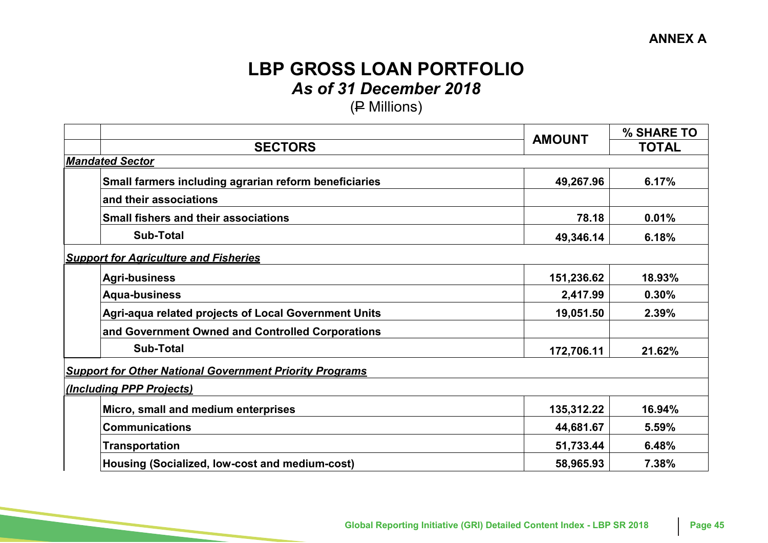**ANNEX A**

# LBP GROSS LOAN PORTFOLIO

## *As of 31 December 2018*

(₱ Millions)

| SECTORS | AMOUNT | % SHARE TO TOTAL |
|---|---|---|
| ***Mandated Sector*** | | |
| Small farmers including agrarian reform beneficiaries and their associations | 49,267.96 | 6.17% |
| Small fishers and their associations | 78.18 | 0.01% |
| **Sub-Total** | **49,346.14** | **6.18%** |
| ***Support for Agriculture and Fisheries*** | | |
| Agri-business | 151,236.62 | 18.93% |
| Aqua-business | 2,417.99 | 0.30% |
| Agri-aqua related projects of Local Government Units and Government Owned and Controlled Corporations | 19,051.50 | 2.39% |
| **Sub-Total** | **172,706.11** | **21.62%** |
| ***Support for Other National Government Priority Programs (Including PPP Projects)*** | | |
| Micro, small and medium enterprises | 135,312.22 | 16.94% |
| Communications | 44,681.67 | 5.59% |
| Transportation | 51,733.44 | 6.48% |
| Housing (Socialized, low-cost and medium-cost) | 58,965.93 | 7.38% |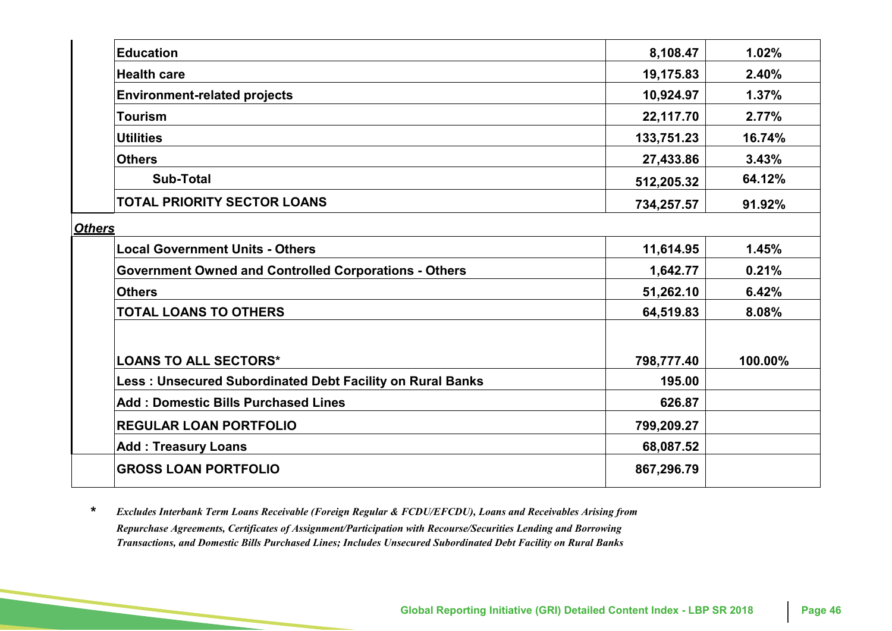| | | | |
|---|---|---|---|
| | **Education** | **8,108.47** | **1.02%** |
| | **Health care** | **19,175.83** | **2.40%** |
| | **Environment-related projects** | **10,924.97** | **1.37%** |
| | **Tourism** | **22,117.70** | **2.77%** |
| | **Utilities** | **133,751.23** | **16.74%** |
| | **Others** | **27,433.86** | **3.43%** |
| | **Sub-Total** | **512,205.32** | **64.12%** |
| | **TOTAL PRIORITY SECTOR LOANS** | **734,257.57** | **91.92%** |
| ***Others*** | | | |
| | **Local Government Units - Others** | **11,614.95** | **1.45%** |
| | **Government Owned and Controlled Corporations - Others** | **1,642.77** | **0.21%** |
| | **Others** | **51,262.10** | **6.42%** |
| | **TOTAL LOANS TO OTHERS** | **64,519.83** | **8.08%** |
| | **LOANS TO ALL SECTORS*** | **798,777.40** | **100.00%** |
| | **Less : Unsecured Subordinated Debt Facility on Rural Banks** | **195.00** | |
| | **Add : Domestic Bills Purchased Lines** | **626.87** | |
| | **REGULAR LOAN PORTFOLIO** | **799,209.27** | |
| | **Add : Treasury Loans** | **68,087.52** | |
| | **GROSS LOAN PORTFOLIO** | **867,296.79** | |

\* *Excludes Interbank Term Loans Receivable (Foreign Regular & FCDU/EFCDU), Loans and Receivables Arising from Repurchase Agreements, Certificates of Assignment/Participation with Recourse/Securities Lending and Borrowing Transactions, and Domestic Bills Purchased Lines; Includes Unsecured Subordinated Debt Facility on Rural Banks*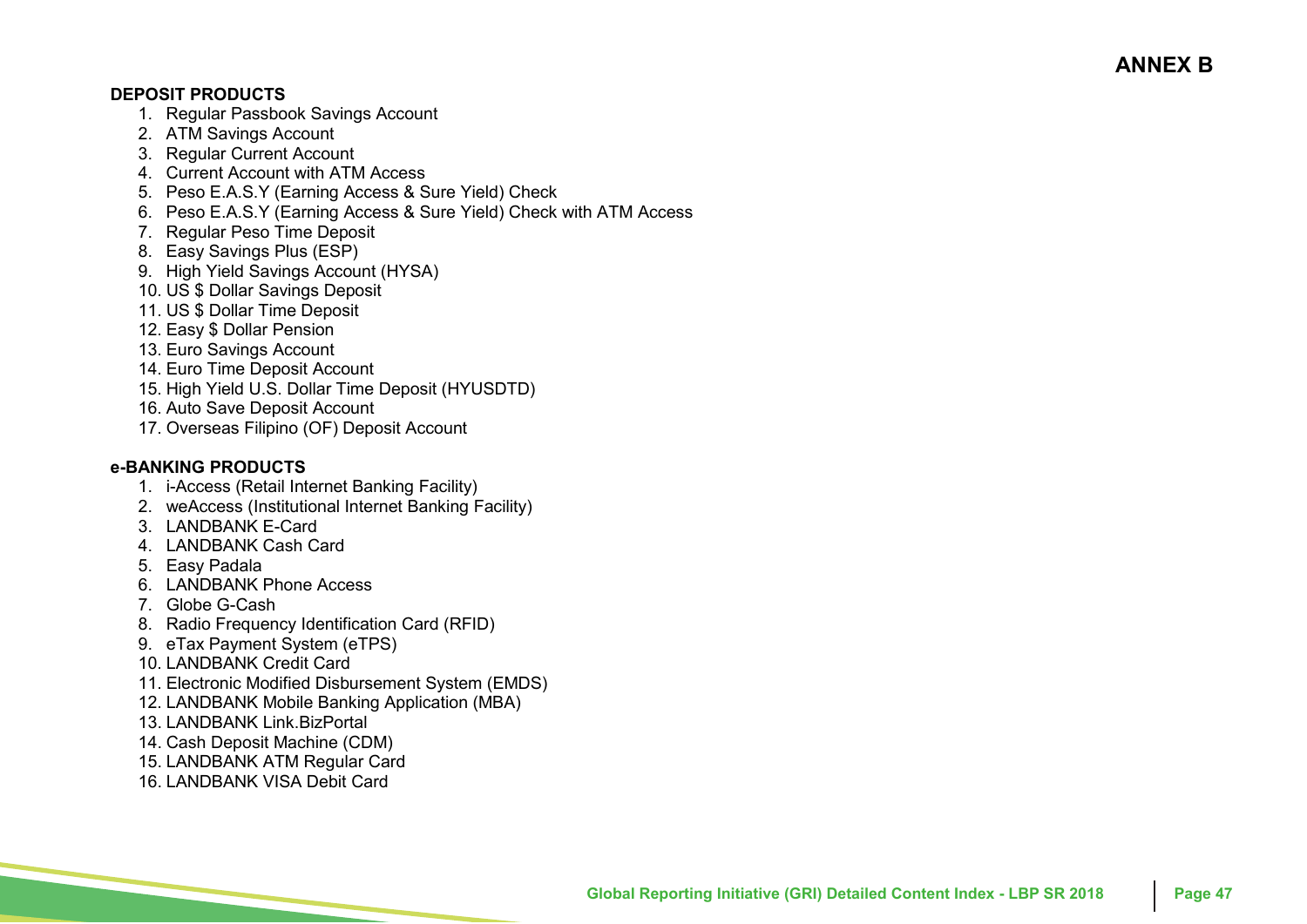# ANNEX B

**DEPOSIT PRODUCTS**

1. Regular Passbook Savings Account
2. ATM Savings Account
3. Regular Current Account
4. Current Account with ATM Access
5. Peso E.A.S.Y (Earning Access & Sure Yield) Check
6. Peso E.A.S.Y (Earning Access & Sure Yield) Check with ATM Access
7. Regular Peso Time Deposit
8. Easy Savings Plus (ESP)
9. High Yield Savings Account (HYSA)
10. US $ Dollar Savings Deposit
11. US $ Dollar Time Deposit
12. Easy $ Dollar Pension
13. Euro Savings Account
14. Euro Time Deposit Account
15. High Yield U.S. Dollar Time Deposit (HYUSDTD)
16. Auto Save Deposit Account
17. Overseas Filipino (OF) Deposit Account

**e-BANKING PRODUCTS**

1. i-Access (Retail Internet Banking Facility)
2. weAccess (Institutional Internet Banking Facility)
3. LANDBANK E-Card
4. LANDBANK Cash Card
5. Easy Padala
6. LANDBANK Phone Access
7. Globe G-Cash
8. Radio Frequency Identification Card (RFID)
9. eTax Payment System (eTPS)
10. LANDBANK Credit Card
11. Electronic Modified Disbursement System (EMDS)
12. LANDBANK Mobile Banking Application (MBA)
13. LANDBANK Link.BizPortal
14. Cash Deposit Machine (CDM)
15. LANDBANK ATM Regular Card
16. LANDBANK VISA Debit Card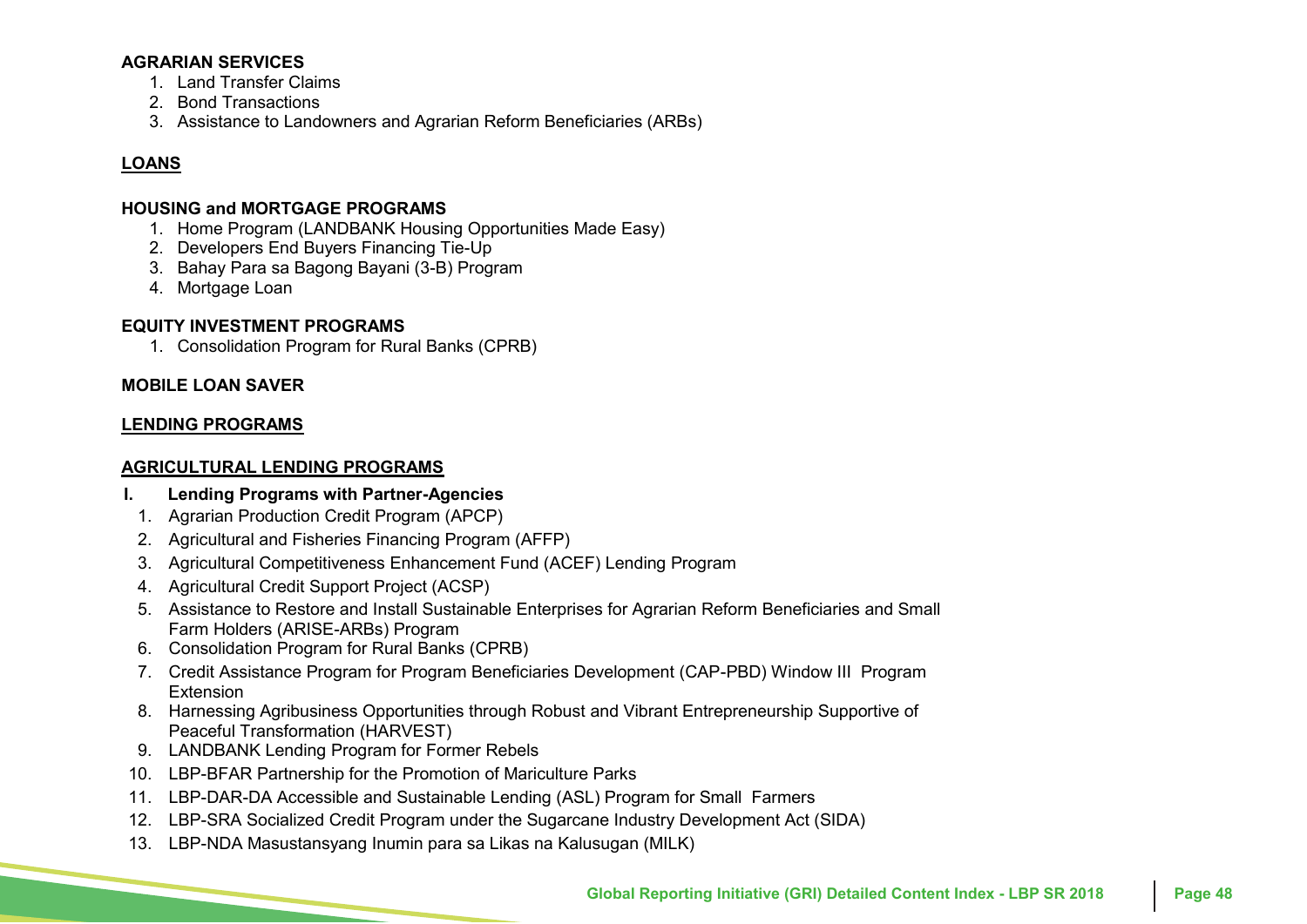**AGRARIAN SERVICES**

1. Land Transfer Claims
2. Bond Transactions
3. Assistance to Landowners and Agrarian Reform Beneficiaries (ARBs)

**LOANS**

**HOUSING and MORTGAGE PROGRAMS**

1. Home Program (LANDBANK Housing Opportunities Made Easy)
2. Developers End Buyers Financing Tie-Up
3. Bahay Para sa Bagong Bayani (3-B) Program
4. Mortgage Loan

**EQUITY INVESTMENT PROGRAMS**

1. Consolidation Program for Rural Banks (CPRB)

**MOBILE LOAN SAVER**

**LENDING PROGRAMS**

**AGRICULTURAL LENDING PROGRAMS**

**I. Lending Programs with Partner-Agencies**

1. Agrarian Production Credit Program (APCP)
2. Agricultural and Fisheries Financing Program (AFFP)
3. Agricultural Competitiveness Enhancement Fund (ACEF) Lending Program
4. Agricultural Credit Support Project (ACSP)
5. Assistance to Restore and Install Sustainable Enterprises for Agrarian Reform Beneficiaries and Small Farm Holders (ARISE-ARBs) Program
6. Consolidation Program for Rural Banks (CPRB)
7. Credit Assistance Program for Program Beneficiaries Development (CAP-PBD) Window III Program Extension
8. Harnessing Agribusiness Opportunities through Robust and Vibrant Entrepreneurship Supportive of Peaceful Transformation (HARVEST)
9. LANDBANK Lending Program for Former Rebels
10. LBP-BFAR Partnership for the Promotion of Mariculture Parks
11. LBP-DAR-DA Accessible and Sustainable Lending (ASL) Program for Small Farmers
12. LBP-SRA Socialized Credit Program under the Sugarcane Industry Development Act (SIDA)
13. LBP-NDA Masustansyang Inumin para sa Likas na Kalusugan (MILK)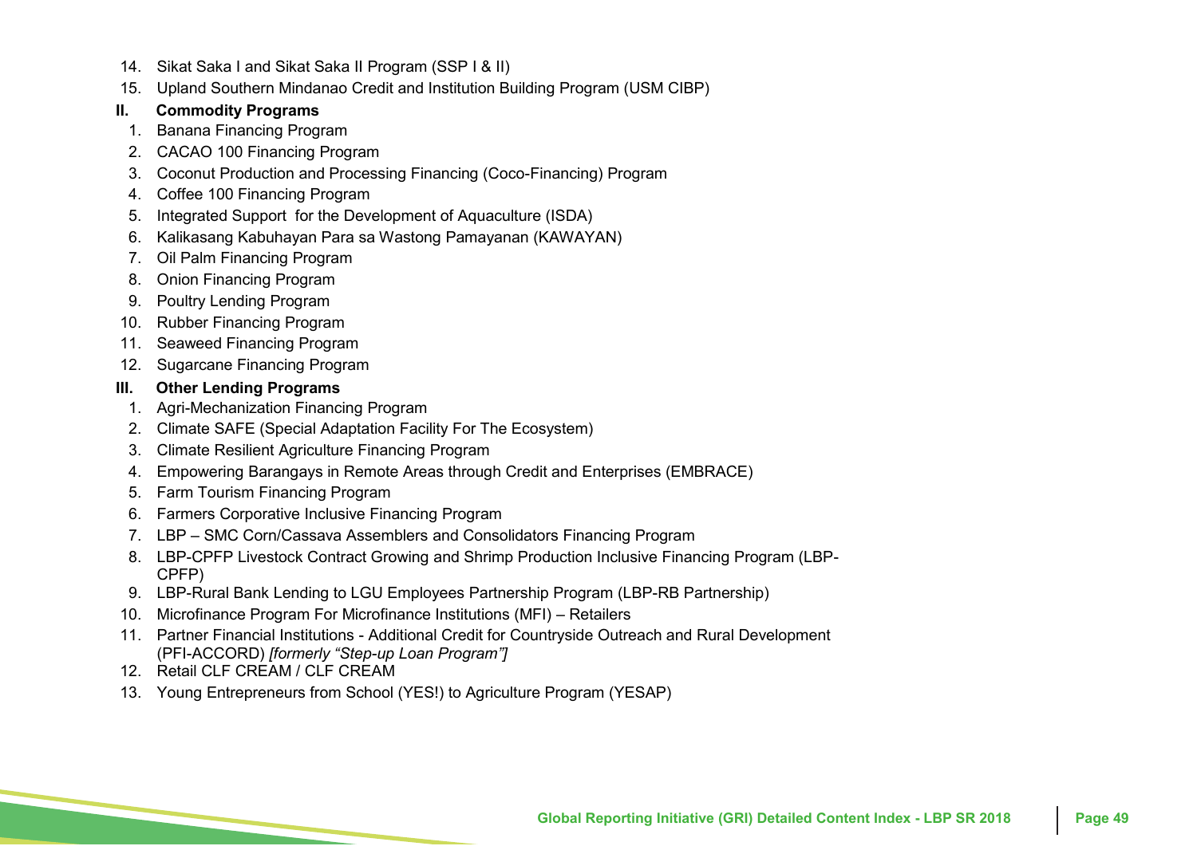14. Sikat Saka I and Sikat Saka II Program (SSP I & II)
15. Upland Southern Mindanao Credit and Institution Building Program (USM CIBP)

**II. Commodity Programs**

1. Banana Financing Program
2. CACAO 100 Financing Program
3. Coconut Production and Processing Financing (Coco-Financing) Program
4. Coffee 100 Financing Program
5. Integrated Support for the Development of Aquaculture (ISDA)
6. Kalikasang Kabuhayan Para sa Wastong Pamayanan (KAWAYAN)
7. Oil Palm Financing Program
8. Onion Financing Program
9. Poultry Lending Program
10. Rubber Financing Program
11. Seaweed Financing Program
12. Sugarcane Financing Program

**III. Other Lending Programs**

1. Agri-Mechanization Financing Program
2. Climate SAFE (Special Adaptation Facility For The Ecosystem)
3. Climate Resilient Agriculture Financing Program
4. Empowering Barangays in Remote Areas through Credit and Enterprises (EMBRACE)
5. Farm Tourism Financing Program
6. Farmers Corporative Inclusive Financing Program
7. LBP – SMC Corn/Cassava Assemblers and Consolidators Financing Program
8. LBP-CPFP Livestock Contract Growing and Shrimp Production Inclusive Financing Program (LBP-CPFP)
9. LBP-Rural Bank Lending to LGU Employees Partnership Program (LBP-RB Partnership)
10. Microfinance Program For Microfinance Institutions (MFI) – Retailers
11. Partner Financial Institutions - Additional Credit for Countryside Outreach and Rural Development (PFI-ACCORD) *[formerly "Step-up Loan Program"]*
12. Retail CLF CREAM / CLF CREAM
13. Young Entrepreneurs from School (YES!) to Agriculture Program (YESAP)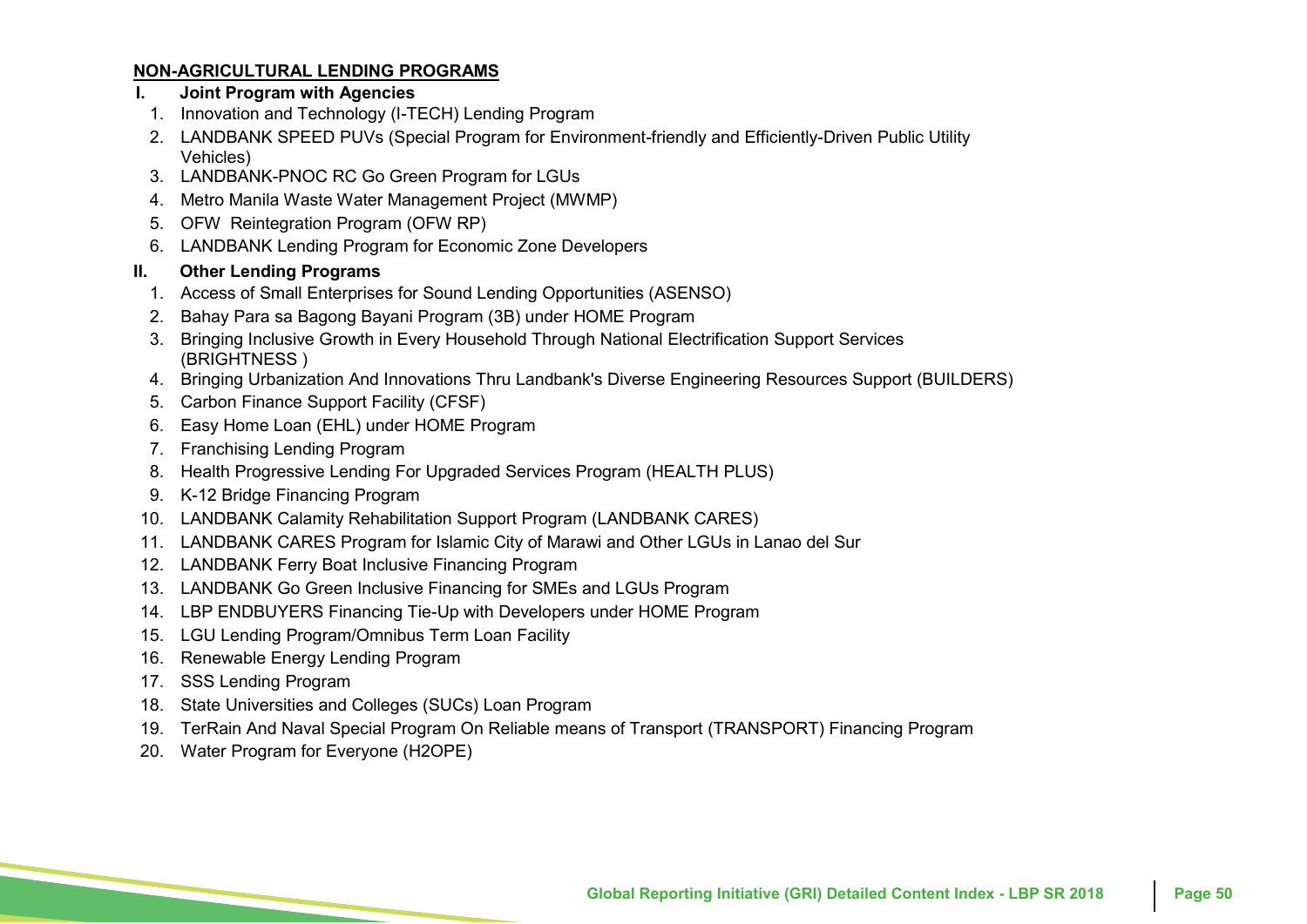**NON-AGRICULTURAL LENDING PROGRAMS**

**I. Joint Program with Agencies**

1. Innovation and Technology (I-TECH) Lending Program
2. LANDBANK SPEED PUVs (Special Program for Environment-friendly and Efficiently-Driven Public Utility Vehicles)
3. LANDBANK-PNOC RC Go Green Program for LGUs
4. Metro Manila Waste Water Management Project (MWMP)
5. OFW Reintegration Program (OFW RP)
6. LANDBANK Lending Program for Economic Zone Developers

**II. Other Lending Programs**

1. Access of Small Enterprises for Sound Lending Opportunities (ASENSO)
2. Bahay Para sa Bagong Bayani Program (3B) under HOME Program
3. Bringing Inclusive Growth in Every Household Through National Electrification Support Services (BRIGHTNESS )
4. Bringing Urbanization And Innovations Thru Landbank's Diverse Engineering Resources Support (BUILDERS)
5. Carbon Finance Support Facility (CFSF)
6. Easy Home Loan (EHL) under HOME Program
7. Franchising Lending Program
8. Health Progressive Lending For Upgraded Services Program (HEALTH PLUS)
9. K-12 Bridge Financing Program
10. LANDBANK Calamity Rehabilitation Support Program (LANDBANK CARES)
11. LANDBANK CARES Program for Islamic City of Marawi and Other LGUs in Lanao del Sur
12. LANDBANK Ferry Boat Inclusive Financing Program
13. LANDBANK Go Green Inclusive Financing for SMEs and LGUs Program
14. LBP ENDBUYERS Financing Tie-Up with Developers under HOME Program
15. LGU Lending Program/Omnibus Term Loan Facility
16. Renewable Energy Lending Program
17. SSS Lending Program
18. State Universities and Colleges (SUCs) Loan Program
19. TerRain And Naval Special Program On Reliable means of Transport (TRANSPORT) Financing Program
20. Water Program for Everyone (H2OPE)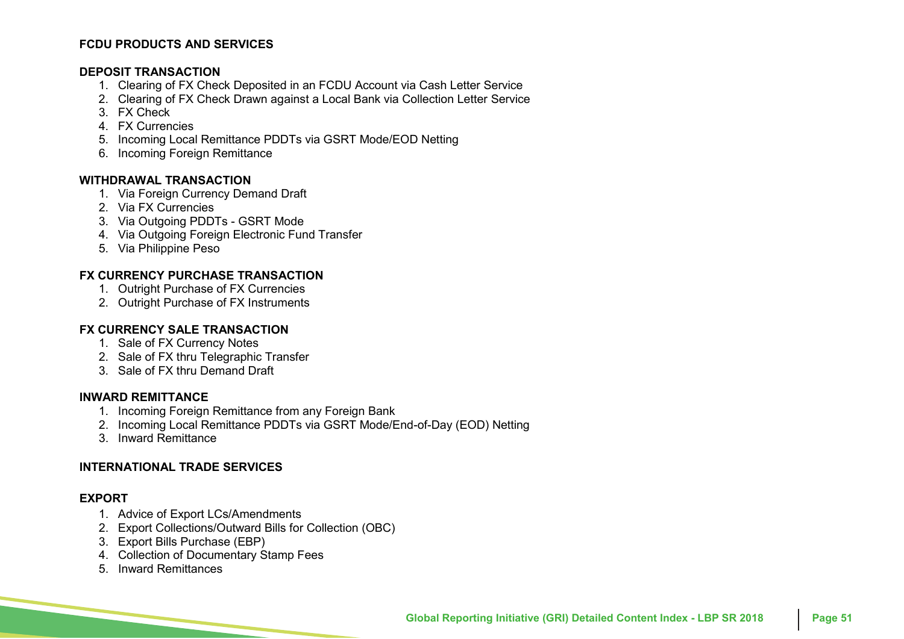**FCDU PRODUCTS AND SERVICES**

**DEPOSIT TRANSACTION**

1. Clearing of FX Check Deposited in an FCDU Account via Cash Letter Service
2. Clearing of FX Check Drawn against a Local Bank via Collection Letter Service
3. FX Check
4. FX Currencies
5. Incoming Local Remittance PDDTs via GSRT Mode/EOD Netting
6. Incoming Foreign Remittance

**WITHDRAWAL TRANSACTION**

1. Via Foreign Currency Demand Draft
2. Via FX Currencies
3. Via Outgoing PDDTs - GSRT Mode
4. Via Outgoing Foreign Electronic Fund Transfer
5. Via Philippine Peso

**FX CURRENCY PURCHASE TRANSACTION**

1. Outright Purchase of FX Currencies
2. Outright Purchase of FX Instruments

**FX CURRENCY SALE TRANSACTION**

1. Sale of FX Currency Notes
2. Sale of FX thru Telegraphic Transfer
3. Sale of FX thru Demand Draft

**INWARD REMITTANCE**

1. Incoming Foreign Remittance from any Foreign Bank
2. Incoming Local Remittance PDDTs via GSRT Mode/End-of-Day (EOD) Netting
3. Inward Remittance

**INTERNATIONAL TRADE SERVICES**

**EXPORT**

1. Advice of Export LCs/Amendments
2. Export Collections/Outward Bills for Collection (OBC)
3. Export Bills Purchase (EBP)
4. Collection of Documentary Stamp Fees
5. Inward Remittances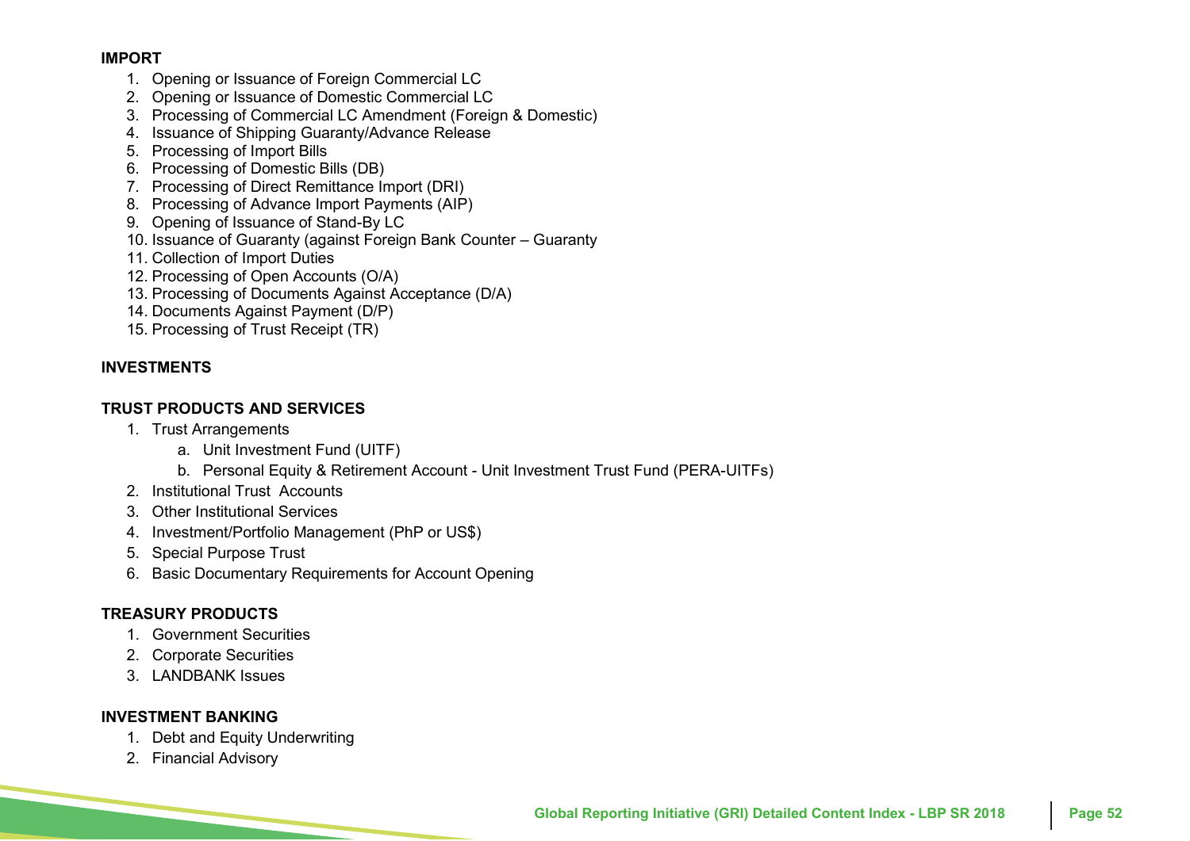**IMPORT**

1. Opening or Issuance of Foreign Commercial LC
2. Opening or Issuance of Domestic Commercial LC
3. Processing of Commercial LC Amendment (Foreign & Domestic)
4. Issuance of Shipping Guaranty/Advance Release
5. Processing of Import Bills
6. Processing of Domestic Bills (DB)
7. Processing of Direct Remittance Import (DRI)
8. Processing of Advance Import Payments (AIP)
9. Opening of Issuance of Stand-By LC
10. Issuance of Guaranty (against Foreign Bank Counter – Guaranty
11. Collection of Import Duties
12. Processing of Open Accounts (O/A)
13. Processing of Documents Against Acceptance (D/A)
14. Documents Against Payment (D/P)
15. Processing of Trust Receipt (TR)

**INVESTMENTS**

**TRUST PRODUCTS AND SERVICES**

1. Trust Arrangements
   a. Unit Investment Fund (UITF)
   b. Personal Equity & Retirement Account - Unit Investment Trust Fund (PERA-UITFs)
2. Institutional Trust Accounts
3. Other Institutional Services
4. Investment/Portfolio Management (PhP or US$)
5. Special Purpose Trust
6. Basic Documentary Requirements for Account Opening

**TREASURY PRODUCTS**

1. Government Securities
2. Corporate Securities
3. LANDBANK Issues

**INVESTMENT BANKING**

1. Debt and Equity Underwriting
2. Financial Advisory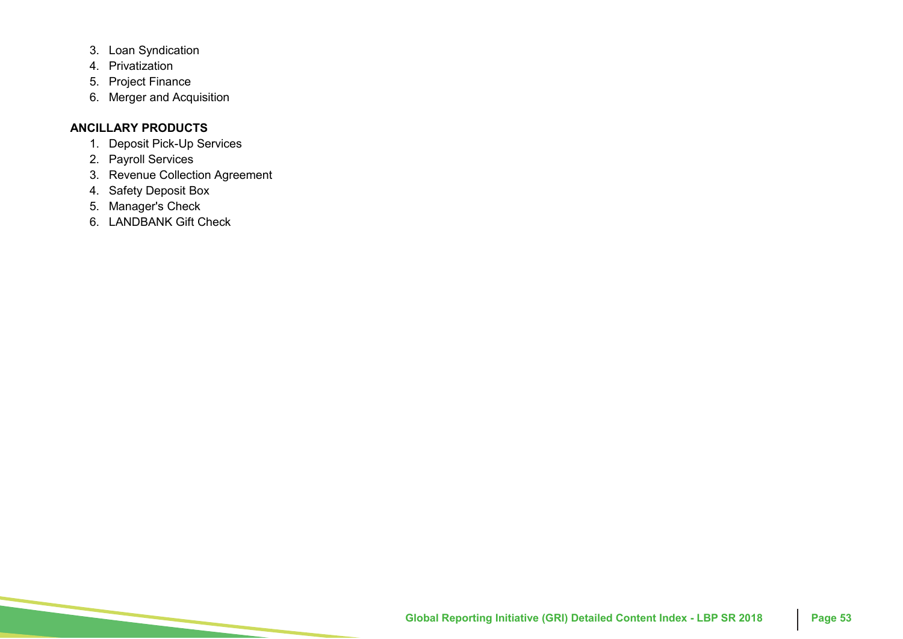3. Loan Syndication
4. Privatization
5. Project Finance
6. Merger and Acquisition

**ANCILLARY PRODUCTS**

1. Deposit Pick-Up Services
2. Payroll Services
3. Revenue Collection Agreement
4. Safety Deposit Box
5. Manager's Check
6. LANDBANK Gift Check